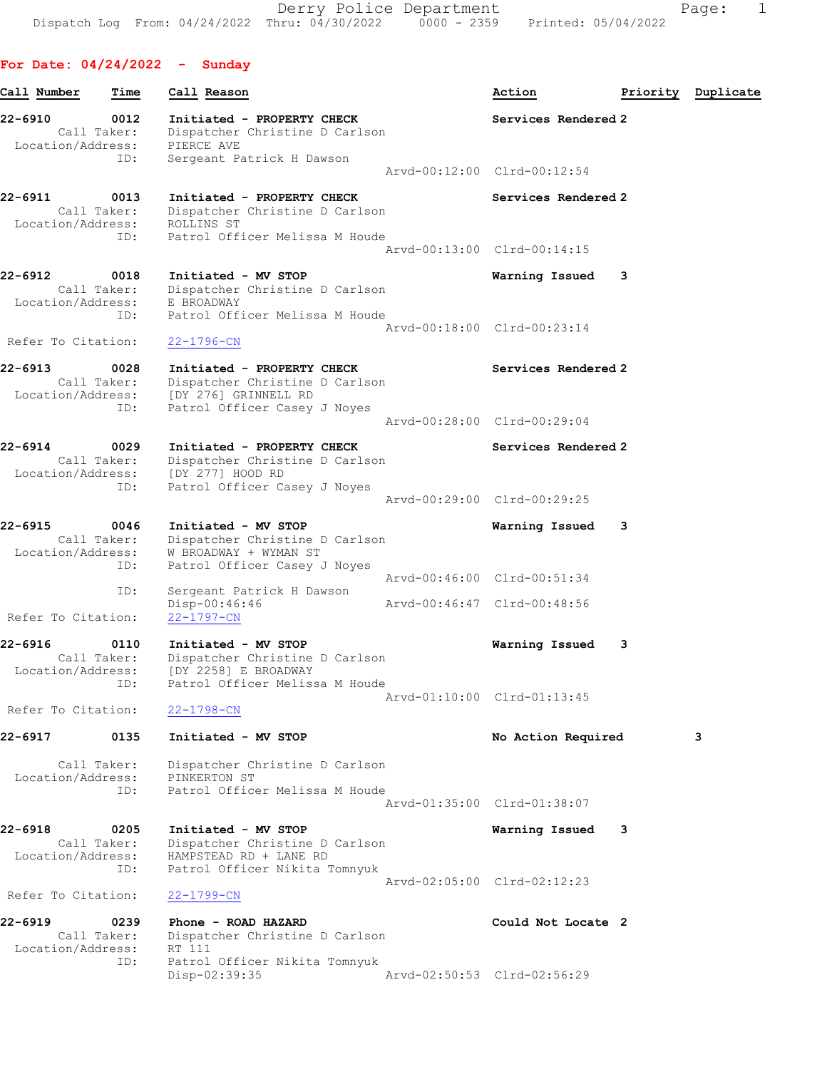Derry Police Department
Dispatch Log From: 04/24/2022 Thru: 04/30/2022 0000 - 2359 Printed: 05/04/2022

## For Date: 04/24/2022 - Sunday

| Call Number | Time | Call Reason | Action | Priority | Duplicate |
|---|---|---|---|---|---|

**22-6910** 0012 **Initiated - PROPERTY CHECK** — **Services Rendered** 2
Call Taker: Dispatcher Christine D Carlson
Location/Address: PIERCE AVE
ID: Sergeant Patrick H Dawson
Arvd-00:12:00 Clrd-00:12:54

**22-6911** 0013 **Initiated - PROPERTY CHECK** — **Services Rendered** 2
Call Taker: Dispatcher Christine D Carlson
Location/Address: ROLLINS ST
ID: Patrol Officer Melissa M Houde
Arvd-00:13:00 Clrd-00:14:15

**22-6912** 0018 **Initiated - MV STOP** — **Warning Issued** 3
Call Taker: Dispatcher Christine D Carlson
Location/Address: E BROADWAY
ID: Patrol Officer Melissa M Houde
Arvd-00:18:00 Clrd-00:23:14
Refer To Citation: 22-1796-CN

**22-6913** 0028 **Initiated - PROPERTY CHECK** — **Services Rendered** 2
Call Taker: Dispatcher Christine D Carlson
Location/Address: [DY 276] GRINNELL RD
ID: Patrol Officer Casey J Noyes
Arvd-00:28:00 Clrd-00:29:04

**22-6914** 0029 **Initiated - PROPERTY CHECK** — **Services Rendered** 2
Call Taker: Dispatcher Christine D Carlson
Location/Address: [DY 277] HOOD RD
ID: Patrol Officer Casey J Noyes
Arvd-00:29:00 Clrd-00:29:25

**22-6915** 0046 **Initiated - MV STOP** — **Warning Issued** 3
Call Taker: Dispatcher Christine D Carlson
Location/Address: W BROADWAY + WYMAN ST
ID: Patrol Officer Casey J Noyes
Arvd-00:46:00 Clrd-00:51:34
ID: Sergeant Patrick H Dawson
Disp-00:46:46 Arvd-00:46:47 Clrd-00:48:56
Refer To Citation: 22-1797-CN

**22-6916** 0110 **Initiated - MV STOP** — **Warning Issued** 3
Call Taker: Dispatcher Christine D Carlson
Location/Address: [DY 2258] E BROADWAY
ID: Patrol Officer Melissa M Houde
Arvd-01:10:00 Clrd-01:13:45
Refer To Citation: 22-1798-CN

**22-6917** 0135 **Initiated - MV STOP** — **No Action Required** 3
Call Taker: Dispatcher Christine D Carlson
Location/Address: PINKERTON ST
ID: Patrol Officer Melissa M Houde
Arvd-01:35:00 Clrd-01:38:07

**22-6918** 0205 **Initiated - MV STOP** — **Warning Issued** 3
Call Taker: Dispatcher Christine D Carlson
Location/Address: HAMPSTEAD RD + LANE RD
ID: Patrol Officer Nikita Tomnyuk
Arvd-02:05:00 Clrd-02:12:23
Refer To Citation: 22-1799-CN

**22-6919** 0239 **Phone - ROAD HAZARD** — **Could Not Locate** 2
Call Taker: Dispatcher Christine D Carlson
Location/Address: RT 111
ID: Patrol Officer Nikita Tomnyuk
Disp-02:39:35 Arvd-02:50:53 Clrd-02:56:29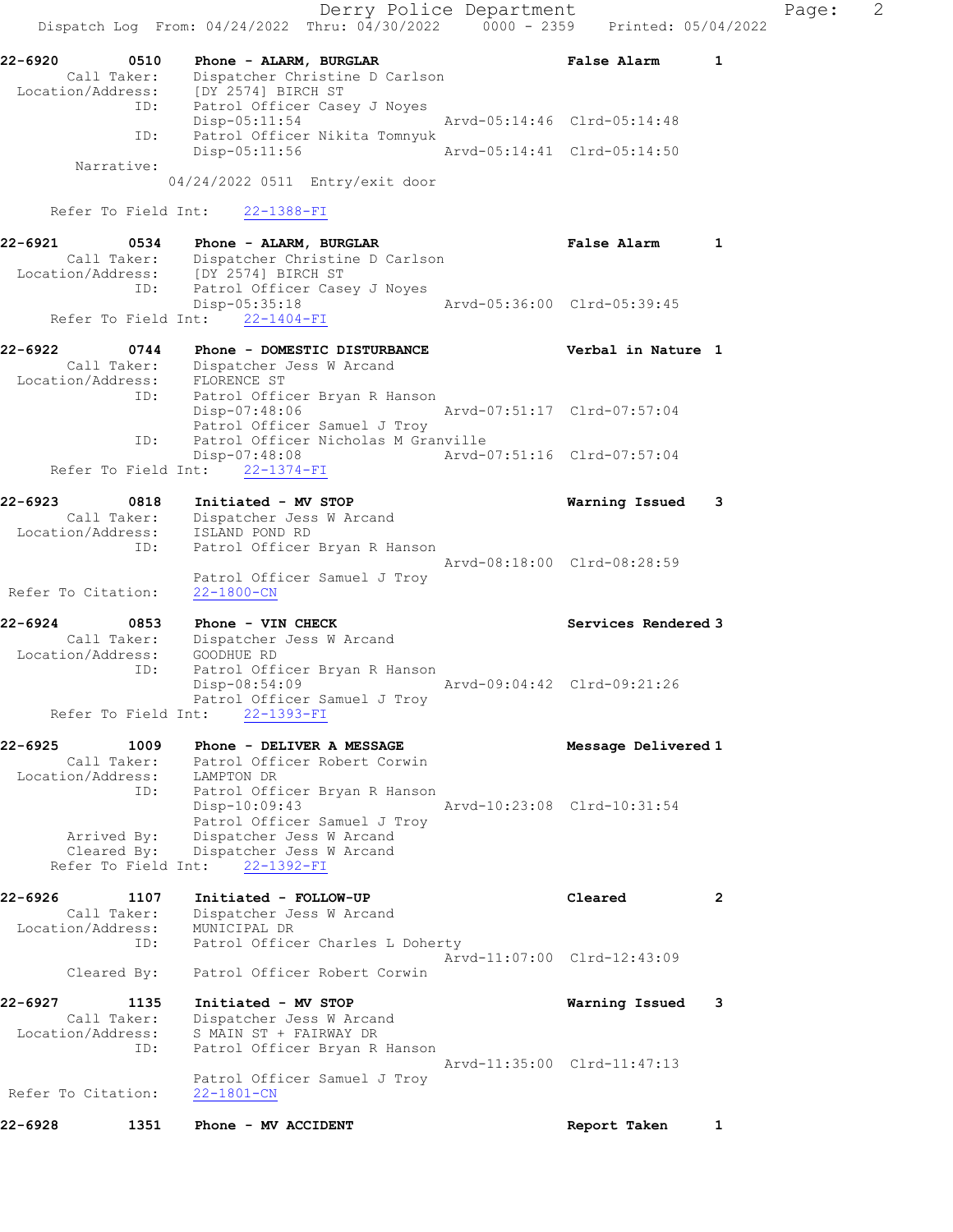```
22-6920        0510     Phone - ALARM, BURGLAR                      False Alarm       1
        Call Taker:     Dispatcher Christine D Carlson
   Location/Address:    [DY 2574] BIRCH ST
                 ID:    Patrol Officer Casey J Noyes
                        Disp-05:11:54                   Arvd-05:14:46  Clrd-05:14:48
                 ID:    Patrol Officer Nikita Tomnyuk
                        Disp-05:11:56                   Arvd-05:14:41  Clrd-05:14:50
          Narrative:
                  04/24/2022 0511  Entry/exit door

      Refer To Field Int:     22-1388-FI

22-6921        0534     Phone - ALARM, BURGLAR                      False Alarm       1
        Call Taker:     Dispatcher Christine D Carlson
   Location/Address:    [DY 2574] BIRCH ST
                 ID:    Patrol Officer Casey J Noyes
                        Disp-05:35:18                   Arvd-05:36:00  Clrd-05:39:45
      Refer To Field Int:     22-1404-FI

22-6922        0744     Phone - DOMESTIC DISTURBANCE                Verbal in Nature  1
        Call Taker:     Dispatcher Jess W Arcand
   Location/Address:    FLORENCE ST
                 ID:    Patrol Officer Bryan R Hanson
                        Disp-07:48:06                   Arvd-07:51:17  Clrd-07:57:04
                        Patrol Officer Samuel J Troy
                 ID:    Patrol Officer Nicholas M Granville
                        Disp-07:48:08                   Arvd-07:51:16  Clrd-07:57:04
      Refer To Field Int:     22-1374-FI

22-6923        0818     Initiated - MV STOP                         Warning Issued    3
        Call Taker:     Dispatcher Jess W Arcand
   Location/Address:    ISLAND POND RD
                 ID:    Patrol Officer Bryan R Hanson
                                                        Arvd-08:18:00  Clrd-08:28:59
                        Patrol Officer Samuel J Troy
 Refer To Citation:     22-1800-CN

22-6924        0853     Phone - VIN CHECK                           Services Rendered 3
        Call Taker:     Dispatcher Jess W Arcand
   Location/Address:    GOODHUE RD
                 ID:    Patrol Officer Bryan R Hanson
                        Disp-08:54:09                   Arvd-09:04:42  Clrd-09:21:26
                        Patrol Officer Samuel J Troy
      Refer To Field Int:     22-1393-FI

22-6925        1009     Phone - DELIVER A MESSAGE                   Message Delivered 1
        Call Taker:     Patrol Officer Robert Corwin
   Location/Address:    LAMPTON DR
                 ID:    Patrol Officer Bryan R Hanson
                        Disp-10:09:43                   Arvd-10:23:08  Clrd-10:31:54
                        Patrol Officer Samuel J Troy
        Arrived By:     Dispatcher Jess W Arcand
        Cleared By:     Dispatcher Jess W Arcand
      Refer To Field Int:     22-1392-FI

22-6926        1107     Initiated - FOLLOW-UP                       Cleared           2
        Call Taker:     Dispatcher Jess W Arcand
   Location/Address:    MUNICIPAL DR
                 ID:    Patrol Officer Charles L Doherty
                                                        Arvd-11:07:00  Clrd-12:43:09
        Cleared By:     Patrol Officer Robert Corwin

22-6927        1135     Initiated - MV STOP                         Warning Issued    3
        Call Taker:     Dispatcher Jess W Arcand
   Location/Address:    S MAIN ST + FAIRWAY DR
                 ID:    Patrol Officer Bryan R Hanson
                                                        Arvd-11:35:00  Clrd-11:47:13
                        Patrol Officer Samuel J Troy
 Refer To Citation:     22-1801-CN

22-6928        1351     Phone - MV ACCIDENT                         Report Taken      1
```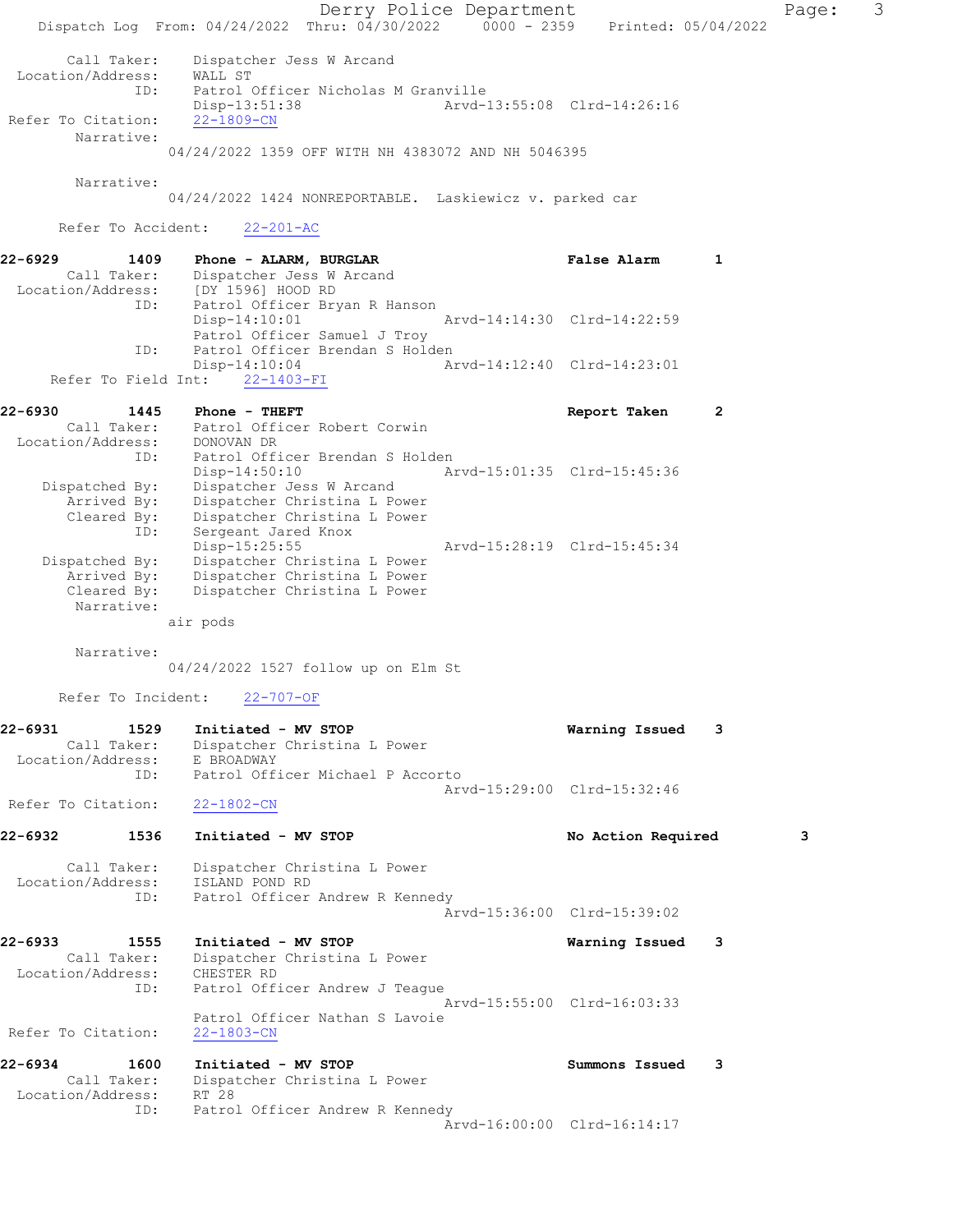```
        Call Taker:     Dispatcher Jess W Arcand
  Location/Address:     WALL ST
                ID:     Patrol Officer Nicholas M Granville
                        Disp-13:51:38                 Arvd-13:55:08  Clrd-14:26:16
 Refer To Citation:     22-1809-CN
         Narrative:
                      04/24/2022 1359 OFF WITH NH 4383072 AND NH 5046395

         Narrative:
                      04/24/2022 1424 NONREPORTABLE.  Laskiewicz v. parked car

       Refer To Accident:    22-201-AC

22-6929        1409    Phone - ALARM, BURGLAR                          False Alarm       1
        Call Taker:     Dispatcher Jess W Arcand
  Location/Address:     [DY 1596] HOOD RD
                ID:     Patrol Officer Bryan R Hanson
                        Disp-14:10:01                 Arvd-14:14:30  Clrd-14:22:59
                        Patrol Officer Samuel J Troy
                ID:     Patrol Officer Brendan S Holden
                        Disp-14:10:04                 Arvd-14:12:40  Clrd-14:23:01
    Refer To Field Int:    22-1403-FI

22-6930        1445    Phone - THEFT                                   Report Taken      2
        Call Taker:     Patrol Officer Robert Corwin
  Location/Address:     DONOVAN DR
                ID:     Patrol Officer Brendan S Holden
                        Disp-14:50:10                 Arvd-15:01:35  Clrd-15:45:36
     Dispatched By:     Dispatcher Jess W Arcand
        Arrived By:     Dispatcher Christina L Power
        Cleared By:     Dispatcher Christina L Power
                ID:     Sergeant Jared Knox
                        Disp-15:25:55                 Arvd-15:28:19  Clrd-15:45:34
     Dispatched By:     Dispatcher Christina L Power
        Arrived By:     Dispatcher Christina L Power
        Cleared By:     Dispatcher Christina L Power
         Narrative:
                      air pods

         Narrative:
                      04/24/2022 1527 follow up on Elm St

       Refer To Incident:    22-707-OF

22-6931        1529    Initiated - MV STOP                             Warning Issued    3
        Call Taker:     Dispatcher Christina L Power
  Location/Address:     E BROADWAY
                ID:     Patrol Officer Michael P Accorto
                                                      Arvd-15:29:00  Clrd-15:32:46
 Refer To Citation:     22-1802-CN

22-6932        1536    Initiated - MV STOP                             No Action Required         3

        Call Taker:     Dispatcher Christina L Power
  Location/Address:     ISLAND POND RD
                ID:     Patrol Officer Andrew R Kennedy
                                                      Arvd-15:36:00  Clrd-15:39:02

22-6933        1555    Initiated - MV STOP                             Warning Issued    3
        Call Taker:     Dispatcher Christina L Power
  Location/Address:     CHESTER RD
                ID:     Patrol Officer Andrew J Teague
                                                      Arvd-15:55:00  Clrd-16:03:33
                        Patrol Officer Nathan S Lavoie
 Refer To Citation:     22-1803-CN

22-6934        1600    Initiated - MV STOP                             Summons Issued    3
        Call Taker:     Dispatcher Christina L Power
  Location/Address:     RT 28
                ID:     Patrol Officer Andrew R Kennedy
                                                      Arvd-16:00:00  Clrd-16:14:17
```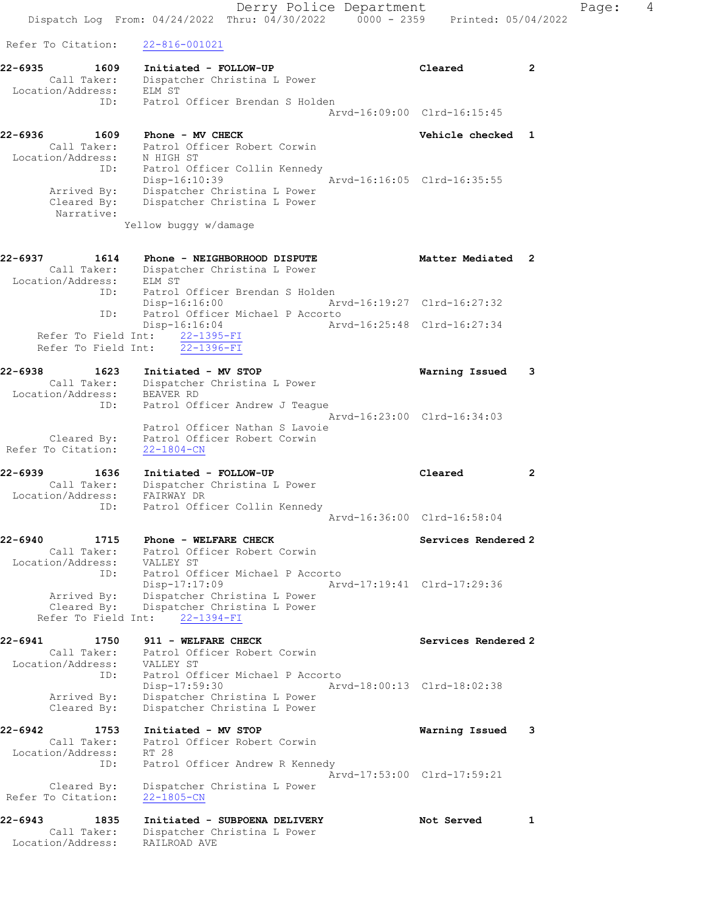Refer To Citation: 22-816-001021

**22-6935 1609 Initiated - FOLLOW-UP** Cleared 2
Call Taker: Dispatcher Christina L Power
Location/Address: ELM ST
ID: Patrol Officer Brendan S Holden
Arvd-16:09:00 Clrd-16:15:45

**22-6936 1609 Phone - MV CHECK** Vehicle checked 1
Call Taker: Patrol Officer Robert Corwin
Location/Address: N HIGH ST
ID: Patrol Officer Collin Kennedy
Disp-16:10:39 Arvd-16:16:05 Clrd-16:35:55
Arrived By: Dispatcher Christina L Power
Cleared By: Dispatcher Christina L Power
Narrative:
Yellow buggy w/damage

**22-6937 1614 Phone - NEIGHBORHOOD DISPUTE** Matter Mediated 2
Call Taker: Dispatcher Christina L Power
Location/Address: ELM ST
ID: Patrol Officer Brendan S Holden
Disp-16:16:00 Arvd-16:19:27 Clrd-16:27:32
ID: Patrol Officer Michael P Accorto
Disp-16:16:04 Arvd-16:25:48 Clrd-16:27:34
Refer To Field Int: 22-1395-FI
Refer To Field Int: 22-1396-FI

**22-6938 1623 Initiated - MV STOP** Warning Issued 3
Call Taker: Dispatcher Christina L Power
Location/Address: BEAVER RD
ID: Patrol Officer Andrew J Teague
Arvd-16:23:00 Clrd-16:34:03
Patrol Officer Nathan S Lavoie
Cleared By: Patrol Officer Robert Corwin
Refer To Citation: 22-1804-CN

**22-6939 1636 Initiated - FOLLOW-UP** Cleared 2
Call Taker: Dispatcher Christina L Power
Location/Address: FAIRWAY DR
ID: Patrol Officer Collin Kennedy
Arvd-16:36:00 Clrd-16:58:04

**22-6940 1715 Phone - WELFARE CHECK** Services Rendered 2
Call Taker: Patrol Officer Robert Corwin
Location/Address: VALLEY ST
ID: Patrol Officer Michael P Accorto
Disp-17:17:09 Arvd-17:19:41 Clrd-17:29:36
Arrived By: Dispatcher Christina L Power
Cleared By: Dispatcher Christina L Power
Refer To Field Int: 22-1394-FI

**22-6941 1750 911 - WELFARE CHECK** Services Rendered 2
Call Taker: Patrol Officer Robert Corwin
Location/Address: VALLEY ST
ID: Patrol Officer Michael P Accorto
Disp-17:59:30 Arvd-18:00:13 Clrd-18:02:38
Arrived By: Dispatcher Christina L Power
Cleared By: Dispatcher Christina L Power

**22-6942 1753 Initiated - MV STOP** Warning Issued 3
Call Taker: Patrol Officer Robert Corwin
Location/Address: RT 28
ID: Patrol Officer Andrew R Kennedy
Arvd-17:53:00 Clrd-17:59:21
Cleared By: Dispatcher Christina L Power
Refer To Citation: 22-1805-CN

**22-6943 1835 Initiated - SUBPOENA DELIVERY** Not Served 1
Call Taker: Dispatcher Christina L Power
Location/Address: RAILROAD AVE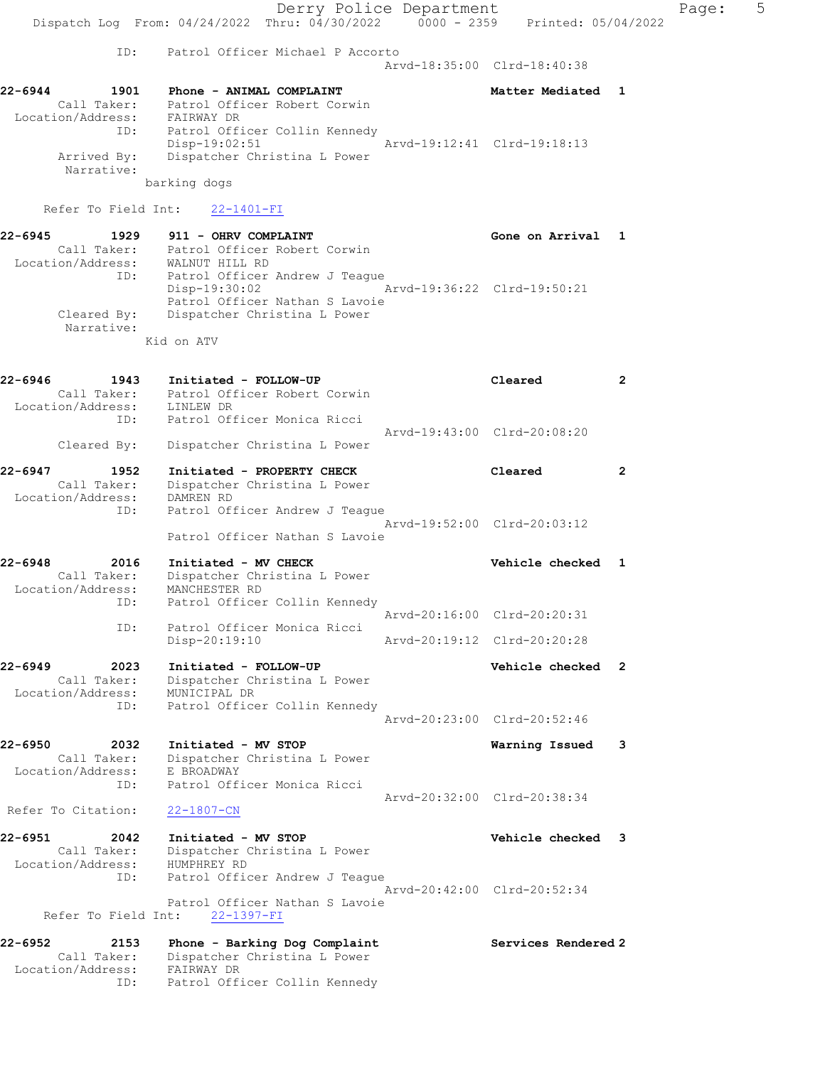```
            ID:    Patrol Officer Michael P Accorto
                                              Arvd-18:35:00  Clrd-18:40:38

22-6944        1901    Phone - ANIMAL COMPLAINT                 Matter Mediated  1
        Call Taker:    Patrol Officer Robert Corwin
  Location/Address:    FAIRWAY DR
                ID:    Patrol Officer Collin Kennedy
                       Disp-19:02:51          Arvd-19:12:41  Clrd-19:18:13
       Arrived By:     Dispatcher Christina L Power
        Narrative:
                     barking dogs

     Refer To Field Int:     22-1401-FI

22-6945        1929    911 - OHRV COMPLAINT                     Gone on Arrival  1
        Call Taker:    Patrol Officer Robert Corwin
  Location/Address:    WALNUT HILL RD
                ID:    Patrol Officer Andrew J Teague
                       Disp-19:30:02          Arvd-19:36:22  Clrd-19:50:21
                       Patrol Officer Nathan S Lavoie
       Cleared By:     Dispatcher Christina L Power
        Narrative:
                     Kid on ATV

22-6946        1943    Initiated - FOLLOW-UP                    Cleared          2
        Call Taker:    Patrol Officer Robert Corwin
  Location/Address:    LINLEW DR
                ID:    Patrol Officer Monica Ricci
                                              Arvd-19:43:00  Clrd-20:08:20
       Cleared By:     Dispatcher Christina L Power

22-6947        1952    Initiated - PROPERTY CHECK               Cleared          2
        Call Taker:    Dispatcher Christina L Power
  Location/Address:    DAMREN RD
                ID:    Patrol Officer Andrew J Teague
                                              Arvd-19:52:00  Clrd-20:03:12
                       Patrol Officer Nathan S Lavoie

22-6948        2016    Initiated - MV CHECK                     Vehicle checked  1
        Call Taker:    Dispatcher Christina L Power
  Location/Address:    MANCHESTER RD
                ID:    Patrol Officer Collin Kennedy
                                              Arvd-20:16:00  Clrd-20:20:31
                ID:    Patrol Officer Monica Ricci
                       Disp-20:19:10          Arvd-20:19:12  Clrd-20:20:28

22-6949        2023    Initiated - FOLLOW-UP                    Vehicle checked  2
        Call Taker:    Dispatcher Christina L Power
  Location/Address:    MUNICIPAL DR
                ID:    Patrol Officer Collin Kennedy
                                              Arvd-20:23:00  Clrd-20:52:46

22-6950        2032    Initiated - MV STOP                      Warning Issued   3
        Call Taker:    Dispatcher Christina L Power
  Location/Address:    E BROADWAY
                ID:    Patrol Officer Monica Ricci
                                              Arvd-20:32:00  Clrd-20:38:34
 Refer To Citation:    22-1807-CN

22-6951        2042    Initiated - MV STOP                      Vehicle checked  3
        Call Taker:    Dispatcher Christina L Power
  Location/Address:    HUMPHREY RD
                ID:    Patrol Officer Andrew J Teague
                                              Arvd-20:42:00  Clrd-20:52:34
                       Patrol Officer Nathan S Lavoie
     Refer To Field Int:     22-1397-FI

22-6952        2153    Phone - Barking Dog Complaint            Services Rendered 2
        Call Taker:    Dispatcher Christina L Power
  Location/Address:    FAIRWAY DR
                ID:    Patrol Officer Collin Kennedy
```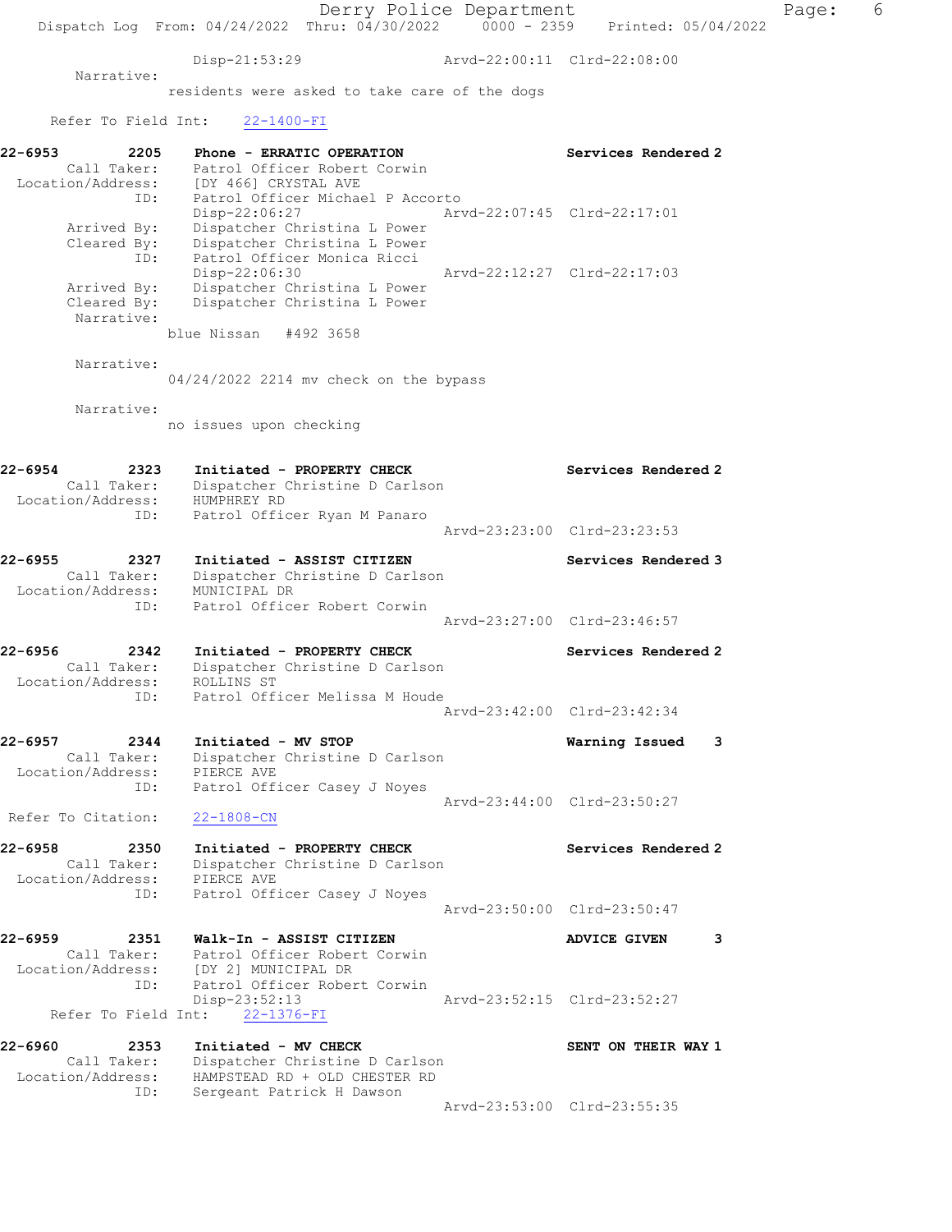Disp-21:53:29 Arvd-22:00:11 Clrd-22:08:00

Narrative:
residents were asked to take care of the dogs

Refer To Field Int: 22-1400-FI

**22-6953 2205 Phone - ERRATIC OPERATION** Services Rendered 2
Call Taker: Patrol Officer Robert Corwin
Location/Address: [DY 466] CRYSTAL AVE
ID: Patrol Officer Michael P Accorto
Disp-22:06:27 Arvd-22:07:45 Clrd-22:17:01
Arrived By: Dispatcher Christina L Power
Cleared By: Dispatcher Christina L Power
ID: Patrol Officer Monica Ricci
Disp-22:06:30 Arvd-22:12:27 Clrd-22:17:03
Arrived By: Dispatcher Christina L Power
Cleared By: Dispatcher Christina L Power
Narrative:
blue Nissan #492 3658

Narrative:
04/24/2022 2214 mv check on the bypass

Narrative:
no issues upon checking

**22-6954 2323 Initiated - PROPERTY CHECK** Services Rendered 2
Call Taker: Dispatcher Christine D Carlson
Location/Address: HUMPHREY RD
ID: Patrol Officer Ryan M Panaro
Arvd-23:23:00 Clrd-23:23:53

**22-6955 2327 Initiated - ASSIST CITIZEN** Services Rendered 3
Call Taker: Dispatcher Christine D Carlson
Location/Address: MUNICIPAL DR
ID: Patrol Officer Robert Corwin
Arvd-23:27:00 Clrd-23:46:57

**22-6956 2342 Initiated - PROPERTY CHECK** Services Rendered 2
Call Taker: Dispatcher Christine D Carlson
Location/Address: ROLLINS ST
ID: Patrol Officer Melissa M Houde
Arvd-23:42:00 Clrd-23:42:34

**22-6957 2344 Initiated - MV STOP** Warning Issued 3
Call Taker: Dispatcher Christine D Carlson
Location/Address: PIERCE AVE
ID: Patrol Officer Casey J Noyes
Arvd-23:44:00 Clrd-23:50:27
Refer To Citation: 22-1808-CN

**22-6958 2350 Initiated - PROPERTY CHECK** Services Rendered 2
Call Taker: Dispatcher Christine D Carlson
Location/Address: PIERCE AVE
ID: Patrol Officer Casey J Noyes
Arvd-23:50:00 Clrd-23:50:47

**22-6959 2351 Walk-In - ASSIST CITIZEN** ADVICE GIVEN 3
Call Taker: Patrol Officer Robert Corwin
Location/Address: [DY 2] MUNICIPAL DR
ID: Patrol Officer Robert Corwin
Disp-23:52:13 Arvd-23:52:15 Clrd-23:52:27
Refer To Field Int: 22-1376-FI

**22-6960 2353 Initiated - MV CHECK** SENT ON THEIR WAY 1
Call Taker: Dispatcher Christine D Carlson
Location/Address: HAMPSTEAD RD + OLD CHESTER RD
ID: Sergeant Patrick H Dawson
Arvd-23:53:00 Clrd-23:55:35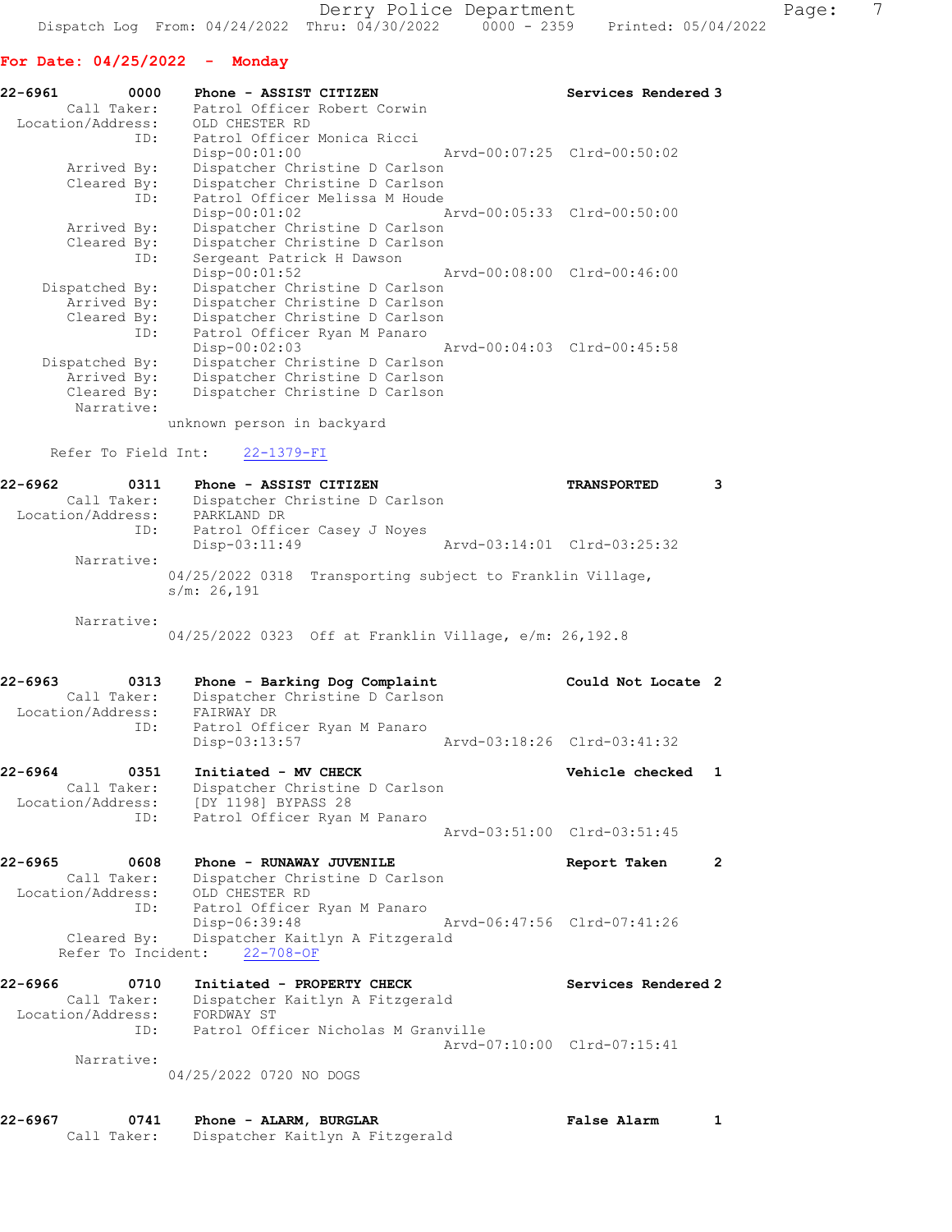Derry Police Department
Dispatch Log From: 04/24/2022 Thru: 04/30/2022 0000 - 2359 Printed: 05/04/2022

**For Date: 04/25/2022 - Monday**

```
22-6961        0000    Phone - ASSIST CITIZEN                       Services Rendered 3
       Call Taker:     Patrol Officer Robert Corwin
  Location/Address:    OLD CHESTER RD
                ID:    Patrol Officer Monica Ricci
                       Disp-00:01:00                Arvd-00:07:25  Clrd-00:50:02
       Arrived By:     Dispatcher Christine D Carlson
       Cleared By:     Dispatcher Christine D Carlson
                ID:    Patrol Officer Melissa M Houde
                       Disp-00:01:02                Arvd-00:05:33  Clrd-00:50:00
       Arrived By:     Dispatcher Christine D Carlson
       Cleared By:     Dispatcher Christine D Carlson
                ID:    Sergeant Patrick H Dawson
                       Disp-00:01:52                Arvd-00:08:00  Clrd-00:46:00
    Dispatched By:     Dispatcher Christine D Carlson
       Arrived By:     Dispatcher Christine D Carlson
       Cleared By:     Dispatcher Christine D Carlson
                ID:    Patrol Officer Ryan M Panaro
                       Disp-00:02:03                Arvd-00:04:03  Clrd-00:45:58
    Dispatched By:     Dispatcher Christine D Carlson
       Arrived By:     Dispatcher Christine D Carlson
       Cleared By:     Dispatcher Christine D Carlson
        Narrative:
                     unknown person in backyard

     Refer To Field Int:    22-1379-FI

22-6962        0311    Phone - ASSIST CITIZEN                       TRANSPORTED       3
       Call Taker:     Dispatcher Christine D Carlson
  Location/Address:    PARKLAND DR
                ID:    Patrol Officer Casey J Noyes
                       Disp-03:11:49                Arvd-03:14:01  Clrd-03:25:32
        Narrative:
                     04/25/2022 0318  Transporting subject to Franklin Village,
                     s/m: 26,191

        Narrative:
                     04/25/2022 0323  Off at Franklin Village, e/m: 26,192.8

22-6963        0313    Phone - Barking Dog Complaint                Could Not Locate  2
       Call Taker:     Dispatcher Christine D Carlson
  Location/Address:    FAIRWAY DR
                ID:    Patrol Officer Ryan M Panaro
                       Disp-03:13:57                Arvd-03:18:26  Clrd-03:41:32

22-6964        0351    Initiated - MV CHECK                         Vehicle checked   1
       Call Taker:     Dispatcher Christine D Carlson
  Location/Address:    [DY 1198] BYPASS 28
                ID:    Patrol Officer Ryan M Panaro
                                                    Arvd-03:51:00  Clrd-03:51:45

22-6965        0608    Phone - RUNAWAY JUVENILE                     Report Taken      2
       Call Taker:     Dispatcher Christine D Carlson
  Location/Address:    OLD CHESTER RD
                ID:    Patrol Officer Ryan M Panaro
                       Disp-06:39:48                Arvd-06:47:56  Clrd-07:41:26
       Cleared By:     Dispatcher Kaitlyn A Fitzgerald
    Refer To Incident:    22-708-OF

22-6966        0710    Initiated - PROPERTY CHECK                   Services Rendered 2
       Call Taker:     Dispatcher Kaitlyn A Fitzgerald
  Location/Address:    FORDWAY ST
                ID:    Patrol Officer Nicholas M Granville
                                                    Arvd-07:10:00  Clrd-07:15:41
        Narrative:
                     04/25/2022 0720 NO DOGS

22-6967        0741    Phone - ALARM, BURGLAR                       False Alarm       1
       Call Taker:     Dispatcher Kaitlyn A Fitzgerald
```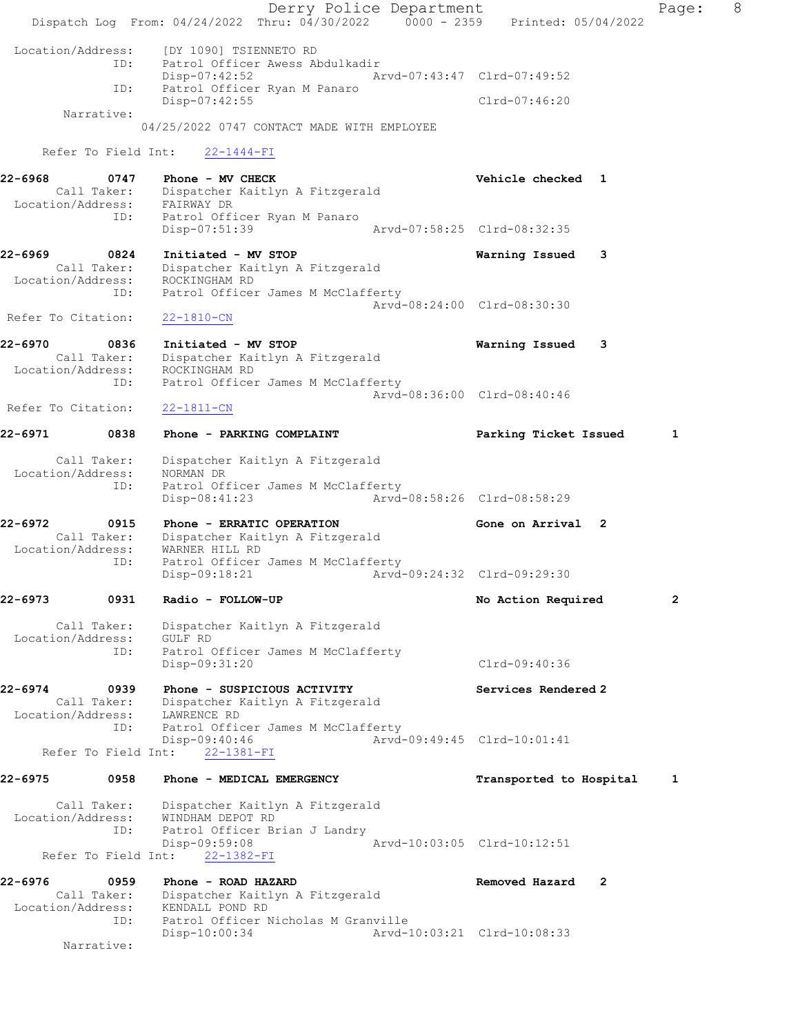```
Location/Address:    [DY 1090] TSIENNETO RD
              ID:    Patrol Officer Awess Abdulkadir
                     Disp-07:42:52              Arvd-07:43:47  Clrd-07:49:52
              ID:    Patrol Officer Ryan M Panaro
                     Disp-07:42:55                             Clrd-07:46:20
       Narrative:
                    04/25/2022 0747 CONTACT MADE WITH EMPLOYEE

     Refer To Field Int:    22-1444-FI

22-6968        0747    Phone - MV CHECK                        Vehicle checked  1
        Call Taker:    Dispatcher Kaitlyn A Fitzgerald
  Location/Address:    FAIRWAY DR
                ID:    Patrol Officer Ryan M Panaro
                       Disp-07:51:39              Arvd-07:58:25  Clrd-08:32:35

22-6969        0824    Initiated - MV STOP                     Warning Issued    3
        Call Taker:    Dispatcher Kaitlyn A Fitzgerald
  Location/Address:    ROCKINGHAM RD
                ID:    Patrol Officer James M McClafferty
                                                  Arvd-08:24:00  Clrd-08:30:30
 Refer To Citation:    22-1810-CN

22-6970        0836    Initiated - MV STOP                     Warning Issued    3
        Call Taker:    Dispatcher Kaitlyn A Fitzgerald
  Location/Address:    ROCKINGHAM RD
                ID:    Patrol Officer James M McClafferty
                                                  Arvd-08:36:00  Clrd-08:40:46
 Refer To Citation:    22-1811-CN

22-6971        0838    Phone - PARKING COMPLAINT               Parking Ticket Issued       1

        Call Taker:    Dispatcher Kaitlyn A Fitzgerald
  Location/Address:    NORMAN DR
                ID:    Patrol Officer James M McClafferty
                       Disp-08:41:23              Arvd-08:58:26  Clrd-08:58:29

22-6972        0915    Phone - ERRATIC OPERATION               Gone on Arrival  2
        Call Taker:    Dispatcher Kaitlyn A Fitzgerald
  Location/Address:    WARNER HILL RD
                ID:    Patrol Officer James M McClafferty
                       Disp-09:18:21              Arvd-09:24:32  Clrd-09:29:30

22-6973        0931    Radio - FOLLOW-UP                       No Action Required          2

        Call Taker:    Dispatcher Kaitlyn A Fitzgerald
  Location/Address:    GULF RD
                ID:    Patrol Officer James M McClafferty
                       Disp-09:31:20                             Clrd-09:40:36

22-6974        0939    Phone - SUSPICIOUS ACTIVITY             Services Rendered 2
        Call Taker:    Dispatcher Kaitlyn A Fitzgerald
  Location/Address:    LAWRENCE RD
                ID:    Patrol Officer James M McClafferty
                       Disp-09:40:46              Arvd-09:49:45  Clrd-10:01:41
     Refer To Field Int:    22-1381-FI

22-6975        0958    Phone - MEDICAL EMERGENCY               Transported to Hospital     1

        Call Taker:    Dispatcher Kaitlyn A Fitzgerald
  Location/Address:    WINDHAM DEPOT RD
                ID:    Patrol Officer Brian J Landry
                       Disp-09:59:08              Arvd-10:03:05  Clrd-10:12:51
     Refer To Field Int:    22-1382-FI

22-6976        0959    Phone - ROAD HAZARD                     Removed Hazard    2
        Call Taker:    Dispatcher Kaitlyn A Fitzgerald
  Location/Address:    KENDALL POND RD
                ID:    Patrol Officer Nicholas M Granville
                       Disp-10:00:34              Arvd-10:03:21  Clrd-10:08:33
         Narrative:
```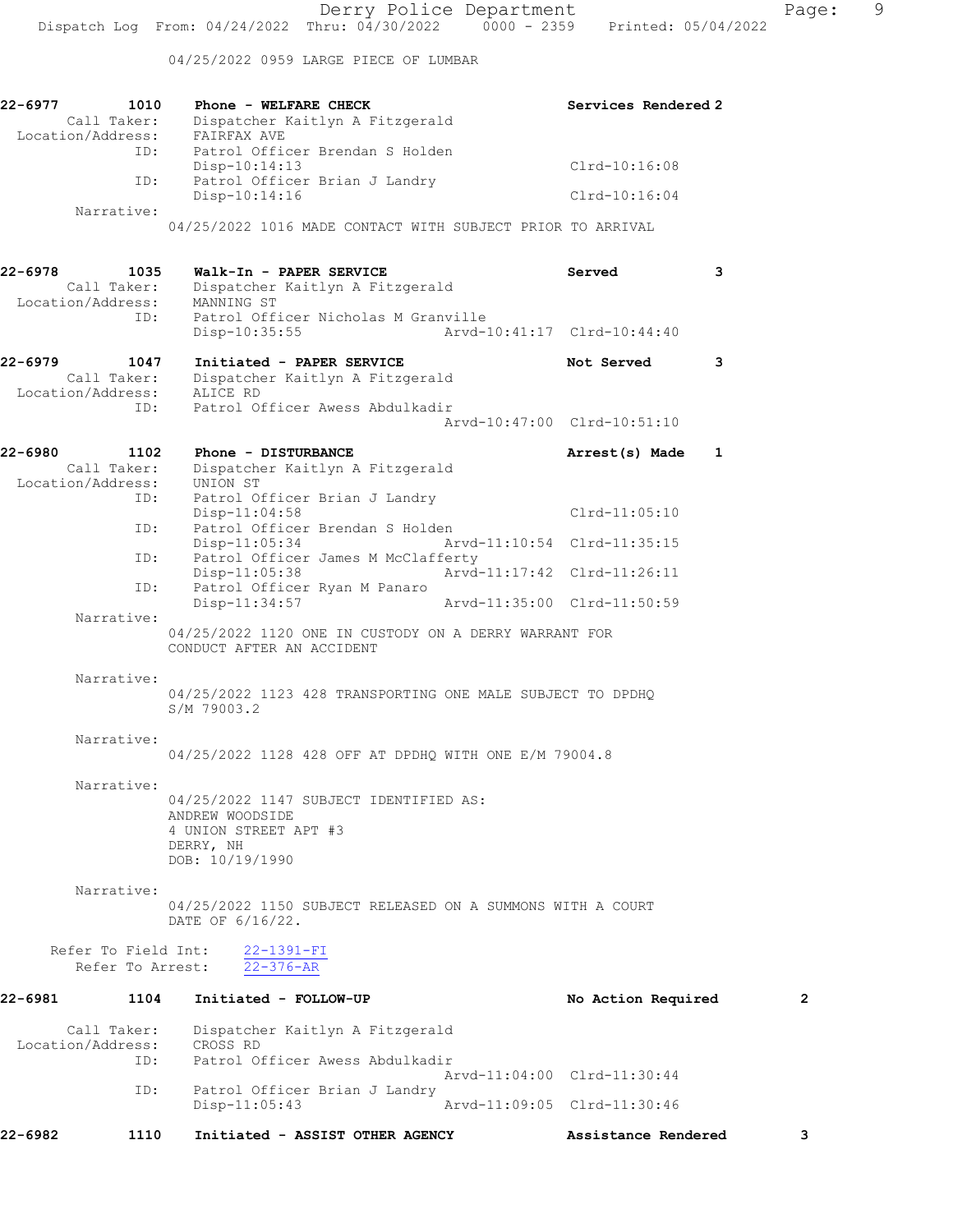04/25/2022 0959 LARGE PIECE OF LUMBAR

```
22-6977        1010    Phone - WELFARE CHECK                              Services Rendered 2
      Call Taker:      Dispatcher Kaitlyn A Fitzgerald
 Location/Address:     FAIRFAX AVE
              ID:      Patrol Officer Brendan S Holden
                       Disp-10:14:13                                      Clrd-10:16:08
              ID:      Patrol Officer Brian J Landry
                       Disp-10:14:16                                      Clrd-10:16:04
       Narrative:
                       04/25/2022 1016 MADE CONTACT WITH SUBJECT PRIOR TO ARRIVAL

22-6978        1035    Walk-In - PAPER SERVICE                            Served           3
      Call Taker:      Dispatcher Kaitlyn A Fitzgerald
 Location/Address:     MANNING ST
              ID:      Patrol Officer Nicholas M Granville
                       Disp-10:35:55                 Arvd-10:41:17  Clrd-10:44:40

22-6979        1047    Initiated - PAPER SERVICE                          Not Served       3
      Call Taker:      Dispatcher Kaitlyn A Fitzgerald
 Location/Address:     ALICE RD
              ID:      Patrol Officer Awess Abdulkadir
                                                     Arvd-10:47:00  Clrd-10:51:10

22-6980        1102    Phone - DISTURBANCE                                Arrest(s) Made   1
      Call Taker:      Dispatcher Kaitlyn A Fitzgerald
 Location/Address:     UNION ST
              ID:      Patrol Officer Brian J Landry
                       Disp-11:04:58                                      Clrd-11:05:10
              ID:      Patrol Officer Brendan S Holden
                       Disp-11:05:34                 Arvd-11:10:54  Clrd-11:35:15
              ID:      Patrol Officer James M McClafferty
                       Disp-11:05:38                 Arvd-11:17:42  Clrd-11:26:11
              ID:      Patrol Officer Ryan M Panaro
                       Disp-11:34:57                 Arvd-11:35:00  Clrd-11:50:59
       Narrative:
                       04/25/2022 1120 ONE IN CUSTODY ON A DERRY WARRANT FOR
                       CONDUCT AFTER AN ACCIDENT

       Narrative:
                       04/25/2022 1123 428 TRANSPORTING ONE MALE SUBJECT TO DPDHQ
                       S/M 79003.2

       Narrative:
                       04/25/2022 1128 428 OFF AT DPDHQ WITH ONE E/M 79004.8

       Narrative:
                       04/25/2022 1147 SUBJECT IDENTIFIED AS:
                       ANDREW WOODSIDE
                       4 UNION STREET APT #3
                       DERRY, NH
                       DOB: 10/19/1990

       Narrative:
                       04/25/2022 1150 SUBJECT RELEASED ON A SUMMONS WITH A COURT
                       DATE OF 6/16/22.

    Refer To Field Int:    22-1391-FI
      Refer To Arrest:     22-376-AR

22-6981        1104    Initiated - FOLLOW-UP                              No Action Required       2

      Call Taker:      Dispatcher Kaitlyn A Fitzgerald
 Location/Address:     CROSS RD
              ID:      Patrol Officer Awess Abdulkadir
                                                     Arvd-11:04:00  Clrd-11:30:44
              ID:      Patrol Officer Brian J Landry
                       Disp-11:05:43                 Arvd-11:09:05  Clrd-11:30:46

22-6982        1110    Initiated - ASSIST OTHER AGENCY                    Assistance Rendered      3
```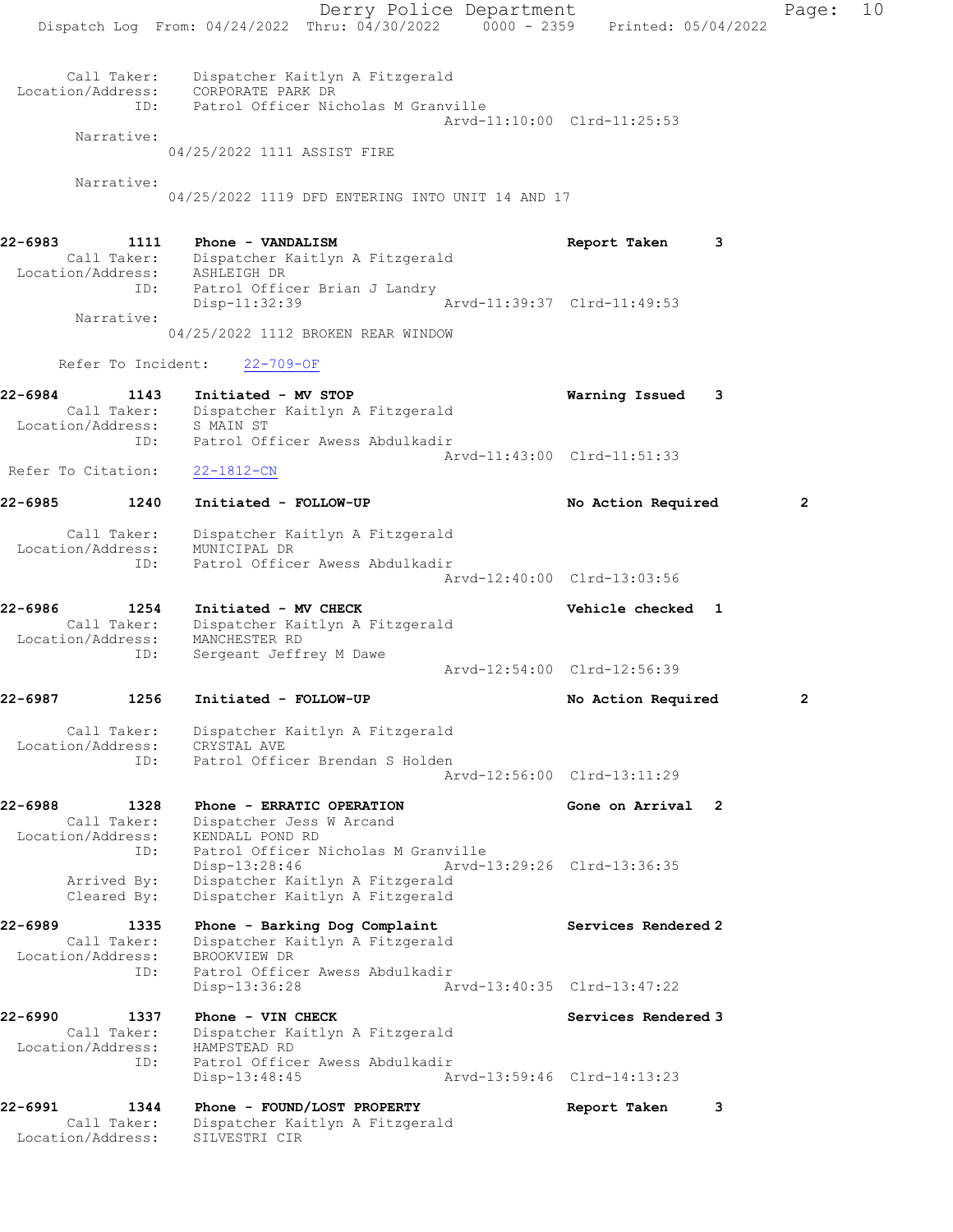Call Taker: Dispatcher Kaitlyn A Fitzgerald
Location/Address: CORPORATE PARK DR
ID: Patrol Officer Nicholas M Granville
Arvd-11:10:00 Clrd-11:25:53
Narrative:
04/25/2022 1111 ASSIST FIRE

Narrative:
04/25/2022 1119 DFD ENTERING INTO UNIT 14 AND 17

**22-6983 1111 Phone - VANDALISM** Report Taken 3
Call Taker: Dispatcher Kaitlyn A Fitzgerald
Location/Address: ASHLEIGH DR
ID: Patrol Officer Brian J Landry
Disp-11:32:39 Arvd-11:39:37 Clrd-11:49:53
Narrative:
04/25/2022 1112 BROKEN REAR WINDOW

Refer To Incident: 22-709-OF

**22-6984 1143 Initiated - MV STOP** Warning Issued 3
Call Taker: Dispatcher Kaitlyn A Fitzgerald
Location/Address: S MAIN ST
ID: Patrol Officer Awess Abdulkadir
Arvd-11:43:00 Clrd-11:51:33
Refer To Citation: 22-1812-CN

**22-6985 1240 Initiated - FOLLOW-UP** No Action Required 2
Call Taker: Dispatcher Kaitlyn A Fitzgerald
Location/Address: MUNICIPAL DR
ID: Patrol Officer Awess Abdulkadir
Arvd-12:40:00 Clrd-13:03:56

**22-6986 1254 Initiated - MV CHECK** Vehicle checked 1
Call Taker: Dispatcher Kaitlyn A Fitzgerald
Location/Address: MANCHESTER RD
ID: Sergeant Jeffrey M Dawe
Arvd-12:54:00 Clrd-12:56:39

**22-6987 1256 Initiated - FOLLOW-UP** No Action Required 2
Call Taker: Dispatcher Kaitlyn A Fitzgerald
Location/Address: CRYSTAL AVE
ID: Patrol Officer Brendan S Holden
Arvd-12:56:00 Clrd-13:11:29

**22-6988 1328 Phone - ERRATIC OPERATION** Gone on Arrival 2
Call Taker: Dispatcher Jess W Arcand
Location/Address: KENDALL POND RD
ID: Patrol Officer Nicholas M Granville
Disp-13:28:46 Arvd-13:29:26 Clrd-13:36:35
Arrived By: Dispatcher Kaitlyn A Fitzgerald
Cleared By: Dispatcher Kaitlyn A Fitzgerald

**22-6989 1335 Phone - Barking Dog Complaint** Services Rendered 2
Call Taker: Dispatcher Kaitlyn A Fitzgerald
Location/Address: BROOKVIEW DR
ID: Patrol Officer Awess Abdulkadir
Disp-13:36:28 Arvd-13:40:35 Clrd-13:47:22

**22-6990 1337 Phone - VIN CHECK** Services Rendered 3
Call Taker: Dispatcher Kaitlyn A Fitzgerald
Location/Address: HAMPSTEAD RD
ID: Patrol Officer Awess Abdulkadir
Disp-13:48:45 Arvd-13:59:46 Clrd-14:13:23

**22-6991 1344 Phone - FOUND/LOST PROPERTY** Report Taken 3
Call Taker: Dispatcher Kaitlyn A Fitzgerald
Location/Address: SILVESTRI CIR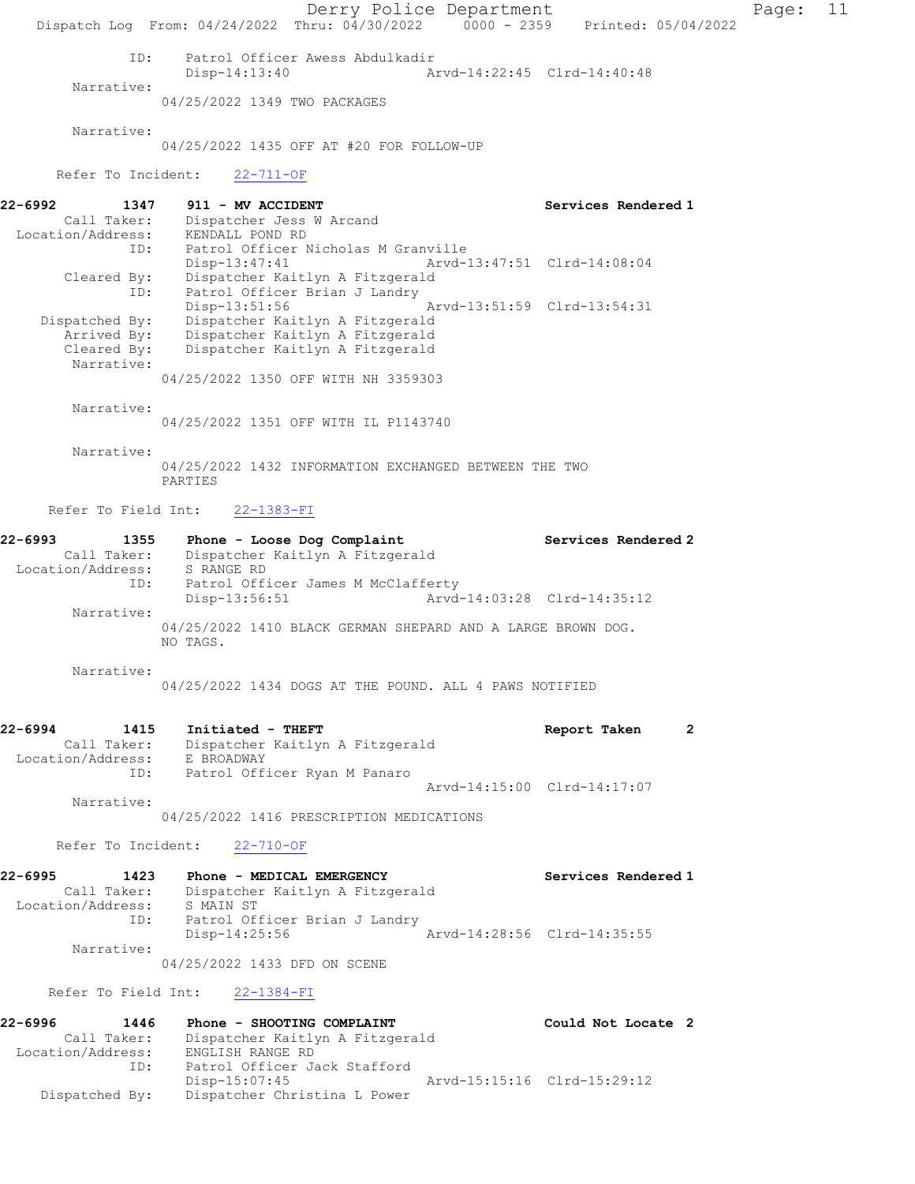ID: Patrol Officer Awess Abdulkadir
Disp-14:13:40 Arvd-14:22:45 Clrd-14:40:48

Narrative:
04/25/2022 1349 TWO PACKAGES

Narrative:
04/25/2022 1435 OFF AT #20 FOR FOLLOW-UP

Refer To Incident: 22-711-OF

**22-6992 1347 911 - MV ACCIDENT Services Rendered 1**

Call Taker: Dispatcher Jess W Arcand
Location/Address: KENDALL POND RD
ID: Patrol Officer Nicholas M Granville
Disp-13:47:41 Arvd-13:47:51 Clrd-14:08:04
Cleared By: Dispatcher Kaitlyn A Fitzgerald
ID: Patrol Officer Brian J Landry
Disp-13:51:56 Arvd-13:51:59 Clrd-13:54:31
Dispatched By: Dispatcher Kaitlyn A Fitzgerald
Arrived By: Dispatcher Kaitlyn A Fitzgerald
Cleared By: Dispatcher Kaitlyn A Fitzgerald

Narrative:
04/25/2022 1350 OFF WITH NH 3359303

Narrative:
04/25/2022 1351 OFF WITH IL P1143740

Narrative:
04/25/2022 1432 INFORMATION EXCHANGED BETWEEN THE TWO PARTIES

Refer To Field Int: 22-1383-FI

**22-6993 1355 Phone - Loose Dog Complaint Services Rendered 2**

Call Taker: Dispatcher Kaitlyn A Fitzgerald
Location/Address: S RANGE RD
ID: Patrol Officer James M McClafferty
Disp-13:56:51 Arvd-14:03:28 Clrd-14:35:12

Narrative:
04/25/2022 1410 BLACK GERMAN SHEPARD AND A LARGE BROWN DOG. NO TAGS.

Narrative:
04/25/2022 1434 DOGS AT THE POUND. ALL 4 PAWS NOTIFIED

**22-6994 1415 Initiated - THEFT Report Taken 2**

Call Taker: Dispatcher Kaitlyn A Fitzgerald
Location/Address: E BROADWAY
ID: Patrol Officer Ryan M Panaro
Arvd-14:15:00 Clrd-14:17:07

Narrative:
04/25/2022 1416 PRESCRIPTION MEDICATIONS

Refer To Incident: 22-710-OF

**22-6995 1423 Phone - MEDICAL EMERGENCY Services Rendered 1**

Call Taker: Dispatcher Kaitlyn A Fitzgerald
Location/Address: S MAIN ST
ID: Patrol Officer Brian J Landry
Disp-14:25:56 Arvd-14:28:56 Clrd-14:35:55

Narrative:
04/25/2022 1433 DFD ON SCENE

Refer To Field Int: 22-1384-FI

**22-6996 1446 Phone - SHOOTING COMPLAINT Could Not Locate 2**

Call Taker: Dispatcher Kaitlyn A Fitzgerald
Location/Address: ENGLISH RANGE RD
ID: Patrol Officer Jack Stafford
Disp-15:07:45 Arvd-15:15:16 Clrd-15:29:12
Dispatched By: Dispatcher Christina L Power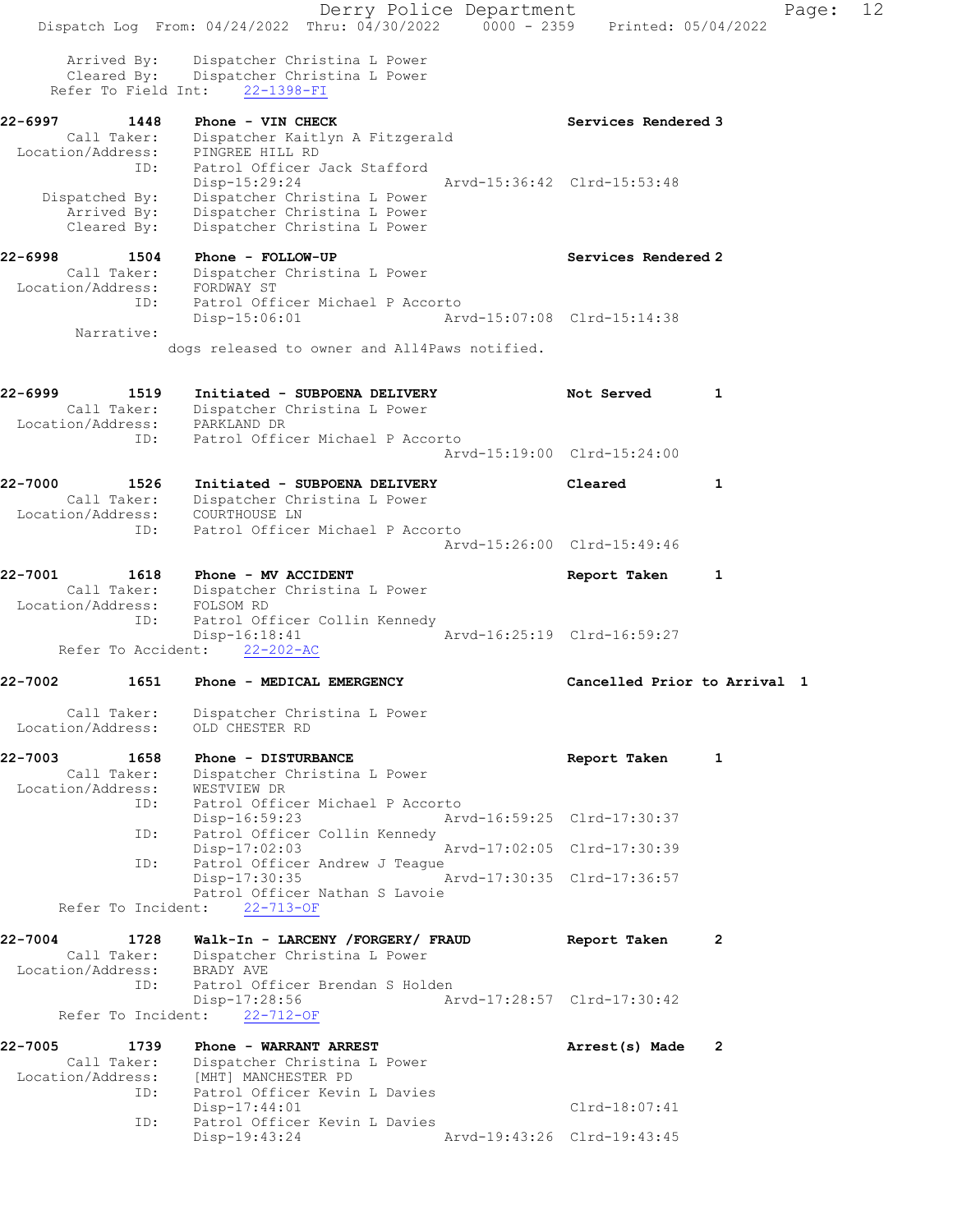```
       Arrived By:    Dispatcher Christina L Power
       Cleared By:    Dispatcher Christina L Power
    Refer To Field Int:    22-1398-FI

22-6997        1448    Phone - VIN CHECK                          Services Rendered 3
        Call Taker:    Dispatcher Kaitlyn A Fitzgerald
  Location/Address:    PINGREE HILL RD
                ID:    Patrol Officer Jack Stafford
                       Disp-15:29:24                 Arvd-15:36:42  Clrd-15:53:48
     Dispatched By:    Dispatcher Christina L Power
        Arrived By:    Dispatcher Christina L Power
        Cleared By:    Dispatcher Christina L Power

22-6998        1504    Phone - FOLLOW-UP                          Services Rendered 2
        Call Taker:    Dispatcher Christina L Power
  Location/Address:    FORDWAY ST
                ID:    Patrol Officer Michael P Accorto
                       Disp-15:06:01                 Arvd-15:07:08  Clrd-15:14:38
         Narrative:
                    dogs released to owner and All4Paws notified.

22-6999        1519    Initiated - SUBPOENA DELIVERY              Not Served        1
        Call Taker:    Dispatcher Christina L Power
  Location/Address:    PARKLAND DR
                ID:    Patrol Officer Michael P Accorto
                                                     Arvd-15:19:00  Clrd-15:24:00

22-7000        1526    Initiated - SUBPOENA DELIVERY              Cleared           1
        Call Taker:    Dispatcher Christina L Power
  Location/Address:    COURTHOUSE LN
                ID:    Patrol Officer Michael P Accorto
                                                     Arvd-15:26:00  Clrd-15:49:46

22-7001        1618    Phone - MV ACCIDENT                        Report Taken      1
        Call Taker:    Dispatcher Christina L Power
  Location/Address:    FOLSOM RD
                ID:    Patrol Officer Collin Kennedy
                       Disp-16:18:41                 Arvd-16:25:19  Clrd-16:59:27
     Refer To Accident:    22-202-AC

22-7002        1651    Phone - MEDICAL EMERGENCY                  Cancelled Prior to Arrival  1

        Call Taker:    Dispatcher Christina L Power
  Location/Address:    OLD CHESTER RD

22-7003        1658    Phone - DISTURBANCE                        Report Taken      1
        Call Taker:    Dispatcher Christina L Power
  Location/Address:    WESTVIEW DR
                ID:    Patrol Officer Michael P Accorto
                       Disp-16:59:23                 Arvd-16:59:25  Clrd-17:30:37
                ID:    Patrol Officer Collin Kennedy
                       Disp-17:02:03                 Arvd-17:02:05  Clrd-17:30:39
                ID:    Patrol Officer Andrew J Teague
                       Disp-17:30:35                 Arvd-17:30:35  Clrd-17:36:57
                       Patrol Officer Nathan S Lavoie
     Refer To Incident:    22-713-OF

22-7004        1728    Walk-In - LARCENY /FORGERY/ FRAUD          Report Taken      2
        Call Taker:    Dispatcher Christina L Power
  Location/Address:    BRADY AVE
                ID:    Patrol Officer Brendan S Holden
                       Disp-17:28:56                 Arvd-17:28:57  Clrd-17:30:42
     Refer To Incident:    22-712-OF

22-7005        1739    Phone - WARRANT ARREST                     Arrest(s) Made    2
        Call Taker:    Dispatcher Christina L Power
  Location/Address:    [MHT] MANCHESTER PD
                ID:    Patrol Officer Kevin L Davies
                       Disp-17:44:01                                Clrd-18:07:41
                ID:    Patrol Officer Kevin L Davies
                       Disp-19:43:24                 Arvd-19:43:26  Clrd-19:43:45
```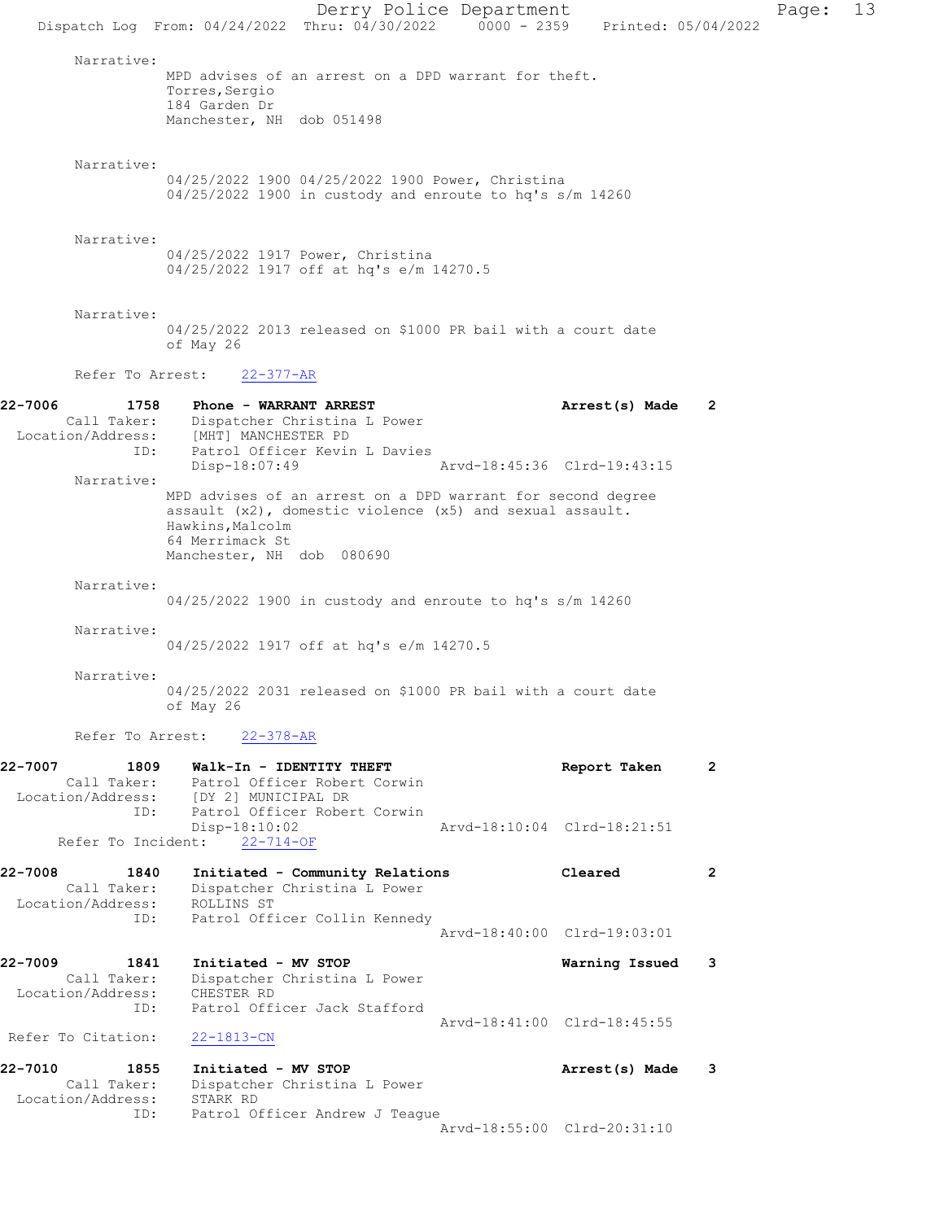Narrative:
MPD advises of an arrest on a DPD warrant for theft.
Torres,Sergio
184 Garden Dr
Manchester, NH dob 051498

Narrative:
04/25/2022 1900 04/25/2022 1900 Power, Christina
04/25/2022 1900 in custody and enroute to hq's s/m 14260

Narrative:
04/25/2022 1917 Power, Christina
04/25/2022 1917 off at hq's e/m 14270.5

Narrative:
04/25/2022 2013 released on $1000 PR bail with a court date of May 26

Refer To Arrest: 22-377-AR

**22-7006 1758 Phone - WARRANT ARREST — Arrest(s) Made 2**
Call Taker: Dispatcher Christina L Power
Location/Address: [MHT] MANCHESTER PD
ID: Patrol Officer Kevin L Davies
Disp-18:07:49 Arvd-18:45:36 Clrd-19:43:15

Narrative:
MPD advises of an arrest on a DPD warrant for second degree assault (x2), domestic violence (x5) and sexual assault.
Hawkins,Malcolm
64 Merrimack St
Manchester, NH dob 080690

Narrative:
04/25/2022 1900 in custody and enroute to hq's s/m 14260

Narrative:
04/25/2022 1917 off at hq's e/m 14270.5

Narrative:
04/25/2022 2031 released on $1000 PR bail with a court date of May 26

Refer To Arrest: 22-378-AR

**22-7007 1809 Walk-In - IDENTITY THEFT — Report Taken 2**
Call Taker: Patrol Officer Robert Corwin
Location/Address: [DY 2] MUNICIPAL DR
ID: Patrol Officer Robert Corwin
Disp-18:10:02 Arvd-18:10:04 Clrd-18:21:51
Refer To Incident: 22-714-OF

**22-7008 1840 Initiated - Community Relations — Cleared 2**
Call Taker: Dispatcher Christina L Power
Location/Address: ROLLINS ST
ID: Patrol Officer Collin Kennedy
Arvd-18:40:00 Clrd-19:03:01

**22-7009 1841 Initiated - MV STOP — Warning Issued 3**
Call Taker: Dispatcher Christina L Power
Location/Address: CHESTER RD
ID: Patrol Officer Jack Stafford
Arvd-18:41:00 Clrd-18:45:55
Refer To Citation: 22-1813-CN

**22-7010 1855 Initiated - MV STOP — Arrest(s) Made 3**
Call Taker: Dispatcher Christina L Power
Location/Address: STARK RD
ID: Patrol Officer Andrew J Teague
Arvd-18:55:00 Clrd-20:31:10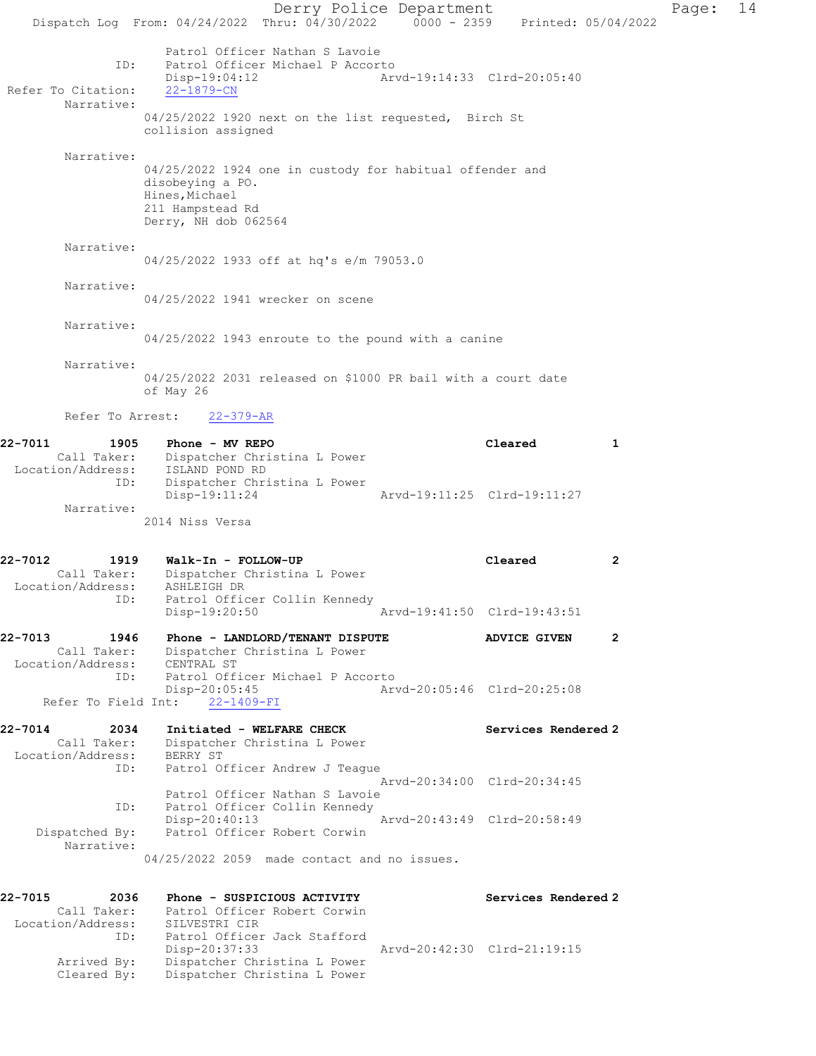Patrol Officer Nathan S Lavoie
ID: Patrol Officer Michael P Accorto
Disp-19:04:12 Arvd-19:14:33 Clrd-20:05:40
Refer To Citation: 22-1879-CN
Narrative:
04/25/2022 1920 next on the list requested, Birch St collision assigned

Narrative:
04/25/2022 1924 one in custody for habitual offender and disobeying a PO.
Hines,Michael
211 Hampstead Rd
Derry, NH dob 062564

Narrative:
04/25/2022 1933 off at hq's e/m 79053.0

Narrative:
04/25/2022 1941 wrecker on scene

Narrative:
04/25/2022 1943 enroute to the pound with a canine

Narrative:
04/25/2022 2031 released on $1000 PR bail with a court date of May 26

Refer To Arrest: 22-379-AR

**22-7011 1905 Phone - MV REPO** Cleared 1
Call Taker: Dispatcher Christina L Power
Location/Address: ISLAND POND RD
ID: Dispatcher Christina L Power
Disp-19:11:24 Arvd-19:11:25 Clrd-19:11:27
Narrative:
2014 Niss Versa

**22-7012 1919 Walk-In - FOLLOW-UP** Cleared 2
Call Taker: Dispatcher Christina L Power
Location/Address: ASHLEIGH DR
ID: Patrol Officer Collin Kennedy
Disp-19:20:50 Arvd-19:41:50 Clrd-19:43:51

**22-7013 1946 Phone - LANDLORD/TENANT DISPUTE** ADVICE GIVEN 2
Call Taker: Dispatcher Christina L Power
Location/Address: CENTRAL ST
ID: Patrol Officer Michael P Accorto
Disp-20:05:45 Arvd-20:05:46 Clrd-20:25:08
Refer To Field Int: 22-1409-FI

**22-7014 2034 Initiated - WELFARE CHECK** Services Rendered 2
Call Taker: Dispatcher Christina L Power
Location/Address: BERRY ST
ID: Patrol Officer Andrew J Teague
Arvd-20:34:00 Clrd-20:34:45
Patrol Officer Nathan S Lavoie
ID: Patrol Officer Collin Kennedy
Disp-20:40:13 Arvd-20:43:49 Clrd-20:58:49
Dispatched By: Patrol Officer Robert Corwin
Narrative:
04/25/2022 2059 made contact and no issues.

**22-7015 2036 Phone - SUSPICIOUS ACTIVITY** Services Rendered 2
Call Taker: Patrol Officer Robert Corwin
Location/Address: SILVESTRI CIR
ID: Patrol Officer Jack Stafford
Disp-20:37:33 Arvd-20:42:30 Clrd-21:19:15
Arrived By: Dispatcher Christina L Power
Cleared By: Dispatcher Christina L Power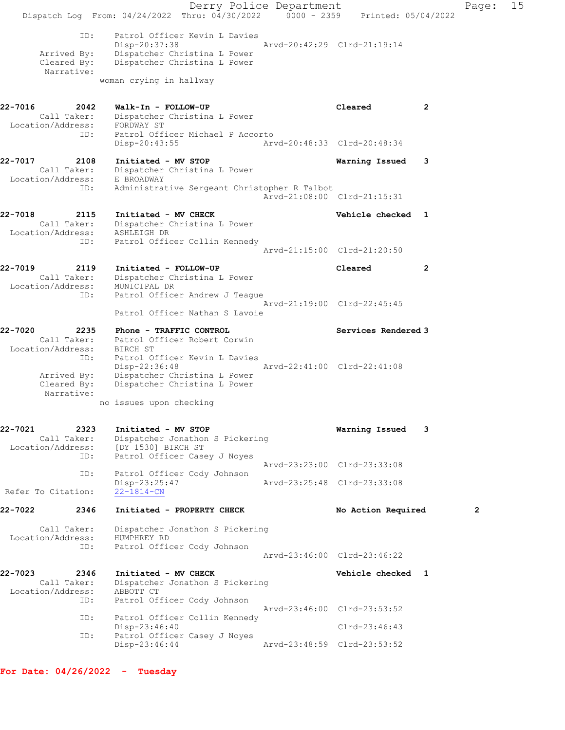ID: Patrol Officer Kevin L Davies
Disp-20:37:38 Arvd-20:42:29 Clrd-21:19:14
Arrived By: Dispatcher Christina L Power
Cleared By: Dispatcher Christina L Power
Narrative:
woman crying in hallway

**22-7016 2042 Walk-In - FOLLOW-UP Cleared 2**
Call Taker: Dispatcher Christina L Power
Location/Address: FORDWAY ST
ID: Patrol Officer Michael P Accorto
Disp-20:43:55 Arvd-20:48:33 Clrd-20:48:34

**22-7017 2108 Initiated - MV STOP Warning Issued 3**
Call Taker: Dispatcher Christina L Power
Location/Address: E BROADWAY
ID: Administrative Sergeant Christopher R Talbot
Arvd-21:08:00 Clrd-21:15:31

**22-7018 2115 Initiated - MV CHECK Vehicle checked 1**
Call Taker: Dispatcher Christina L Power
Location/Address: ASHLEIGH DR
ID: Patrol Officer Collin Kennedy
Arvd-21:15:00 Clrd-21:20:50

**22-7019 2119 Initiated - FOLLOW-UP Cleared 2**
Call Taker: Dispatcher Christina L Power
Location/Address: MUNICIPAL DR
ID: Patrol Officer Andrew J Teague
Arvd-21:19:00 Clrd-22:45:45
Patrol Officer Nathan S Lavoie

**22-7020 2235 Phone - TRAFFIC CONTROL Services Rendered 3**
Call Taker: Patrol Officer Robert Corwin
Location/Address: BIRCH ST
ID: Patrol Officer Kevin L Davies
Disp-22:36:48 Arvd-22:41:00 Clrd-22:41:08
Arrived By: Dispatcher Christina L Power
Cleared By: Dispatcher Christina L Power
Narrative:
no issues upon checking

**22-7021 2323 Initiated - MV STOP Warning Issued 3**
Call Taker: Dispatcher Jonathon S Pickering
Location/Address: [DY 1530] BIRCH ST
ID: Patrol Officer Casey J Noyes
Arvd-23:23:00 Clrd-23:33:08
ID: Patrol Officer Cody Johnson
Disp-23:25:47 Arvd-23:25:48 Clrd-23:33:08
Refer To Citation: 22-1814-CN

**22-7022 2346 Initiated - PROPERTY CHECK No Action Required 2**
Call Taker: Dispatcher Jonathon S Pickering
Location/Address: HUMPHREY RD
ID: Patrol Officer Cody Johnson
Arvd-23:46:00 Clrd-23:46:22

**22-7023 2346 Initiated - MV CHECK Vehicle checked 1**
Call Taker: Dispatcher Jonathon S Pickering
Location/Address: ABBOTT CT
ID: Patrol Officer Cody Johnson
Arvd-23:46:00 Clrd-23:53:52
ID: Patrol Officer Collin Kennedy
Disp-23:46:40 Clrd-23:46:43
ID: Patrol Officer Casey J Noyes
Disp-23:46:44 Arvd-23:48:59 Clrd-23:53:52

**For Date: 04/26/2022 - Tuesday**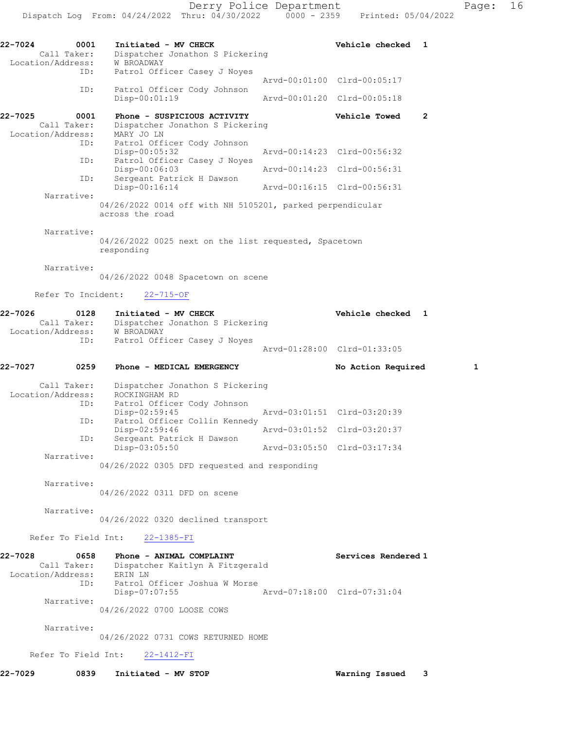22-7024 0001 Initiated - MV CHECK Vehicle checked 1
Call Taker: Dispatcher Jonathon S Pickering
Location/Address: W BROADWAY
ID: Patrol Officer Casey J Noyes
Arvd-00:01:00 Clrd-00:05:17
ID: Patrol Officer Cody Johnson
Disp-00:01:19 Arvd-00:01:20 Clrd-00:05:18

22-7025 0001 Phone - SUSPICIOUS ACTIVITY Vehicle Towed 2
Call Taker: Dispatcher Jonathon S Pickering
Location/Address: MARY JO LN
ID: Patrol Officer Cody Johnson
Disp-00:05:32 Arvd-00:14:23 Clrd-00:56:32
ID: Patrol Officer Casey J Noyes
Disp-00:06:03 Arvd-00:14:23 Clrd-00:56:31
ID: Sergeant Patrick H Dawson
Disp-00:16:14 Arvd-00:16:15 Clrd-00:56:31
Narrative:
04/26/2022 0014 off with NH 5105201, parked perpendicular across the road

Narrative:
04/26/2022 0025 next on the list requested, Spacetown responding

Narrative:
04/26/2022 0048 Spacetown on scene

Refer To Incident: 22-715-OF

22-7026 0128 Initiated - MV CHECK Vehicle checked 1
Call Taker: Dispatcher Jonathon S Pickering
Location/Address: W BROADWAY
ID: Patrol Officer Casey J Noyes
Arvd-01:28:00 Clrd-01:33:05

22-7027 0259 Phone - MEDICAL EMERGENCY No Action Required 1
Call Taker: Dispatcher Jonathon S Pickering
Location/Address: ROCKINGHAM RD
ID: Patrol Officer Cody Johnson
Disp-02:59:45 Arvd-03:01:51 Clrd-03:20:39
ID: Patrol Officer Collin Kennedy
Disp-02:59:46 Arvd-03:01:52 Clrd-03:20:37
ID: Sergeant Patrick H Dawson
Disp-03:05:50 Arvd-03:05:50 Clrd-03:17:34
Narrative:
04/26/2022 0305 DFD requested and responding

Narrative:
04/26/2022 0311 DFD on scene

Narrative:
04/26/2022 0320 declined transport

Refer To Field Int: 22-1385-FI

22-7028 0658 Phone - ANIMAL COMPLAINT Services Rendered 1
Call Taker: Dispatcher Kaitlyn A Fitzgerald
Location/Address: ERIN LN
ID: Patrol Officer Joshua W Morse
Disp-07:07:55 Arvd-07:18:00 Clrd-07:31:04
Narrative:
04/26/2022 0700 LOOSE COWS

Narrative:
04/26/2022 0731 COWS RETURNED HOME

Refer To Field Int: 22-1412-FI

22-7029 0839 Initiated - MV STOP Warning Issued 3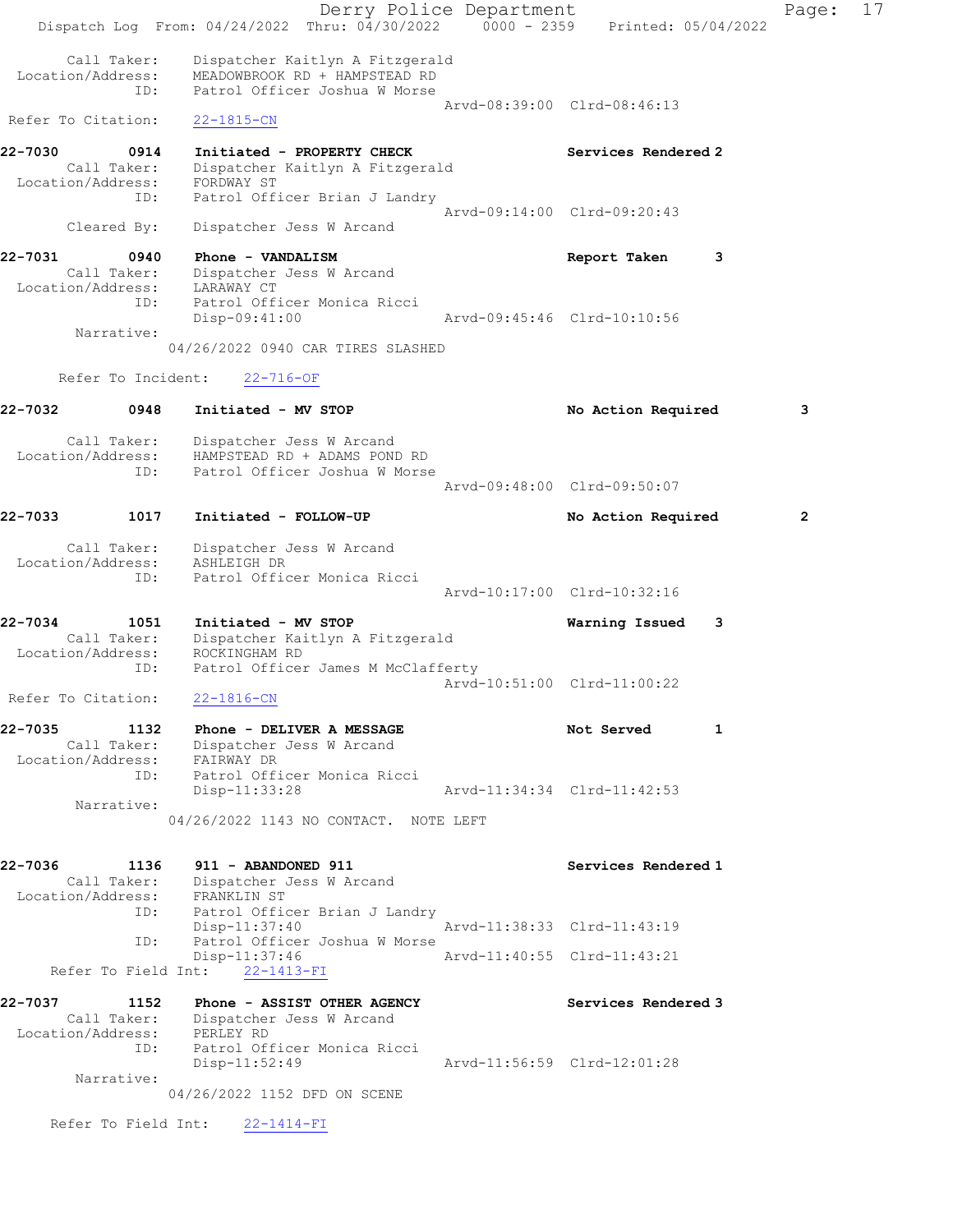Call Taker: Dispatcher Kaitlyn A Fitzgerald
Location/Address: MEADOWBROOK RD + HAMPSTEAD RD
ID: Patrol Officer Joshua W Morse
Arvd-08:39:00 Clrd-08:46:13
Refer To Citation: 22-1815-CN

**22-7030 0914 Initiated - PROPERTY CHECK** Services Rendered 2
Call Taker: Dispatcher Kaitlyn A Fitzgerald
Location/Address: FORDWAY ST
ID: Patrol Officer Brian J Landry
Arvd-09:14:00 Clrd-09:20:43
Cleared By: Dispatcher Jess W Arcand

**22-7031 0940 Phone - VANDALISM** Report Taken 3
Call Taker: Dispatcher Jess W Arcand
Location/Address: LARAWAY CT
ID: Patrol Officer Monica Ricci
Disp-09:41:00 Arvd-09:45:46 Clrd-10:10:56
Narrative:
04/26/2022 0940 CAR TIRES SLASHED

Refer To Incident: 22-716-OF

**22-7032 0948 Initiated - MV STOP** No Action Required 3
Call Taker: Dispatcher Jess W Arcand
Location/Address: HAMPSTEAD RD + ADAMS POND RD
ID: Patrol Officer Joshua W Morse
Arvd-09:48:00 Clrd-09:50:07

**22-7033 1017 Initiated - FOLLOW-UP** No Action Required 2
Call Taker: Dispatcher Jess W Arcand
Location/Address: ASHLEIGH DR
ID: Patrol Officer Monica Ricci
Arvd-10:17:00 Clrd-10:32:16

**22-7034 1051 Initiated - MV STOP** Warning Issued 3
Call Taker: Dispatcher Kaitlyn A Fitzgerald
Location/Address: ROCKINGHAM RD
ID: Patrol Officer James M McClafferty
Arvd-10:51:00 Clrd-11:00:22
Refer To Citation: 22-1816-CN

**22-7035 1132 Phone - DELIVER A MESSAGE** Not Served 1
Call Taker: Dispatcher Jess W Arcand
Location/Address: FAIRWAY DR
ID: Patrol Officer Monica Ricci
Disp-11:33:28 Arvd-11:34:34 Clrd-11:42:53
Narrative:
04/26/2022 1143 NO CONTACT. NOTE LEFT

**22-7036 1136 911 - ABANDONED 911** Services Rendered 1
Call Taker: Dispatcher Jess W Arcand
Location/Address: FRANKLIN ST
ID: Patrol Officer Brian J Landry
Disp-11:37:40 Arvd-11:38:33 Clrd-11:43:19
ID: Patrol Officer Joshua W Morse
Disp-11:37:46 Arvd-11:40:55 Clrd-11:43:21
Refer To Field Int: 22-1413-FI

**22-7037 1152 Phone - ASSIST OTHER AGENCY** Services Rendered 3
Call Taker: Dispatcher Jess W Arcand
Location/Address: PERLEY RD
ID: Patrol Officer Monica Ricci
Disp-11:52:49 Arvd-11:56:59 Clrd-12:01:28
Narrative:
04/26/2022 1152 DFD ON SCENE

Refer To Field Int: 22-1414-FI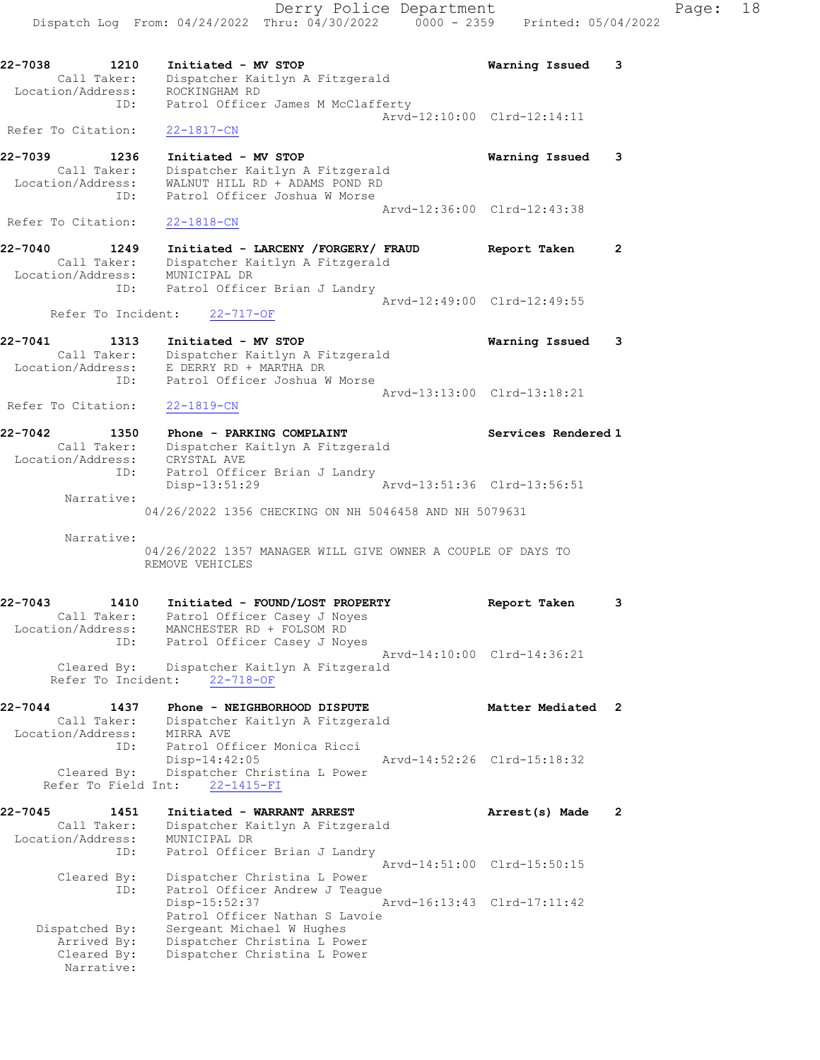22-7038 1210 Initiated - MV STOP Warning Issued 3
Call Taker: Dispatcher Kaitlyn A Fitzgerald
Location/Address: ROCKINGHAM RD
ID: Patrol Officer James M McClafferty
Arvd-12:10:00 Clrd-12:14:11
Refer To Citation: 22-1817-CN

22-7039 1236 Initiated - MV STOP Warning Issued 3
Call Taker: Dispatcher Kaitlyn A Fitzgerald
Location/Address: WALNUT HILL RD + ADAMS POND RD
ID: Patrol Officer Joshua W Morse
Arvd-12:36:00 Clrd-12:43:38
Refer To Citation: 22-1818-CN

22-7040 1249 Initiated - LARCENY /FORGERY/ FRAUD Report Taken 2
Call Taker: Dispatcher Kaitlyn A Fitzgerald
Location/Address: MUNICIPAL DR
ID: Patrol Officer Brian J Landry
Arvd-12:49:00 Clrd-12:49:55
Refer To Incident: 22-717-OF

22-7041 1313 Initiated - MV STOP Warning Issued 3
Call Taker: Dispatcher Kaitlyn A Fitzgerald
Location/Address: E DERRY RD + MARTHA DR
ID: Patrol Officer Joshua W Morse
Arvd-13:13:00 Clrd-13:18:21
Refer To Citation: 22-1819-CN

22-7042 1350 Phone - PARKING COMPLAINT Services Rendered 1
Call Taker: Dispatcher Kaitlyn A Fitzgerald
Location/Address: CRYSTAL AVE
ID: Patrol Officer Brian J Landry
Disp-13:51:29 Arvd-13:51:36 Clrd-13:56:51
Narrative:
04/26/2022 1356 CHECKING ON NH 5046458 AND NH 5079631

Narrative:
04/26/2022 1357 MANAGER WILL GIVE OWNER A COUPLE OF DAYS TO REMOVE VEHICLES

22-7043 1410 Initiated - FOUND/LOST PROPERTY Report Taken 3
Call Taker: Patrol Officer Casey J Noyes
Location/Address: MANCHESTER RD + FOLSOM RD
ID: Patrol Officer Casey J Noyes
Arvd-14:10:00 Clrd-14:36:21
Cleared By: Dispatcher Kaitlyn A Fitzgerald
Refer To Incident: 22-718-OF

22-7044 1437 Phone - NEIGHBORHOOD DISPUTE Matter Mediated 2
Call Taker: Dispatcher Kaitlyn A Fitzgerald
Location/Address: MIRRA AVE
ID: Patrol Officer Monica Ricci
Disp-14:42:05 Arvd-14:52:26 Clrd-15:18:32
Cleared By: Dispatcher Christina L Power
Refer To Field Int: 22-1415-FI

22-7045 1451 Initiated - WARRANT ARREST Arrest(s) Made 2
Call Taker: Dispatcher Kaitlyn A Fitzgerald
Location/Address: MUNICIPAL DR
ID: Patrol Officer Brian J Landry
Arvd-14:51:00 Clrd-15:50:15
Cleared By: Dispatcher Christina L Power
ID: Patrol Officer Andrew J Teague
Disp-15:52:37 Arvd-16:13:43 Clrd-17:11:42
Patrol Officer Nathan S Lavoie
Dispatched By: Sergeant Michael W Hughes
Arrived By: Dispatcher Christina L Power
Cleared By: Dispatcher Christina L Power
Narrative: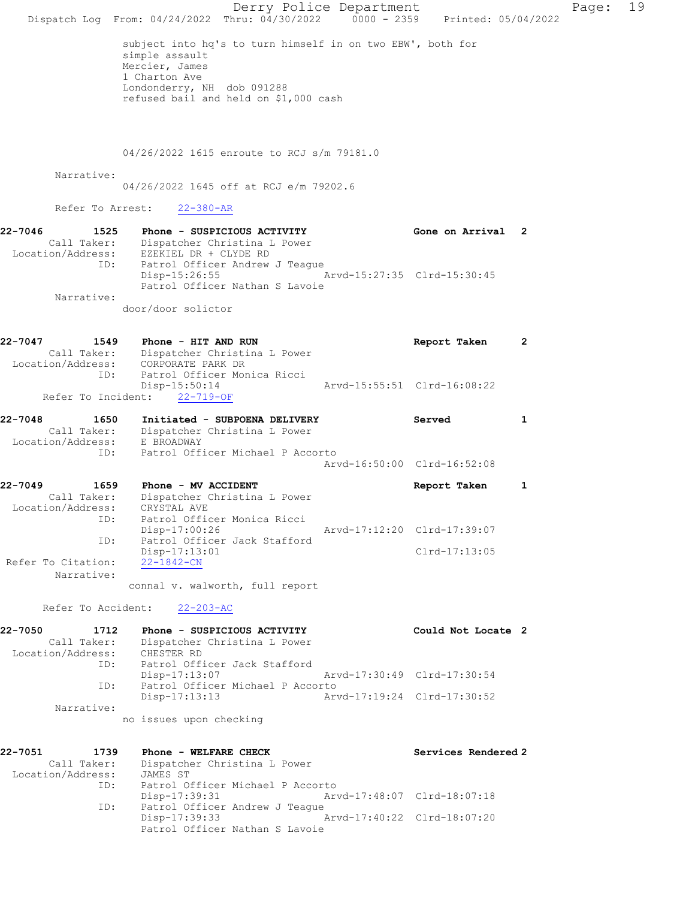subject into hq's to turn himself in on two EBW', both for simple assault
Mercier, James
1 Charton Ave
Londonderry, NH dob 091288
refused bail and held on $1,000 cash

04/26/2022 1615 enroute to RCJ s/m 79181.0

Narrative:
04/26/2022 1645 off at RCJ e/m 79202.6

Refer To Arrest: 22-380-AR

**22-7046 1525 Phone - SUSPICIOUS ACTIVITY — Gone on Arrival 2**
Call Taker: Dispatcher Christina L Power
Location/Address: EZEKIEL DR + CLYDE RD
ID: Patrol Officer Andrew J Teague
Disp-15:26:55 Arvd-15:27:35 Clrd-15:30:45
Patrol Officer Nathan S Lavoie
Narrative:
door/door solicitor

**22-7047 1549 Phone - HIT AND RUN — Report Taken 2**
Call Taker: Dispatcher Christina L Power
Location/Address: CORPORATE PARK DR
ID: Patrol Officer Monica Ricci
Disp-15:50:14 Arvd-15:55:51 Clrd-16:08:22
Refer To Incident: 22-719-OF

**22-7048 1650 Initiated - SUBPOENA DELIVERY — Served 1**
Call Taker: Dispatcher Christina L Power
Location/Address: E BROADWAY
ID: Patrol Officer Michael P Accorto
Arvd-16:50:00 Clrd-16:52:08

**22-7049 1659 Phone - MV ACCIDENT — Report Taken 1**
Call Taker: Dispatcher Christina L Power
Location/Address: CRYSTAL AVE
ID: Patrol Officer Monica Ricci
Disp-17:00:26 Arvd-17:12:20 Clrd-17:39:07
ID: Patrol Officer Jack Stafford
Disp-17:13:01 Clrd-17:13:05
Refer To Citation: 22-1842-CN
Narrative:
connal v. walworth, full report

Refer To Accident: 22-203-AC

**22-7050 1712 Phone - SUSPICIOUS ACTIVITY — Could Not Locate 2**
Call Taker: Dispatcher Christina L Power
Location/Address: CHESTER RD
ID: Patrol Officer Jack Stafford
Disp-17:13:07 Arvd-17:30:49 Clrd-17:30:54
ID: Patrol Officer Michael P Accorto
Disp-17:13:13 Arvd-17:19:24 Clrd-17:30:52
Narrative:
no issues upon checking

**22-7051 1739 Phone - WELFARE CHECK — Services Rendered 2**
Call Taker: Dispatcher Christina L Power
Location/Address: JAMES ST
ID: Patrol Officer Michael P Accorto
Disp-17:39:31 Arvd-17:48:07 Clrd-18:07:18
ID: Patrol Officer Andrew J Teague
Disp-17:39:33 Arvd-17:40:22 Clrd-18:07:20
Patrol Officer Nathan S Lavoie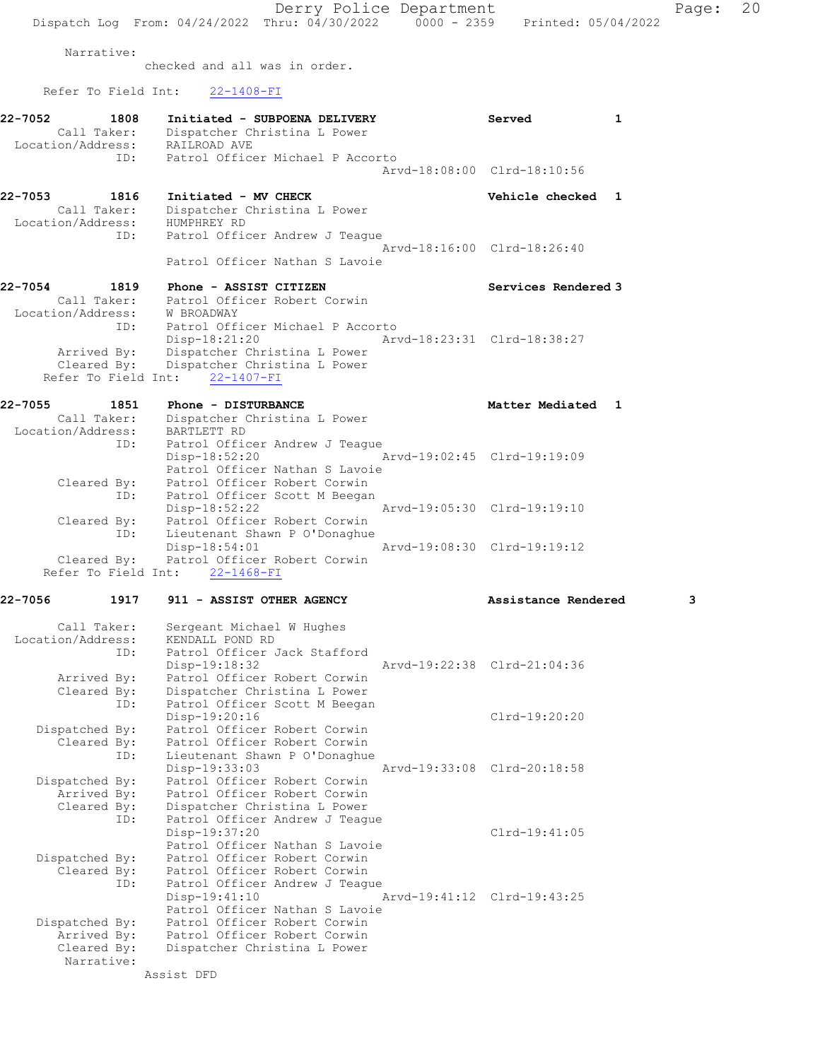Narrative:
checked and all was in order.

Refer To Field Int: 22-1408-FI

**22-7052 1808 Initiated - SUBPOENA DELIVERY** Served 1
Call Taker: Dispatcher Christina L Power
Location/Address: RAILROAD AVE
ID: Patrol Officer Michael P Accorto
Arvd-18:08:00 Clrd-18:10:56

**22-7053 1816 Initiated - MV CHECK** Vehicle checked 1
Call Taker: Dispatcher Christina L Power
Location/Address: HUMPHREY RD
ID: Patrol Officer Andrew J Teague
Arvd-18:16:00 Clrd-18:26:40
Patrol Officer Nathan S Lavoie

**22-7054 1819 Phone - ASSIST CITIZEN** Services Rendered 3
Call Taker: Patrol Officer Robert Corwin
Location/Address: W BROADWAY
ID: Patrol Officer Michael P Accorto
Disp-18:21:20 Arvd-18:23:31 Clrd-18:38:27
Arrived By: Dispatcher Christina L Power
Cleared By: Dispatcher Christina L Power
Refer To Field Int: 22-1407-FI

**22-7055 1851 Phone - DISTURBANCE** Matter Mediated 1
Call Taker: Dispatcher Christina L Power
Location/Address: BARTLETT RD
ID: Patrol Officer Andrew J Teague
Disp-18:52:20 Arvd-19:02:45 Clrd-19:19:09
Patrol Officer Nathan S Lavoie
Cleared By: Patrol Officer Robert Corwin
ID: Patrol Officer Scott M Beegan
Disp-18:52:22 Arvd-19:05:30 Clrd-19:19:10
Cleared By: Patrol Officer Robert Corwin
ID: Lieutenant Shawn P O'Donaghue
Disp-18:54:01 Arvd-19:08:30 Clrd-19:19:12
Cleared By: Patrol Officer Robert Corwin
Refer To Field Int: 22-1468-FI

**22-7056 1917 911 - ASSIST OTHER AGENCY** Assistance Rendered 3
Call Taker: Sergeant Michael W Hughes
Location/Address: KENDALL POND RD
ID: Patrol Officer Jack Stafford
Disp-19:18:32 Arvd-19:22:38 Clrd-21:04:36
Arrived By: Patrol Officer Robert Corwin
Cleared By: Dispatcher Christina L Power
ID: Patrol Officer Scott M Beegan
Disp-19:20:16 Clrd-19:20:20
Dispatched By: Patrol Officer Robert Corwin
Cleared By: Patrol Officer Robert Corwin
ID: Lieutenant Shawn P O'Donaghue
Disp-19:33:03 Arvd-19:33:08 Clrd-20:18:58
Dispatched By: Patrol Officer Robert Corwin
Arrived By: Patrol Officer Robert Corwin
Cleared By: Dispatcher Christina L Power
ID: Patrol Officer Andrew J Teague
Disp-19:37:20 Clrd-19:41:05
Patrol Officer Nathan S Lavoie
Dispatched By: Patrol Officer Robert Corwin
Cleared By: Patrol Officer Robert Corwin
ID: Patrol Officer Andrew J Teague
Disp-19:41:10 Arvd-19:41:12 Clrd-19:43:25
Patrol Officer Nathan S Lavoie
Dispatched By: Patrol Officer Robert Corwin
Arrived By: Patrol Officer Robert Corwin
Cleared By: Dispatcher Christina L Power
Narrative:
Assist DFD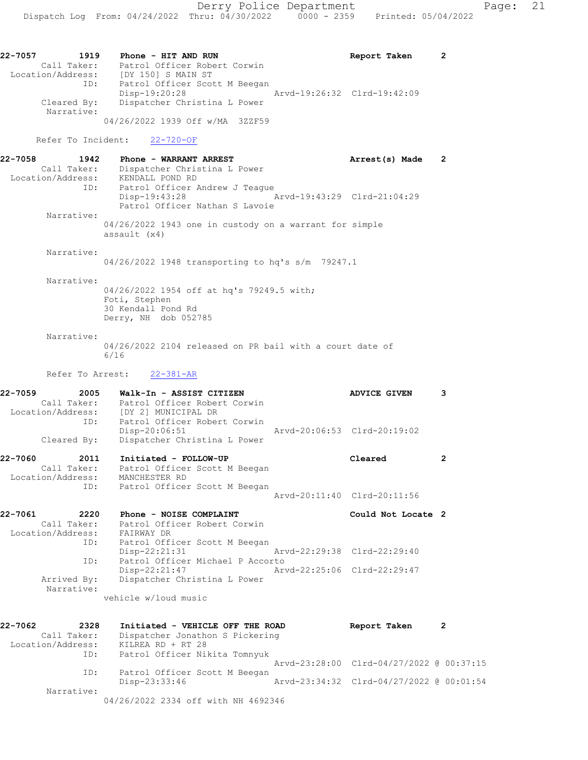Derry Police Department
Dispatch Log From: 04/24/2022 Thru: 04/30/2022 0000 - 2359 Printed: 05/04/2022

```
22-7057        1919    Phone - HIT AND RUN                          Report Taken     2
        Call Taker:    Patrol Officer Robert Corwin
  Location/Address:    [DY 150] S MAIN ST
               ID:     Patrol Officer Scott M Beegan
                       Disp-19:20:28               Arvd-19:26:32  Clrd-19:42:09
        Cleared By:    Dispatcher Christina L Power
         Narrative:
                04/26/2022 1939 Off w/MA  3ZZF59

      Refer To Incident:    22-720-OF

22-7058        1942    Phone - WARRANT ARREST                       Arrest(s) Made   2
        Call Taker:    Dispatcher Christina L Power
  Location/Address:    KENDALL POND RD
               ID:     Patrol Officer Andrew J Teague
                       Disp-19:43:28               Arvd-19:43:29  Clrd-21:04:29
                       Patrol Officer Nathan S Lavoie
         Narrative:
                04/26/2022 1943 one in custody on a warrant for simple
                assault (x4)

         Narrative:
                04/26/2022 1948 transporting to hq's s/m  79247.1

         Narrative:
                04/26/2022 1954 off at hq's 79249.5 with;
                Foti, Stephen
                30 Kendall Pond Rd
                Derry, NH  dob 052785

         Narrative:
                04/26/2022 2104 released on PR bail with a court date of
                6/16

       Refer To Arrest:    22-381-AR

22-7059        2005    Walk-In - ASSIST CITIZEN                     ADVICE GIVEN     3
        Call Taker:    Patrol Officer Robert Corwin
  Location/Address:    [DY 2] MUNICIPAL DR
               ID:     Patrol Officer Robert Corwin
                       Disp-20:06:51               Arvd-20:06:53  Clrd-20:19:02
        Cleared By:    Dispatcher Christina L Power

22-7060        2011    Initiated - FOLLOW-UP                        Cleared          2
        Call Taker:    Patrol Officer Scott M Beegan
  Location/Address:    MANCHESTER RD
               ID:     Patrol Officer Scott M Beegan
                                                   Arvd-20:11:40  Clrd-20:11:56

22-7061        2220    Phone - NOISE COMPLAINT                      Could Not Locate 2
        Call Taker:    Patrol Officer Robert Corwin
  Location/Address:    FAIRWAY DR
               ID:     Patrol Officer Scott M Beegan
                       Disp-22:21:31               Arvd-22:29:38  Clrd-22:29:40
               ID:     Patrol Officer Michael P Accorto
                       Disp-22:21:47               Arvd-22:25:06  Clrd-22:29:47
        Arrived By:    Dispatcher Christina L Power
         Narrative:
                vehicle w/loud music

22-7062        2328    Initiated - VEHICLE OFF THE ROAD             Report Taken     2
        Call Taker:    Dispatcher Jonathon S Pickering
  Location/Address:    KILREA RD + RT 28
               ID:     Patrol Officer Nikita Tomnyuk
                                                   Arvd-23:28:00  Clrd-04/27/2022 @ 00:37:15
               ID:     Patrol Officer Scott M Beegan
                       Disp-23:33:46               Arvd-23:34:32  Clrd-04/27/2022 @ 00:01:54
         Narrative:
                04/26/2022 2334 off with NH 4692346
```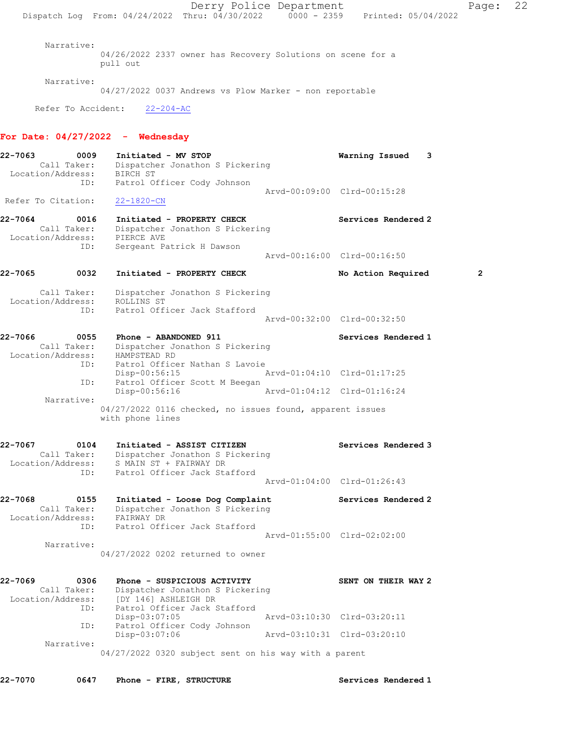Narrative:
04/26/2022 2337 owner has Recovery Solutions on scene for a pull out

Narrative:
04/27/2022 0037 Andrews vs Plow Marker - non reportable

Refer To Accident: 22-204-AC

## For Date: 04/27/2022 - Wednesday

**22-7063 0009 Initiated - MV STOP** — **Warning Issued 3**
Call Taker: Dispatcher Jonathon S Pickering
Location/Address: BIRCH ST
ID: Patrol Officer Cody Johnson
Arvd-00:09:00 Clrd-00:15:28
Refer To Citation: 22-1820-CN

**22-7064 0016 Initiated - PROPERTY CHECK** — **Services Rendered 2**
Call Taker: Dispatcher Jonathon S Pickering
Location/Address: PIERCE AVE
ID: Sergeant Patrick H Dawson
Arvd-00:16:00 Clrd-00:16:50

**22-7065 0032 Initiated - PROPERTY CHECK** — **No Action Required 2**
Call Taker: Dispatcher Jonathon S Pickering
Location/Address: ROLLINS ST
ID: Patrol Officer Jack Stafford
Arvd-00:32:00 Clrd-00:32:50

**22-7066 0055 Phone - ABANDONED 911** — **Services Rendered 1**
Call Taker: Dispatcher Jonathon S Pickering
Location/Address: HAMPSTEAD RD
ID: Patrol Officer Nathan S Lavoie
Disp-00:56:15 Arvd-01:04:10 Clrd-01:17:25
ID: Patrol Officer Scott M Beegan
Disp-00:56:16 Arvd-01:04:12 Clrd-01:16:24
Narrative:
04/27/2022 0116 checked, no issues found, apparent issues with phone lines

**22-7067 0104 Initiated - ASSIST CITIZEN** — **Services Rendered 3**
Call Taker: Dispatcher Jonathon S Pickering
Location/Address: S MAIN ST + FAIRWAY DR
ID: Patrol Officer Jack Stafford
Arvd-01:04:00 Clrd-01:26:43

**22-7068 0155 Initiated - Loose Dog Complaint** — **Services Rendered 2**
Call Taker: Dispatcher Jonathon S Pickering
Location/Address: FAIRWAY DR
ID: Patrol Officer Jack Stafford
Arvd-01:55:00 Clrd-02:02:00
Narrative:
04/27/2022 0202 returned to owner

**22-7069 0306 Phone - SUSPICIOUS ACTIVITY** — **SENT ON THEIR WAY 2**
Call Taker: Dispatcher Jonathon S Pickering
Location/Address: [DY 146] ASHLEIGH DR
ID: Patrol Officer Jack Stafford
Disp-03:07:05 Arvd-03:10:30 Clrd-03:20:11
ID: Patrol Officer Cody Johnson
Disp-03:07:06 Arvd-03:10:31 Clrd-03:20:10
Narrative:
04/27/2022 0320 subject sent on his way with a parent

**22-7070 0647 Phone - FIRE, STRUCTURE** — **Services Rendered 1**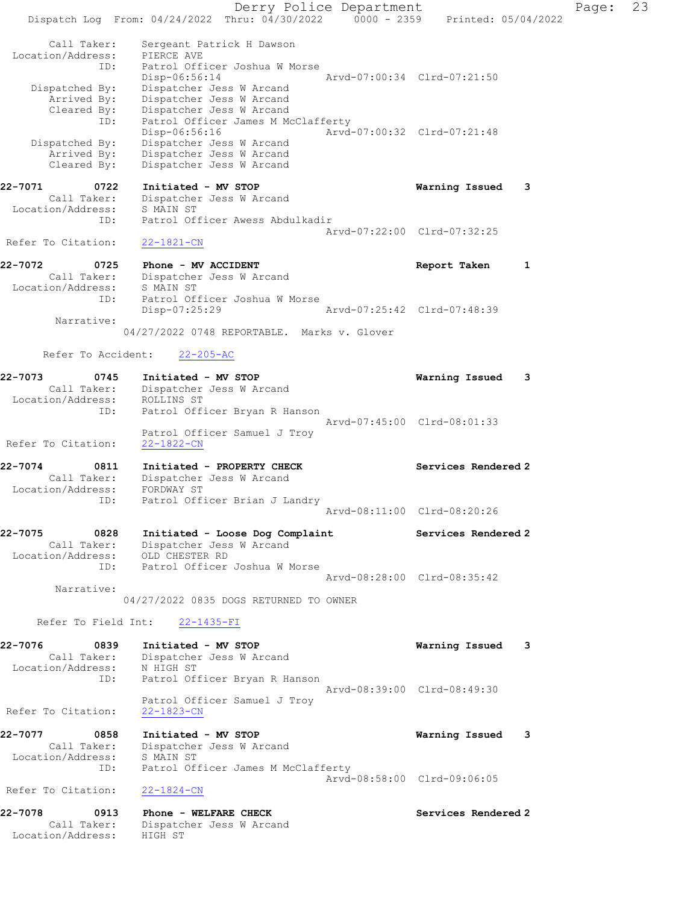```
 Call Taker:     Sergeant Patrick H Dawson
 Location/Address:    PIERCE AVE
             ID:     Patrol Officer Joshua W Morse
                     Disp-06:56:14                Arvd-07:00:34  Clrd-07:21:50
   Dispatched By:    Dispatcher Jess W Arcand
      Arrived By:    Dispatcher Jess W Arcand
      Cleared By:    Dispatcher Jess W Arcand
             ID:     Patrol Officer James M McClafferty
                     Disp-06:56:16                Arvd-07:00:32  Clrd-07:21:48
   Dispatched By:    Dispatcher Jess W Arcand
      Arrived By:    Dispatcher Jess W Arcand
      Cleared By:    Dispatcher Jess W Arcand

22-7071        0722   Initiated - MV STOP                        Warning Issued    3
      Call Taker:    Dispatcher Jess W Arcand
 Location/Address:    S MAIN ST
             ID:     Patrol Officer Awess Abdulkadir
                                                  Arvd-07:22:00  Clrd-07:32:25
 Refer To Citation:   22-1821-CN

22-7072        0725   Phone - MV ACCIDENT                        Report Taken      1
      Call Taker:    Dispatcher Jess W Arcand
 Location/Address:    S MAIN ST
             ID:     Patrol Officer Joshua W Morse
                     Disp-07:25:29                Arvd-07:25:42  Clrd-07:48:39
       Narrative:
                 04/27/2022 0748 REPORTABLE.  Marks v. Glover

      Refer To Accident:    22-205-AC

22-7073        0745   Initiated - MV STOP                        Warning Issued    3
      Call Taker:    Dispatcher Jess W Arcand
 Location/Address:    ROLLINS ST
             ID:     Patrol Officer Bryan R Hanson
                                                  Arvd-07:45:00  Clrd-08:01:33
                     Patrol Officer Samuel J Troy
 Refer To Citation:   22-1822-CN

22-7074        0811   Initiated - PROPERTY CHECK                 Services Rendered 2
      Call Taker:    Dispatcher Jess W Arcand
 Location/Address:    FORDWAY ST
             ID:     Patrol Officer Brian J Landry
                                                  Arvd-08:11:00  Clrd-08:20:26

22-7075        0828   Initiated - Loose Dog Complaint            Services Rendered 2
      Call Taker:    Dispatcher Jess W Arcand
 Location/Address:    OLD CHESTER RD
             ID:     Patrol Officer Joshua W Morse
                                                  Arvd-08:28:00  Clrd-08:35:42
       Narrative:
                 04/27/2022 0835 DOGS RETURNED TO OWNER

     Refer To Field Int:    22-1435-FI

22-7076        0839   Initiated - MV STOP                        Warning Issued    3
      Call Taker:    Dispatcher Jess W Arcand
 Location/Address:    N HIGH ST
             ID:     Patrol Officer Bryan R Hanson
                                                  Arvd-08:39:00  Clrd-08:49:30
                     Patrol Officer Samuel J Troy
 Refer To Citation:   22-1823-CN

22-7077        0858   Initiated - MV STOP                        Warning Issued    3
      Call Taker:    Dispatcher Jess W Arcand
 Location/Address:    S MAIN ST
             ID:     Patrol Officer James M McClafferty
                                                  Arvd-08:58:00  Clrd-09:06:05
 Refer To Citation:   22-1824-CN

22-7078        0913   Phone - WELFARE CHECK                      Services Rendered 2
      Call Taker:    Dispatcher Jess W Arcand
 Location/Address:    HIGH ST
```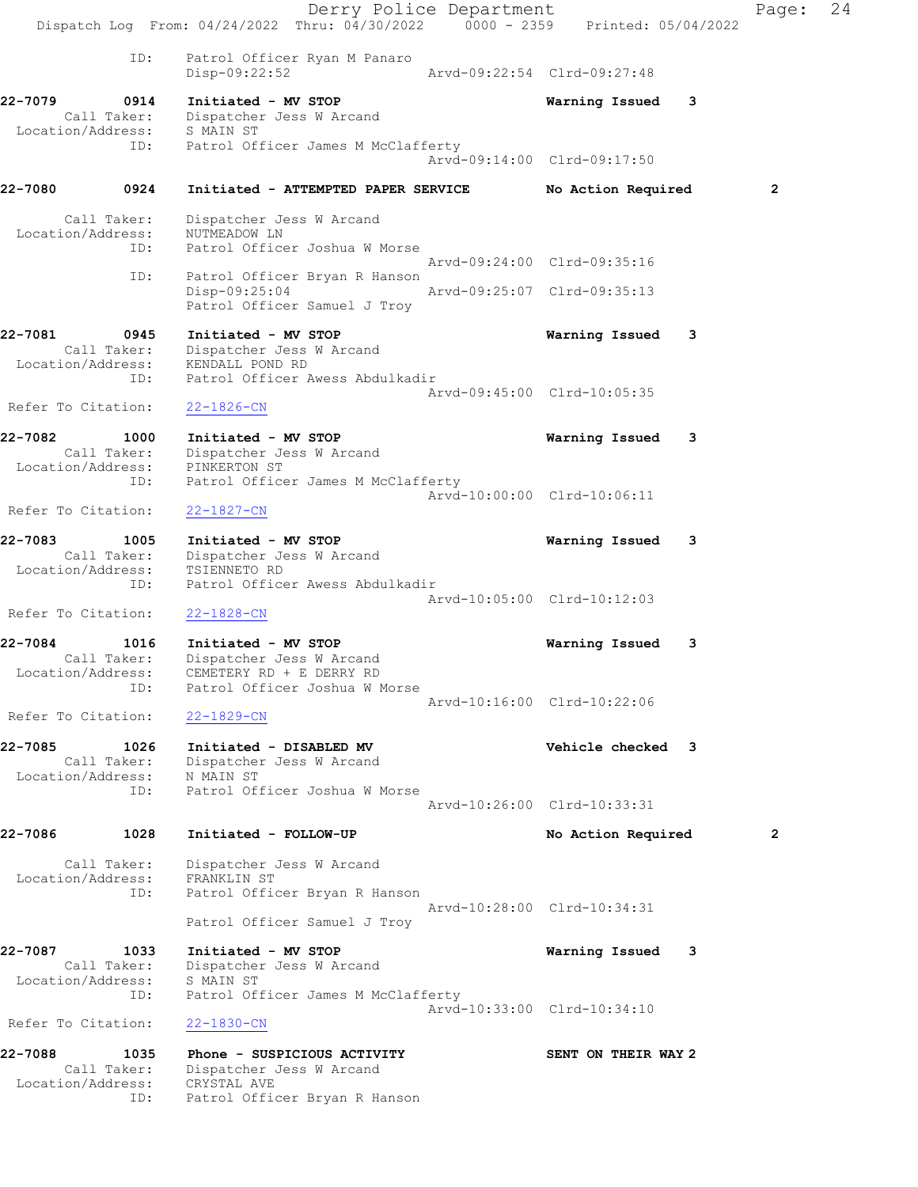```
            ID:     Patrol Officer Ryan M Panaro
                    Disp-09:22:52                Arvd-09:22:54  Clrd-09:27:48

22-7079        0914   Initiated - MV STOP                        Warning Issued    3
        Call Taker:   Dispatcher Jess W Arcand
  Location/Address:   S MAIN ST
               ID:    Patrol Officer James M McClafferty
                                                 Arvd-09:14:00  Clrd-09:17:50

22-7080        0924   Initiated - ATTEMPTED PAPER SERVICE        No Action Required        2

        Call Taker:   Dispatcher Jess W Arcand
  Location/Address:   NUTMEADOW LN
               ID:    Patrol Officer Joshua W Morse
                                                 Arvd-09:24:00  Clrd-09:35:16
               ID:    Patrol Officer Bryan R Hanson
                      Disp-09:25:04              Arvd-09:25:07  Clrd-09:35:13
                      Patrol Officer Samuel J Troy

22-7081        0945   Initiated - MV STOP                        Warning Issued    3
        Call Taker:   Dispatcher Jess W Arcand
  Location/Address:   KENDALL POND RD
               ID:    Patrol Officer Awess Abdulkadir
                                                 Arvd-09:45:00  Clrd-10:05:35
 Refer To Citation:   22-1826-CN

22-7082        1000   Initiated - MV STOP                        Warning Issued    3
        Call Taker:   Dispatcher Jess W Arcand
  Location/Address:   PINKERTON ST
               ID:    Patrol Officer James M McClafferty
                                                 Arvd-10:00:00  Clrd-10:06:11
 Refer To Citation:   22-1827-CN

22-7083        1005   Initiated - MV STOP                        Warning Issued    3
        Call Taker:   Dispatcher Jess W Arcand
  Location/Address:   TSIENNETO RD
               ID:    Patrol Officer Awess Abdulkadir
                                                 Arvd-10:05:00  Clrd-10:12:03
 Refer To Citation:   22-1828-CN

22-7084        1016   Initiated - MV STOP                        Warning Issued    3
        Call Taker:   Dispatcher Jess W Arcand
  Location/Address:   CEMETERY RD + E DERRY RD
               ID:    Patrol Officer Joshua W Morse
                                                 Arvd-10:16:00  Clrd-10:22:06
 Refer To Citation:   22-1829-CN

22-7085        1026   Initiated - DISABLED MV                    Vehicle checked   3
        Call Taker:   Dispatcher Jess W Arcand
  Location/Address:   N MAIN ST
               ID:    Patrol Officer Joshua W Morse
                                                 Arvd-10:26:00  Clrd-10:33:31

22-7086        1028   Initiated - FOLLOW-UP                      No Action Required        2

        Call Taker:   Dispatcher Jess W Arcand
  Location/Address:   FRANKLIN ST
               ID:    Patrol Officer Bryan R Hanson
                                                 Arvd-10:28:00  Clrd-10:34:31
                      Patrol Officer Samuel J Troy

22-7087        1033   Initiated - MV STOP                        Warning Issued    3
        Call Taker:   Dispatcher Jess W Arcand
  Location/Address:   S MAIN ST
               ID:    Patrol Officer James M McClafferty
                                                 Arvd-10:33:00  Clrd-10:34:10
 Refer To Citation:   22-1830-CN

22-7088        1035   Phone - SUSPICIOUS ACTIVITY                SENT ON THEIR WAY 2
        Call Taker:   Dispatcher Jess W Arcand
  Location/Address:   CRYSTAL AVE
               ID:    Patrol Officer Bryan R Hanson
```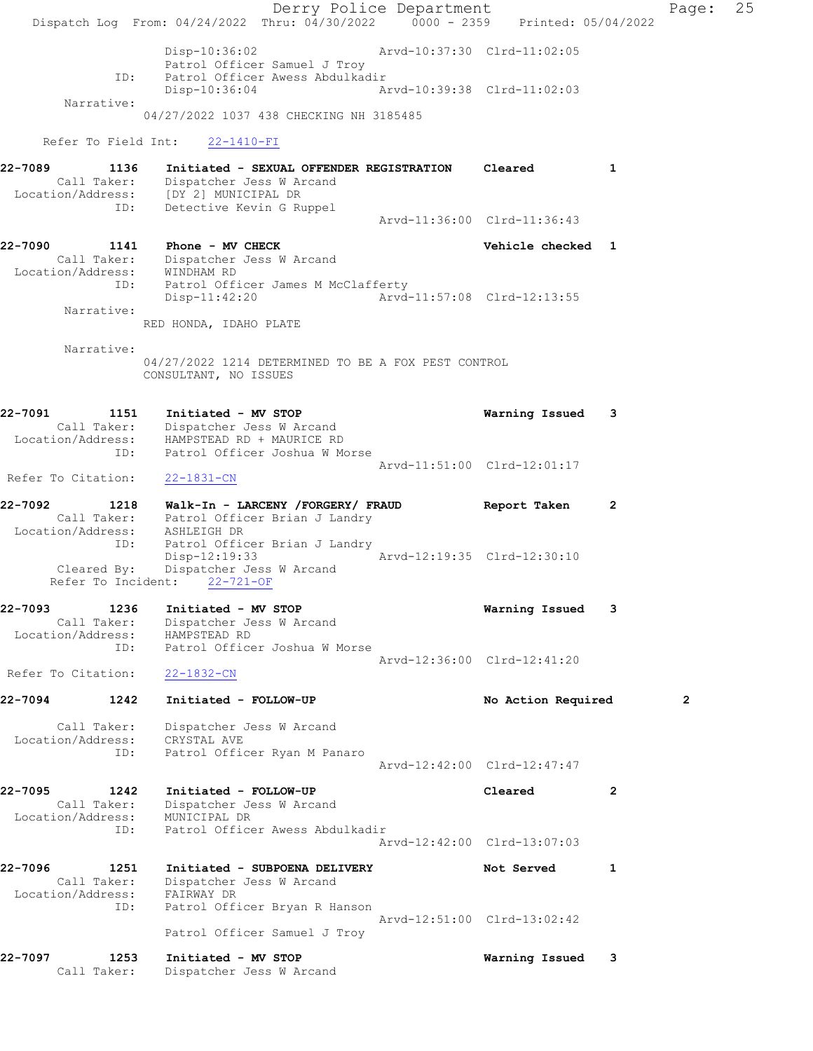```
                Disp-10:36:02                 Arvd-10:37:30  Clrd-11:02:05
                Patrol Officer Samuel J Troy
            ID: Patrol Officer Awess Abdulkadir
                Disp-10:36:04                 Arvd-10:39:38  Clrd-11:02:03
      Narrative:
              04/27/2022 1037 438 CHECKING NH 3185485

    Refer To Field Int:    22-1410-FI

22-7089        1136    Initiated - SEXUAL OFFENDER REGISTRATION    Cleared          1
        Call Taker:    Dispatcher Jess W Arcand
  Location/Address:    [DY 2] MUNICIPAL DR
                ID:    Detective Kevin G Ruppel
                                              Arvd-11:36:00  Clrd-11:36:43

22-7090        1141    Phone - MV CHECK                            Vehicle checked  1
        Call Taker:    Dispatcher Jess W Arcand
  Location/Address:    WINDHAM RD
                ID:    Patrol Officer James M McClafferty
                       Disp-11:42:20                  Arvd-11:57:08  Clrd-12:13:55
         Narrative:
              RED HONDA, IDAHO PLATE

         Narrative:
              04/27/2022 1214 DETERMINED TO BE A FOX PEST CONTROL
              CONSULTANT, NO ISSUES

22-7091        1151    Initiated - MV STOP                         Warning Issued   3
        Call Taker:    Dispatcher Jess W Arcand
  Location/Address:    HAMPSTEAD RD + MAURICE RD
                ID:    Patrol Officer Joshua W Morse
                                              Arvd-11:51:00  Clrd-12:01:17
 Refer To Citation:    22-1831-CN

22-7092        1218    Walk-In - LARCENY /FORGERY/ FRAUD           Report Taken     2
        Call Taker:    Patrol Officer Brian J Landry
  Location/Address:    ASHLEIGH DR
                ID:    Patrol Officer Brian J Landry
                       Disp-12:19:33                  Arvd-12:19:35  Clrd-12:30:10
        Cleared By:    Dispatcher Jess W Arcand
    Refer To Incident:    22-721-OF

22-7093        1236    Initiated - MV STOP                         Warning Issued   3
        Call Taker:    Dispatcher Jess W Arcand
  Location/Address:    HAMPSTEAD RD
                ID:    Patrol Officer Joshua W Morse
                                              Arvd-12:36:00  Clrd-12:41:20
 Refer To Citation:    22-1832-CN

22-7094        1242    Initiated - FOLLOW-UP                       No Action Required        2

        Call Taker:    Dispatcher Jess W Arcand
  Location/Address:    CRYSTAL AVE
                ID:    Patrol Officer Ryan M Panaro
                                              Arvd-12:42:00  Clrd-12:47:47

22-7095        1242    Initiated - FOLLOW-UP                       Cleared          2
        Call Taker:    Dispatcher Jess W Arcand
  Location/Address:    MUNICIPAL DR
                ID:    Patrol Officer Awess Abdulkadir
                                              Arvd-12:42:00  Clrd-13:07:03

22-7096        1251    Initiated - SUBPOENA DELIVERY               Not Served       1
        Call Taker:    Dispatcher Jess W Arcand
  Location/Address:    FAIRWAY DR
                ID:    Patrol Officer Bryan R Hanson
                                              Arvd-12:51:00  Clrd-13:02:42
                       Patrol Officer Samuel J Troy

22-7097        1253    Initiated - MV STOP                         Warning Issued   3
        Call Taker:    Dispatcher Jess W Arcand
```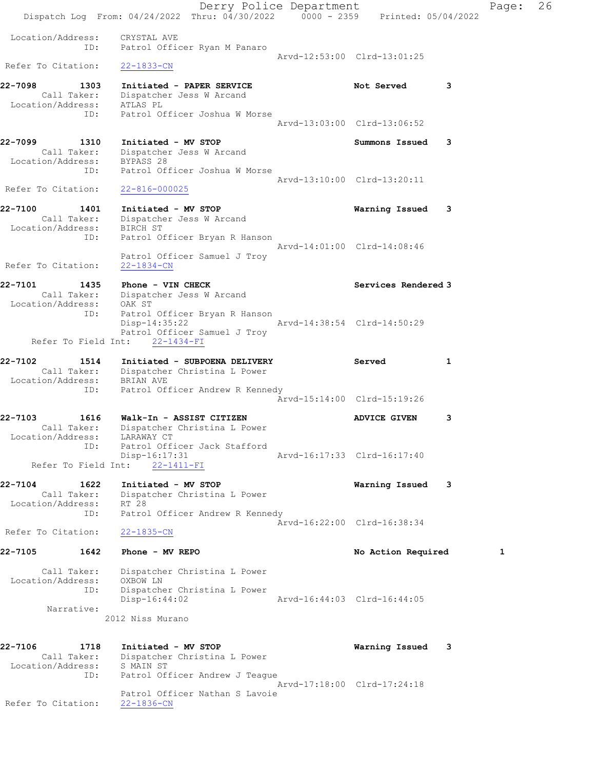```
 Location/Address:    CRYSTAL AVE
               ID:    Patrol Officer Ryan M Panaro
                                              Arvd-12:53:00  Clrd-13:01:25
 Refer To Citation:    22-1833-CN

22-7098        1303    Initiated - PAPER SERVICE                   Not Served        3
        Call Taker:    Dispatcher Jess W Arcand
  Location/Address:    ATLAS PL
               ID:    Patrol Officer Joshua W Morse
                                              Arvd-13:03:00  Clrd-13:06:52

22-7099        1310    Initiated - MV STOP                         Summons Issued    3
        Call Taker:    Dispatcher Jess W Arcand
  Location/Address:    BYPASS 28
               ID:    Patrol Officer Joshua W Morse
                                              Arvd-13:10:00  Clrd-13:20:11
 Refer To Citation:    22-816-000025

22-7100        1401    Initiated - MV STOP                         Warning Issued    3
        Call Taker:    Dispatcher Jess W Arcand
  Location/Address:    BIRCH ST
               ID:    Patrol Officer Bryan R Hanson
                                              Arvd-14:01:00  Clrd-14:08:46
                       Patrol Officer Samuel J Troy
 Refer To Citation:    22-1834-CN

22-7101        1435    Phone - VIN CHECK                           Services Rendered 3
        Call Taker:    Dispatcher Jess W Arcand
  Location/Address:    OAK ST
               ID:    Patrol Officer Bryan R Hanson
                       Disp-14:35:22          Arvd-14:38:54  Clrd-14:50:29
                       Patrol Officer Samuel J Troy
      Refer To Field Int:    22-1434-FI

22-7102        1514    Initiated - SUBPOENA DELIVERY               Served            1
        Call Taker:    Dispatcher Christina L Power
  Location/Address:    BRIAN AVE
               ID:    Patrol Officer Andrew R Kennedy
                                              Arvd-15:14:00  Clrd-15:19:26

22-7103        1616    Walk-In - ASSIST CITIZEN                    ADVICE GIVEN      3
        Call Taker:    Dispatcher Christina L Power
  Location/Address:    LARAWAY CT
               ID:    Patrol Officer Jack Stafford
                       Disp-16:17:31          Arvd-16:17:33  Clrd-16:17:40
      Refer To Field Int:    22-1411-FI

22-7104        1622    Initiated - MV STOP                         Warning Issued    3
        Call Taker:    Dispatcher Christina L Power
  Location/Address:    RT 28
               ID:    Patrol Officer Andrew R Kennedy
                                              Arvd-16:22:00  Clrd-16:38:34
 Refer To Citation:    22-1835-CN

22-7105        1642    Phone - MV REPO                             No Action Required         1

        Call Taker:    Dispatcher Christina L Power
  Location/Address:    OXBOW LN
               ID:    Dispatcher Christina L Power
                       Disp-16:44:02          Arvd-16:44:03  Clrd-16:44:05
         Narrative:
                    2012 Niss Murano


22-7106        1718    Initiated - MV STOP                         Warning Issued    3
        Call Taker:    Dispatcher Christina L Power
  Location/Address:    S MAIN ST
               ID:    Patrol Officer Andrew J Teague
                                              Arvd-17:18:00  Clrd-17:24:18
                       Patrol Officer Nathan S Lavoie
 Refer To Citation:    22-1836-CN
```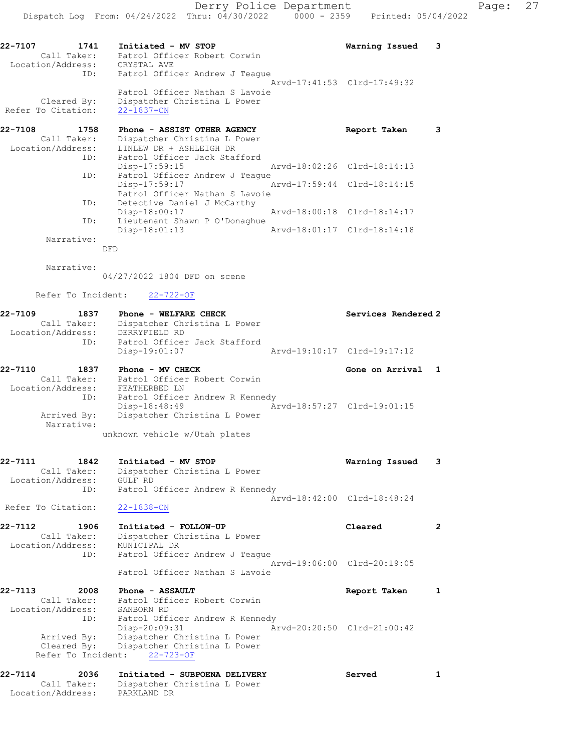22-7107 1741 Initiated - MV STOP Warning Issued 3
Call Taker: Patrol Officer Robert Corwin
Location/Address: CRYSTAL AVE
ID: Patrol Officer Andrew J Teague
Arvd-17:41:53 Clrd-17:49:32
Patrol Officer Nathan S Lavoie
Cleared By: Dispatcher Christina L Power
Refer To Citation: 22-1837-CN

22-7108 1758 Phone - ASSIST OTHER AGENCY Report Taken 3
Call Taker: Dispatcher Christina L Power
Location/Address: LINLEW DR + ASHLEIGH DR
ID: Patrol Officer Jack Stafford
Disp-17:59:15 Arvd-18:02:26 Clrd-18:14:13
ID: Patrol Officer Andrew J Teague
Disp-17:59:17 Arvd-17:59:44 Clrd-18:14:15
Patrol Officer Nathan S Lavoie
ID: Detective Daniel J McCarthy
Disp-18:00:17 Arvd-18:00:18 Clrd-18:14:17
ID: Lieutenant Shawn P O'Donaghue
Disp-18:01:13 Arvd-18:01:17 Clrd-18:14:18
Narrative:
DFD

Narrative:
04/27/2022 1804 DFD on scene

Refer To Incident: 22-722-OF

22-7109 1837 Phone - WELFARE CHECK Services Rendered 2
Call Taker: Dispatcher Christina L Power
Location/Address: DERRYFIELD RD
ID: Patrol Officer Jack Stafford
Disp-19:01:07 Arvd-19:10:17 Clrd-19:17:12

22-7110 1837 Phone - MV CHECK Gone on Arrival 1
Call Taker: Patrol Officer Robert Corwin
Location/Address: FEATHERBED LN
ID: Patrol Officer Andrew R Kennedy
Disp-18:48:49 Arvd-18:57:27 Clrd-19:01:15
Arrived By: Dispatcher Christina L Power
Narrative:
unknown vehicle w/Utah plates

22-7111 1842 Initiated - MV STOP Warning Issued 3
Call Taker: Dispatcher Christina L Power
Location/Address: GULF RD
ID: Patrol Officer Andrew R Kennedy
Arvd-18:42:00 Clrd-18:48:24
Refer To Citation: 22-1838-CN

22-7112 1906 Initiated - FOLLOW-UP Cleared 2
Call Taker: Dispatcher Christina L Power
Location/Address: MUNICIPAL DR
ID: Patrol Officer Andrew J Teague
Arvd-19:06:00 Clrd-20:19:05
Patrol Officer Nathan S Lavoie

22-7113 2008 Phone - ASSAULT Report Taken 1
Call Taker: Patrol Officer Robert Corwin
Location/Address: SANBORN RD
ID: Patrol Officer Andrew R Kennedy
Disp-20:09:31 Arvd-20:20:50 Clrd-21:00:42
Arrived By: Dispatcher Christina L Power
Cleared By: Dispatcher Christina L Power
Refer To Incident: 22-723-OF

22-7114 2036 Initiated - SUBPOENA DELIVERY Served 1
Call Taker: Dispatcher Christina L Power
Location/Address: PARKLAND DR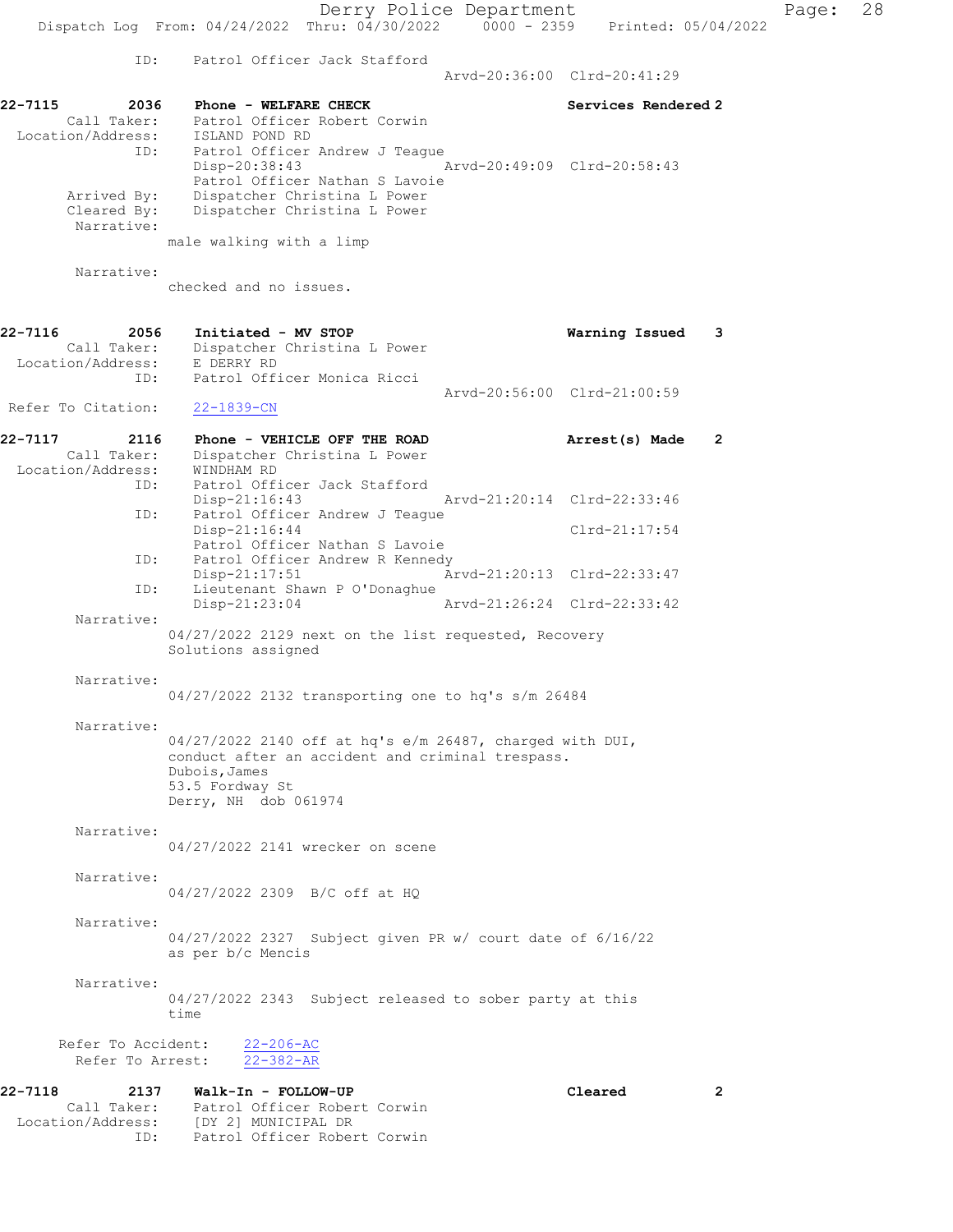```
            ID:    Patrol Officer Jack Stafford
                                              Arvd-20:36:00  Clrd-20:41:29

22-7115        2036    Phone - WELFARE CHECK                         Services Rendered 2
        Call Taker:    Patrol Officer Robert Corwin
  Location/Address:    ISLAND POND RD
               ID:    Patrol Officer Andrew J Teague
                      Disp-20:38:43                  Arvd-20:49:09  Clrd-20:58:43
                      Patrol Officer Nathan S Lavoie
       Arrived By:    Dispatcher Christina L Power
       Cleared By:    Dispatcher Christina L Power
        Narrative:
                   male walking with a limp

        Narrative:
                   checked and no issues.


22-7116        2056    Initiated - MV STOP                           Warning Issued    3
        Call Taker:    Dispatcher Christina L Power
  Location/Address:    E DERRY RD
               ID:    Patrol Officer Monica Ricci
                                              Arvd-20:56:00  Clrd-21:00:59
 Refer To Citation:    22-1839-CN

22-7117        2116    Phone - VEHICLE OFF THE ROAD                  Arrest(s) Made    2
        Call Taker:    Dispatcher Christina L Power
  Location/Address:    WINDHAM RD
               ID:    Patrol Officer Jack Stafford
                      Disp-21:16:43                  Arvd-21:20:14  Clrd-22:33:46
               ID:    Patrol Officer Andrew J Teague
                      Disp-21:16:44                                 Clrd-21:17:54
                      Patrol Officer Nathan S Lavoie
               ID:    Patrol Officer Andrew R Kennedy
                      Disp-21:17:51                  Arvd-21:20:13  Clrd-22:33:47
               ID:    Lieutenant Shawn P O'Donaghue
                      Disp-21:23:04                  Arvd-21:26:24  Clrd-22:33:42
        Narrative:
                   04/27/2022 2129 next on the list requested, Recovery
                   Solutions assigned

        Narrative:
                   04/27/2022 2132 transporting one to hq's s/m 26484

        Narrative:
                   04/27/2022 2140 off at hq's e/m 26487, charged with DUI,
                   conduct after an accident and criminal trespass.
                   Dubois,James
                   53.5 Fordway St
                   Derry, NH  dob 061974

        Narrative:
                   04/27/2022 2141 wrecker on scene

        Narrative:
                   04/27/2022 2309  B/C off at HQ

        Narrative:
                   04/27/2022 2327  Subject given PR w/ court date of 6/16/22
                   as per b/c Mencis

        Narrative:
                   04/27/2022 2343  Subject released to sober party at this
                   time

      Refer To Accident:    22-206-AC
        Refer To Arrest:    22-382-AR

22-7118        2137    Walk-In - FOLLOW-UP                           Cleared           2
        Call Taker:    Patrol Officer Robert Corwin
  Location/Address:    [DY 2] MUNICIPAL DR
               ID:    Patrol Officer Robert Corwin
```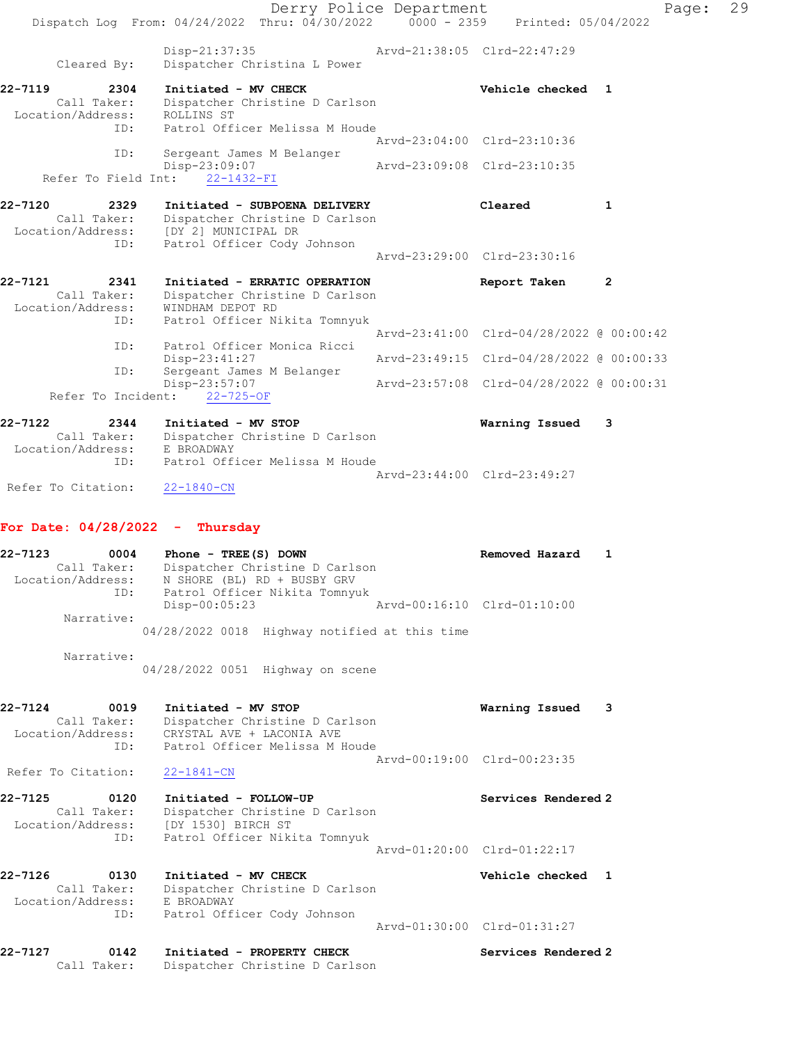Derry Police Department
Dispatch Log From: 04/24/2022 Thru: 04/30/2022 0000 - 2359 Printed: 05/04/2022

```
              Disp-21:37:35                 Arvd-21:38:05  Clrd-22:47:29
   Cleared By:    Dispatcher Christina L Power

22-7119        2304    Initiated - MV CHECK                    Vehicle checked  1
     Call Taker:       Dispatcher Christine D Carlson
 Location/Address:     ROLLINS ST
             ID:       Patrol Officer Melissa M Houde
                                                    Arvd-23:04:00  Clrd-23:10:36
             ID:       Sergeant James M Belanger
                       Disp-23:09:07                Arvd-23:09:08  Clrd-23:10:35
   Refer To Field Int:    22-1432-FI

22-7120        2329    Initiated - SUBPOENA DELIVERY           Cleared          1
     Call Taker:       Dispatcher Christine D Carlson
 Location/Address:     [DY 2] MUNICIPAL DR
             ID:       Patrol Officer Cody Johnson
                                                    Arvd-23:29:00  Clrd-23:30:16

22-7121        2341    Initiated - ERRATIC OPERATION           Report Taken     2
     Call Taker:       Dispatcher Christine D Carlson
 Location/Address:     WINDHAM DEPOT RD
             ID:       Patrol Officer Nikita Tomnyuk
                                                    Arvd-23:41:00  Clrd-04/28/2022 @ 00:00:42
             ID:       Patrol Officer Monica Ricci
                       Disp-23:41:27                Arvd-23:49:15  Clrd-04/28/2022 @ 00:00:33
             ID:       Sergeant James M Belanger
                       Disp-23:57:07                Arvd-23:57:08  Clrd-04/28/2022 @ 00:00:31
    Refer To Incident:    22-725-OF

22-7122        2344    Initiated - MV STOP                     Warning Issued   3
     Call Taker:       Dispatcher Christine D Carlson
 Location/Address:     E BROADWAY
             ID:       Patrol Officer Melissa M Houde
                                                    Arvd-23:44:00  Clrd-23:49:27
 Refer To Citation:    22-1840-CN
```

**For Date: 04/28/2022 - Thursday**

```
22-7123        0004    Phone - TREE(S) DOWN                    Removed Hazard   1
     Call Taker:       Dispatcher Christine D Carlson
 Location/Address:     N SHORE (BL) RD + BUSBY GRV
             ID:       Patrol Officer Nikita Tomnyuk
                       Disp-00:05:23                Arvd-00:16:10  Clrd-01:10:00
       Narrative:
                 04/28/2022 0018  Highway notified at this time

       Narrative:
                 04/28/2022 0051  Highway on scene

22-7124        0019    Initiated - MV STOP                     Warning Issued   3
     Call Taker:       Dispatcher Christine D Carlson
 Location/Address:     CRYSTAL AVE + LACONIA AVE
             ID:       Patrol Officer Melissa M Houde
                                                    Arvd-00:19:00  Clrd-00:23:35
 Refer To Citation:    22-1841-CN

22-7125        0120    Initiated - FOLLOW-UP                   Services Rendered 2
     Call Taker:       Dispatcher Christine D Carlson
 Location/Address:     [DY 1530] BIRCH ST
             ID:       Patrol Officer Nikita Tomnyuk
                                                    Arvd-01:20:00  Clrd-01:22:17

22-7126        0130    Initiated - MV CHECK                    Vehicle checked  1
     Call Taker:       Dispatcher Christine D Carlson
 Location/Address:     E BROADWAY
             ID:       Patrol Officer Cody Johnson
                                                    Arvd-01:30:00  Clrd-01:31:27

22-7127        0142    Initiated - PROPERTY CHECK              Services Rendered 2
     Call Taker:       Dispatcher Christine D Carlson
```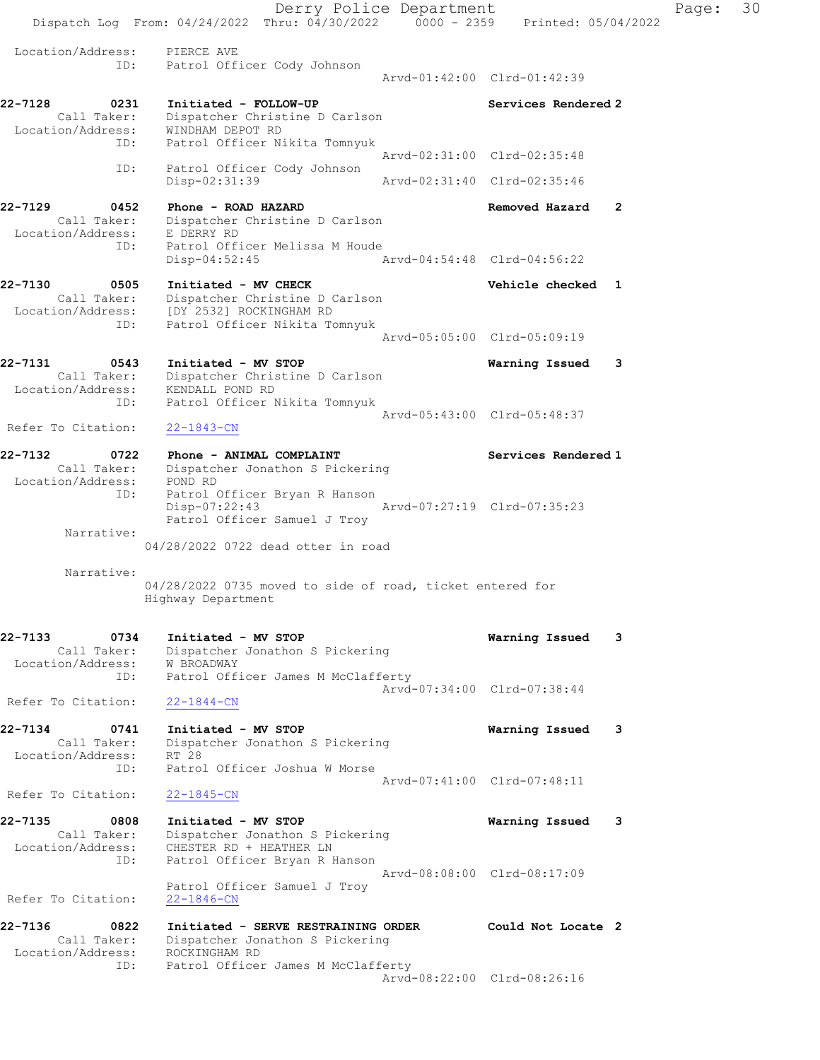```
 Location/Address:     PIERCE AVE
               ID:     Patrol Officer Cody Johnson
                                                  Arvd-01:42:00  Clrd-01:42:39

22-7128        0231    Initiated - FOLLOW-UP                      Services Rendered 2
       Call Taker:     Dispatcher Christine D Carlson
 Location/Address:     WINDHAM DEPOT RD
               ID:     Patrol Officer Nikita Tomnyuk
                                                  Arvd-02:31:00  Clrd-02:35:48
               ID:     Patrol Officer Cody Johnson
                       Disp-02:31:39              Arvd-02:31:40  Clrd-02:35:46

22-7129        0452    Phone - ROAD HAZARD                        Removed Hazard    2
       Call Taker:     Dispatcher Christine D Carlson
 Location/Address:     E DERRY RD
               ID:     Patrol Officer Melissa M Houde
                       Disp-04:52:45              Arvd-04:54:48  Clrd-04:56:22

22-7130        0505    Initiated - MV CHECK                       Vehicle checked   1
       Call Taker:     Dispatcher Christine D Carlson
 Location/Address:     [DY 2532] ROCKINGHAM RD
               ID:     Patrol Officer Nikita Tomnyuk
                                                  Arvd-05:05:00  Clrd-05:09:19

22-7131        0543    Initiated - MV STOP                        Warning Issued    3
       Call Taker:     Dispatcher Christine D Carlson
 Location/Address:     KENDALL POND RD
               ID:     Patrol Officer Nikita Tomnyuk
                                                  Arvd-05:43:00  Clrd-05:48:37
 Refer To Citation:    22-1843-CN

22-7132        0722    Phone - ANIMAL COMPLAINT                   Services Rendered 1
       Call Taker:     Dispatcher Jonathon S Pickering
 Location/Address:     POND RD
               ID:     Patrol Officer Bryan R Hanson
                       Disp-07:22:43              Arvd-07:27:19  Clrd-07:35:23
                       Patrol Officer Samuel J Troy
        Narrative:
                     04/28/2022 0722 dead otter in road

        Narrative:
                     04/28/2022 0735 moved to side of road, ticket entered for
                     Highway Department

22-7133        0734    Initiated - MV STOP                        Warning Issued    3
       Call Taker:     Dispatcher Jonathon S Pickering
 Location/Address:     W BROADWAY
               ID:     Patrol Officer James M McClafferty
                                                  Arvd-07:34:00  Clrd-07:38:44
 Refer To Citation:    22-1844-CN

22-7134        0741    Initiated - MV STOP                        Warning Issued    3
       Call Taker:     Dispatcher Jonathon S Pickering
 Location/Address:     RT 28
               ID:     Patrol Officer Joshua W Morse
                                                  Arvd-07:41:00  Clrd-07:48:11
 Refer To Citation:    22-1845-CN

22-7135        0808    Initiated - MV STOP                        Warning Issued    3
       Call Taker:     Dispatcher Jonathon S Pickering
 Location/Address:     CHESTER RD + HEATHER LN
               ID:     Patrol Officer Bryan R Hanson
                                                  Arvd-08:08:00  Clrd-08:17:09
                       Patrol Officer Samuel J Troy
 Refer To Citation:    22-1846-CN

22-7136        0822    Initiated - SERVE RESTRAINING ORDER        Could Not Locate  2
       Call Taker:     Dispatcher Jonathon S Pickering
 Location/Address:     ROCKINGHAM RD
               ID:     Patrol Officer James M McClafferty
                                                  Arvd-08:22:00  Clrd-08:26:16
```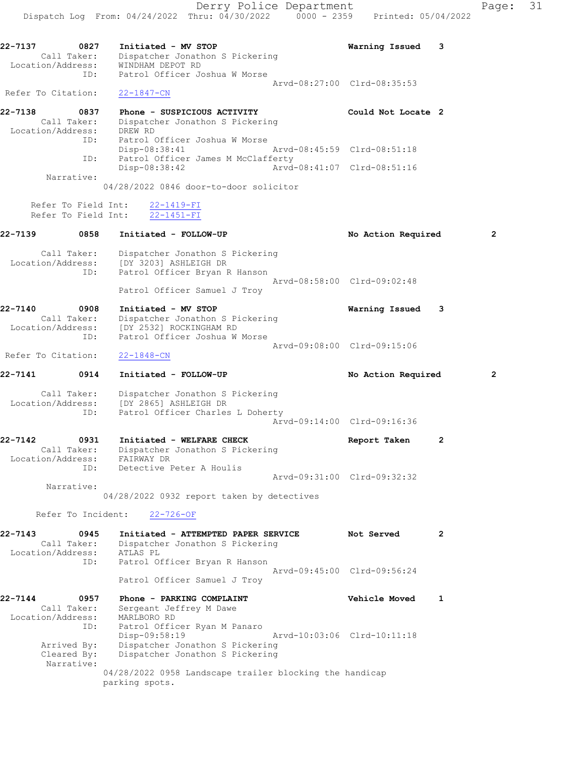22-7137 0827 Initiated - MV STOP Warning Issued 3
Call Taker: Dispatcher Jonathon S Pickering
Location/Address: WINDHAM DEPOT RD
ID: Patrol Officer Joshua W Morse
Arvd-08:27:00 Clrd-08:35:53
Refer To Citation: 22-1847-CN

22-7138 0837 Phone - SUSPICIOUS ACTIVITY Could Not Locate 2
Call Taker: Dispatcher Jonathon S Pickering
Location/Address: DREW RD
ID: Patrol Officer Joshua W Morse
Disp-08:38:41 Arvd-08:45:59 Clrd-08:51:18
ID: Patrol Officer James M McClafferty
Disp-08:38:42 Arvd-08:41:07 Clrd-08:51:16
Narrative:
04/28/2022 0846 door-to-door solicitor

Refer To Field Int: 22-1419-FI
Refer To Field Int: 22-1451-FI

22-7139 0858 Initiated - FOLLOW-UP No Action Required 2
Call Taker: Dispatcher Jonathon S Pickering
Location/Address: [DY 3203] ASHLEIGH DR
ID: Patrol Officer Bryan R Hanson
Arvd-08:58:00 Clrd-09:02:48
Patrol Officer Samuel J Troy

22-7140 0908 Initiated - MV STOP Warning Issued 3
Call Taker: Dispatcher Jonathon S Pickering
Location/Address: [DY 2532] ROCKINGHAM RD
ID: Patrol Officer Joshua W Morse
Arvd-09:08:00 Clrd-09:15:06
Refer To Citation: 22-1848-CN

22-7141 0914 Initiated - FOLLOW-UP No Action Required 2
Call Taker: Dispatcher Jonathon S Pickering
Location/Address: [DY 2865] ASHLEIGH DR
ID: Patrol Officer Charles L Doherty
Arvd-09:14:00 Clrd-09:16:36

22-7142 0931 Initiated - WELFARE CHECK Report Taken 2
Call Taker: Dispatcher Jonathon S Pickering
Location/Address: FAIRWAY DR
ID: Detective Peter A Houlis
Arvd-09:31:00 Clrd-09:32:32
Narrative:
04/28/2022 0932 report taken by detectives

Refer To Incident: 22-726-OF

22-7143 0945 Initiated - ATTEMPTED PAPER SERVICE Not Served 2
Call Taker: Dispatcher Jonathon S Pickering
Location/Address: ATLAS PL
ID: Patrol Officer Bryan R Hanson
Arvd-09:45:00 Clrd-09:56:24
Patrol Officer Samuel J Troy

22-7144 0957 Phone - PARKING COMPLAINT Vehicle Moved 1
Call Taker: Sergeant Jeffrey M Dawe
Location/Address: MARLBORO RD
ID: Patrol Officer Ryan M Panaro
Disp-09:58:19 Arvd-10:03:06 Clrd-10:11:18
Arrived By: Dispatcher Jonathon S Pickering
Cleared By: Dispatcher Jonathon S Pickering
Narrative:
04/28/2022 0958 Landscape trailer blocking the handicap parking spots.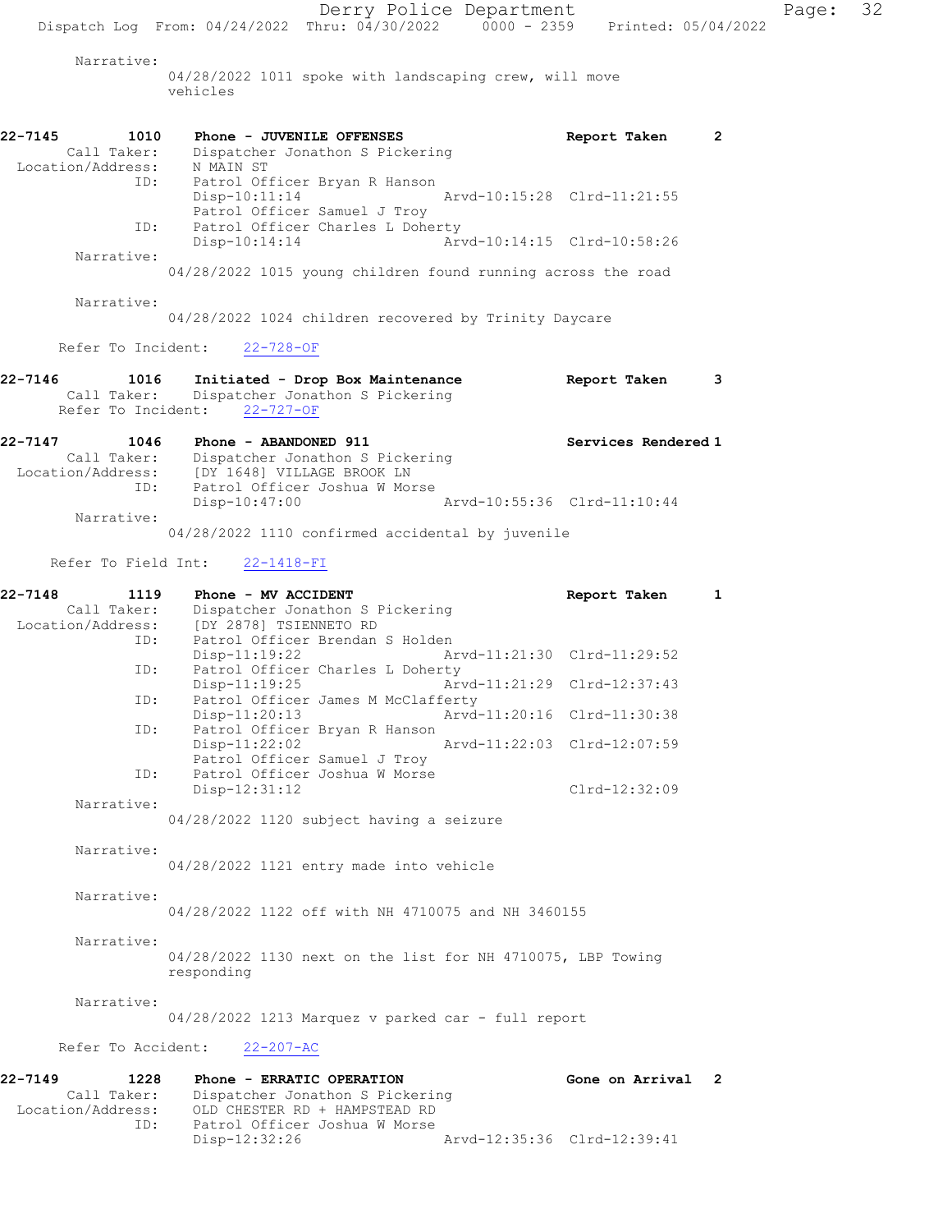Narrative:
04/28/2022 1011 spoke with landscaping crew, will move vehicles

**22-7145** 1010 **Phone - JUVENILE OFFENSES** **Report Taken** **2**
Call Taker: Dispatcher Jonathon S Pickering
Location/Address: N MAIN ST
ID: Patrol Officer Bryan R Hanson
Disp-10:11:14 Arvd-10:15:28 Clrd-11:21:55
Patrol Officer Samuel J Troy
ID: Patrol Officer Charles L Doherty
Disp-10:14:14 Arvd-10:14:15 Clrd-10:58:26
Narrative:
04/28/2022 1015 young children found running across the road

Narrative:
04/28/2022 1024 children recovered by Trinity Daycare

Refer To Incident: 22-728-OF

**22-7146** 1016 **Initiated - Drop Box Maintenance** **Report Taken** **3**
Call Taker: Dispatcher Jonathon S Pickering
Refer To Incident: 22-727-OF

**22-7147** 1046 **Phone - ABANDONED 911** **Services Rendered 1**
Call Taker: Dispatcher Jonathon S Pickering
Location/Address: [DY 1648] VILLAGE BROOK LN
ID: Patrol Officer Joshua W Morse
Disp-10:47:00 Arvd-10:55:36 Clrd-11:10:44
Narrative:
04/28/2022 1110 confirmed accidental by juvenile

Refer To Field Int: 22-1418-FI

**22-7148** 1119 **Phone - MV ACCIDENT** **Report Taken** **1**
Call Taker: Dispatcher Jonathon S Pickering
Location/Address: [DY 2878] TSIENNETO RD
ID: Patrol Officer Brendan S Holden
Disp-11:19:22 Arvd-11:21:30 Clrd-11:29:52
ID: Patrol Officer Charles L Doherty
Disp-11:19:25 Arvd-11:21:29 Clrd-12:37:43
ID: Patrol Officer James M McClafferty
Disp-11:20:13 Arvd-11:20:16 Clrd-11:30:38
ID: Patrol Officer Bryan R Hanson
Disp-11:22:02 Arvd-11:22:03 Clrd-12:07:59
Patrol Officer Samuel J Troy
ID: Patrol Officer Joshua W Morse
Disp-12:31:12 Clrd-12:32:09
Narrative:
04/28/2022 1120 subject having a seizure

Narrative:
04/28/2022 1121 entry made into vehicle

Narrative:
04/28/2022 1122 off with NH 4710075 and NH 3460155

Narrative:
04/28/2022 1130 next on the list for NH 4710075, LBP Towing responding

Narrative:
04/28/2022 1213 Marquez v parked car - full report

Refer To Accident: 22-207-AC

**22-7149** 1228 **Phone - ERRATIC OPERATION** **Gone on Arrival** **2**
Call Taker: Dispatcher Jonathon S Pickering
Location/Address: OLD CHESTER RD + HAMPSTEAD RD
ID: Patrol Officer Joshua W Morse
Disp-12:32:26 Arvd-12:35:36 Clrd-12:39:41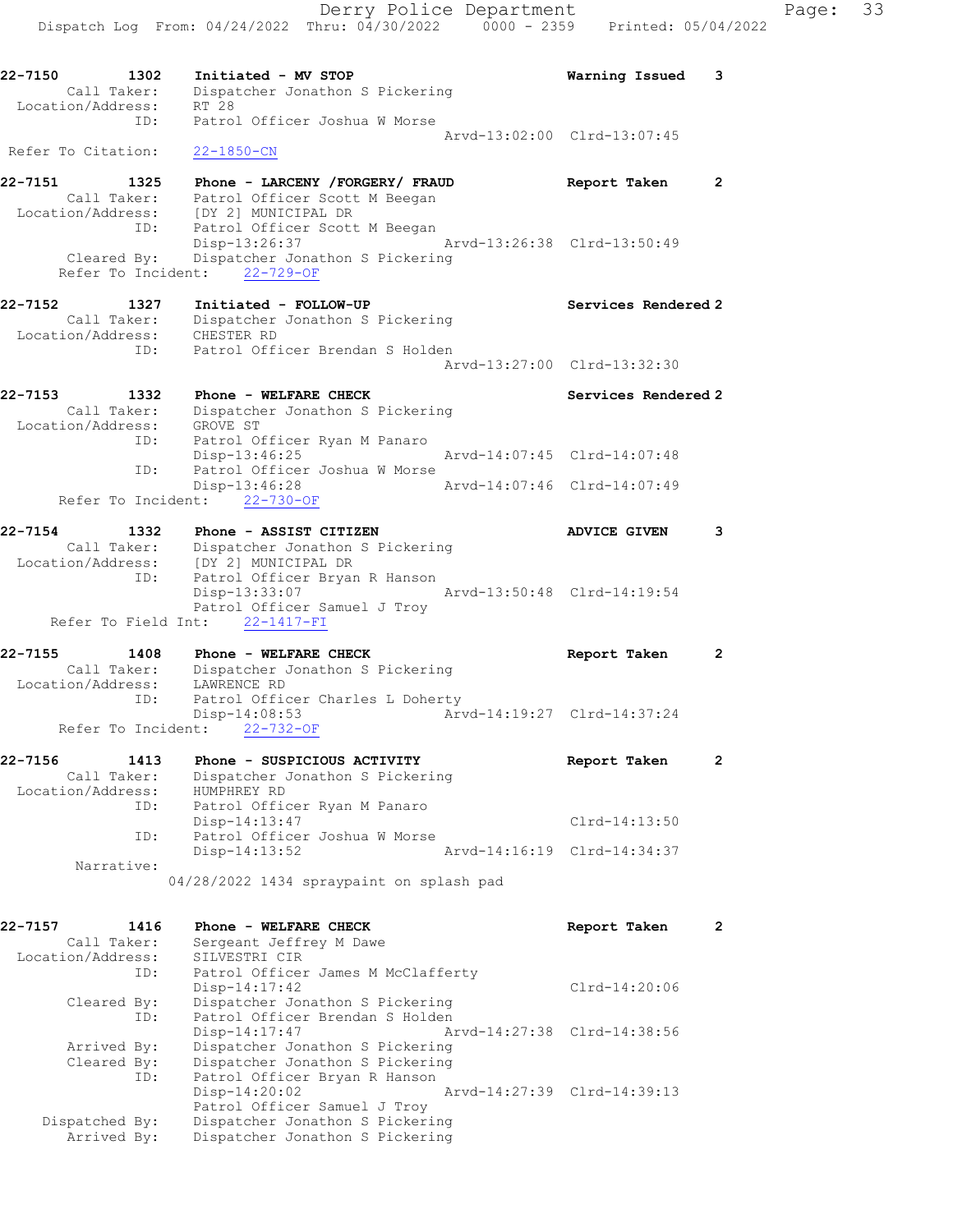22-7150 1302 Initiated - MV STOP Warning Issued 3
Call Taker: Dispatcher Jonathon S Pickering
Location/Address: RT 28
ID: Patrol Officer Joshua W Morse
Arvd-13:02:00 Clrd-13:07:45
Refer To Citation: 22-1850-CN

22-7151 1325 Phone - LARCENY /FORGERY/ FRAUD Report Taken 2
Call Taker: Patrol Officer Scott M Beegan
Location/Address: [DY 2] MUNICIPAL DR
ID: Patrol Officer Scott M Beegan
Disp-13:26:37 Arvd-13:26:38 Clrd-13:50:49
Cleared By: Dispatcher Jonathon S Pickering
Refer To Incident: 22-729-OF

22-7152 1327 Initiated - FOLLOW-UP Services Rendered 2
Call Taker: Dispatcher Jonathon S Pickering
Location/Address: CHESTER RD
ID: Patrol Officer Brendan S Holden
Arvd-13:27:00 Clrd-13:32:30

22-7153 1332 Phone - WELFARE CHECK Services Rendered 2
Call Taker: Dispatcher Jonathon S Pickering
Location/Address: GROVE ST
ID: Patrol Officer Ryan M Panaro
Disp-13:46:25 Arvd-14:07:45 Clrd-14:07:48
ID: Patrol Officer Joshua W Morse
Disp-13:46:28 Arvd-14:07:46 Clrd-14:07:49
Refer To Incident: 22-730-OF

22-7154 1332 Phone - ASSIST CITIZEN ADVICE GIVEN 3
Call Taker: Dispatcher Jonathon S Pickering
Location/Address: [DY 2] MUNICIPAL DR
ID: Patrol Officer Bryan R Hanson
Disp-13:33:07 Arvd-13:50:48 Clrd-14:19:54
Patrol Officer Samuel J Troy
Refer To Field Int: 22-1417-FI

22-7155 1408 Phone - WELFARE CHECK Report Taken 2
Call Taker: Dispatcher Jonathon S Pickering
Location/Address: LAWRENCE RD
ID: Patrol Officer Charles L Doherty
Disp-14:08:53 Arvd-14:19:27 Clrd-14:37:24
Refer To Incident: 22-732-OF

22-7156 1413 Phone - SUSPICIOUS ACTIVITY Report Taken 2
Call Taker: Dispatcher Jonathon S Pickering
Location/Address: HUMPHREY RD
ID: Patrol Officer Ryan M Panaro
Disp-14:13:47 Clrd-14:13:50
ID: Patrol Officer Joshua W Morse
Disp-14:13:52 Arvd-14:16:19 Clrd-14:34:37
Narrative:
04/28/2022 1434 spraypaint on splash pad

22-7157 1416 Phone - WELFARE CHECK Report Taken 2
Call Taker: Sergeant Jeffrey M Dawe
Location/Address: SILVESTRI CIR
ID: Patrol Officer James M McClafferty
Disp-14:17:42 Clrd-14:20:06
Cleared By: Dispatcher Jonathon S Pickering
ID: Patrol Officer Brendan S Holden
Disp-14:17:47 Arvd-14:27:38 Clrd-14:38:56
Arrived By: Dispatcher Jonathon S Pickering
Cleared By: Dispatcher Jonathon S Pickering
ID: Patrol Officer Bryan R Hanson
Disp-14:20:02 Arvd-14:27:39 Clrd-14:39:13
Patrol Officer Samuel J Troy
Dispatched By: Dispatcher Jonathon S Pickering
Arrived By: Dispatcher Jonathon S Pickering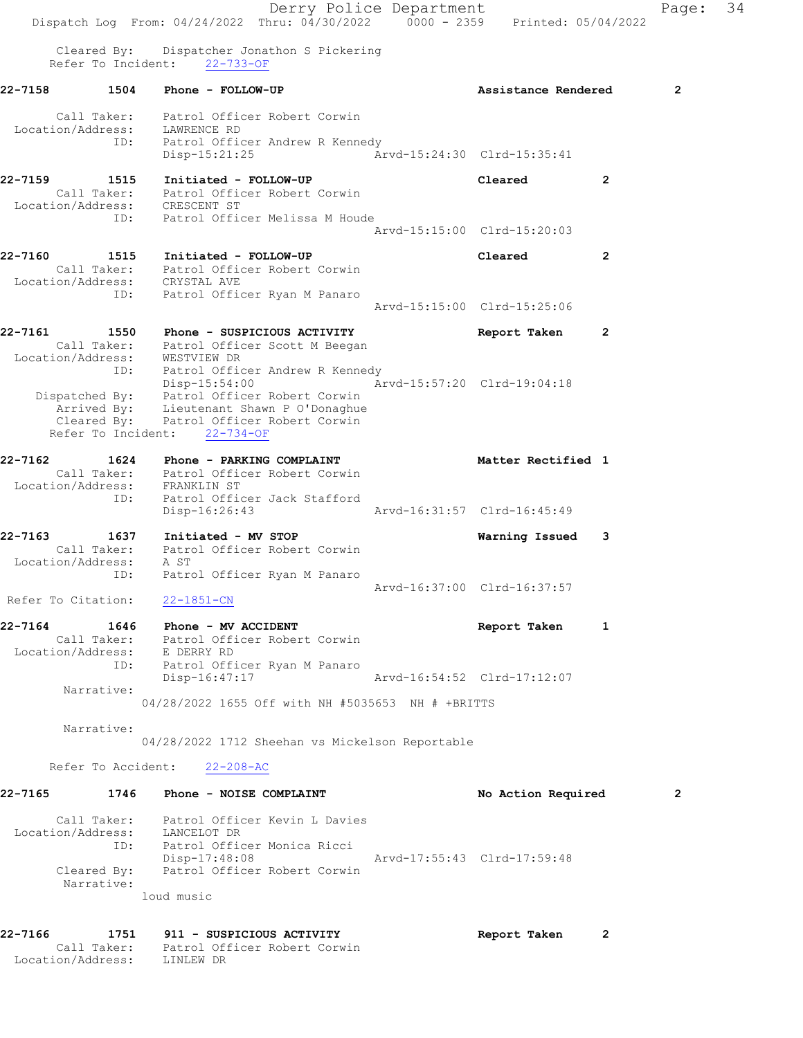Cleared By: Dispatcher Jonathon S Pickering
Refer To Incident: 22-733-OF

**22-7158 1504 Phone - FOLLOW-UP** — Assistance Rendered 2

Call Taker: Patrol Officer Robert Corwin
Location/Address: LAWRENCE RD
ID: Patrol Officer Andrew R Kennedy
Disp-15:21:25 Arvd-15:24:30 Clrd-15:35:41

**22-7159 1515 Initiated - FOLLOW-UP** — Cleared 2

Call Taker: Patrol Officer Robert Corwin
Location/Address: CRESCENT ST
ID: Patrol Officer Melissa M Houde
Arvd-15:15:00 Clrd-15:20:03

**22-7160 1515 Initiated - FOLLOW-UP** — Cleared 2

Call Taker: Patrol Officer Robert Corwin
Location/Address: CRYSTAL AVE
ID: Patrol Officer Ryan M Panaro
Arvd-15:15:00 Clrd-15:25:06

**22-7161 1550 Phone - SUSPICIOUS ACTIVITY** — Report Taken 2

Call Taker: Patrol Officer Scott M Beegan
Location/Address: WESTVIEW DR
ID: Patrol Officer Andrew R Kennedy
Disp-15:54:00 Arvd-15:57:20 Clrd-19:04:18
Dispatched By: Patrol Officer Robert Corwin
Arrived By: Lieutenant Shawn P O'Donaghue
Cleared By: Patrol Officer Robert Corwin
Refer To Incident: 22-734-OF

**22-7162 1624 Phone - PARKING COMPLAINT** — Matter Rectified 1

Call Taker: Patrol Officer Robert Corwin
Location/Address: FRANKLIN ST
ID: Patrol Officer Jack Stafford
Disp-16:26:43 Arvd-16:31:57 Clrd-16:45:49

**22-7163 1637 Initiated - MV STOP** — Warning Issued 3

Call Taker: Patrol Officer Robert Corwin
Location/Address: A ST
ID: Patrol Officer Ryan M Panaro
Arvd-16:37:00 Clrd-16:37:57
Refer To Citation: 22-1851-CN

**22-7164 1646 Phone - MV ACCIDENT** — Report Taken 1

Call Taker: Patrol Officer Robert Corwin
Location/Address: E DERRY RD
ID: Patrol Officer Ryan M Panaro
Disp-16:47:17 Arvd-16:54:52 Clrd-17:12:07
Narrative:
04/28/2022 1655 Off with NH #5035653 NH # +BRITTS

Narrative:
04/28/2022 1712 Sheehan vs Mickelson Reportable

Refer To Accident: 22-208-AC

**22-7165 1746 Phone - NOISE COMPLAINT** — No Action Required 2

Call Taker: Patrol Officer Kevin L Davies
Location/Address: LANCELOT DR
ID: Patrol Officer Monica Ricci
Disp-17:48:08 Arvd-17:55:43 Clrd-17:59:48
Cleared By: Patrol Officer Robert Corwin
Narrative:
loud music

**22-7166 1751 911 - SUSPICIOUS ACTIVITY** — Report Taken 2

Call Taker: Patrol Officer Robert Corwin
Location/Address: LINLEW DR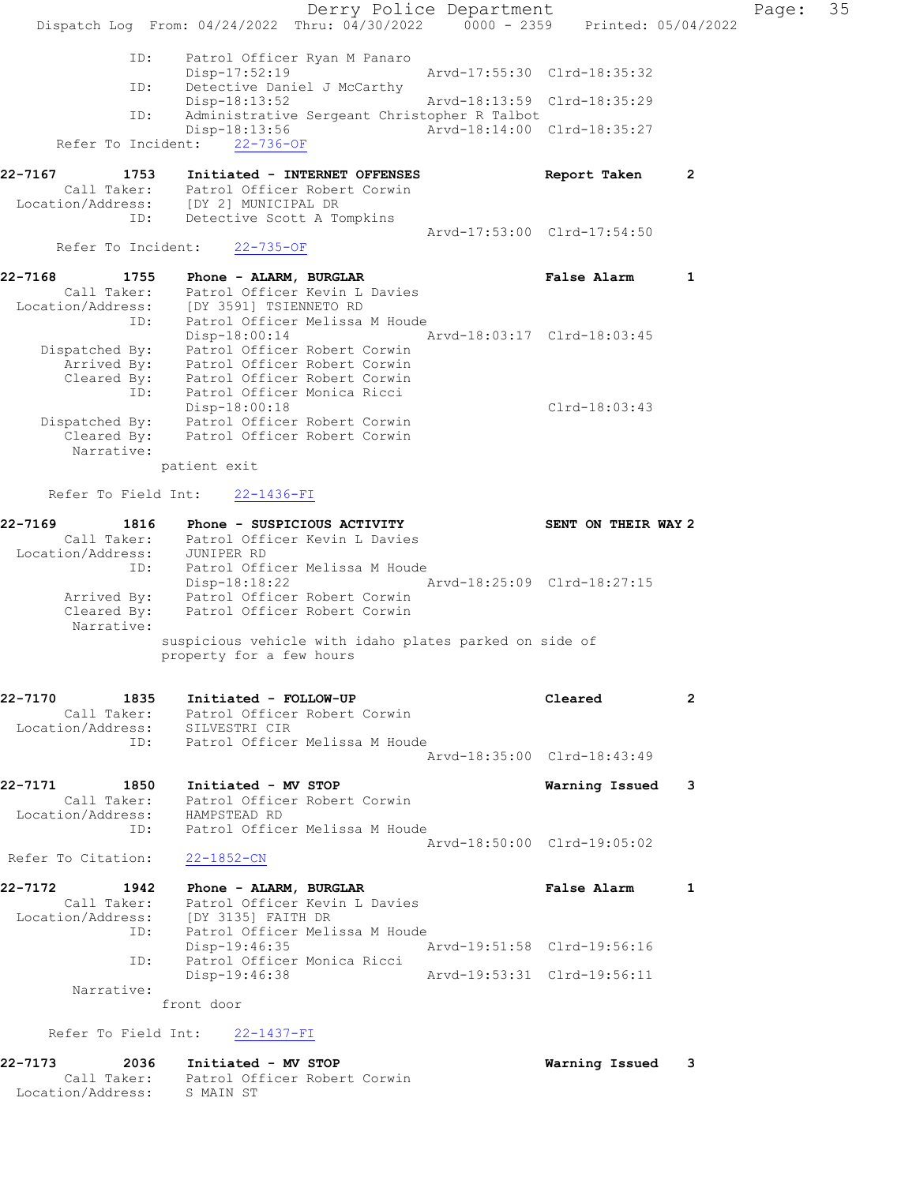```
            ID:     Patrol Officer Ryan M Panaro
                    Disp-17:52:19                   Arvd-17:55:30  Clrd-18:35:32
            ID:     Detective Daniel J McCarthy
                    Disp-18:13:52                   Arvd-18:13:59  Clrd-18:35:29
            ID:     Administrative Sergeant Christopher R Talbot
                    Disp-18:13:56                   Arvd-18:14:00  Clrd-18:35:27
     Refer To Incident:    22-736-OF

22-7167        1753    Initiated - INTERNET OFFENSES              Report Taken      2
        Call Taker:    Patrol Officer Robert Corwin
  Location/Address:    [DY 2] MUNICIPAL DR
                ID:    Detective Scott A Tompkins
                                                    Arvd-17:53:00  Clrd-17:54:50
     Refer To Incident:    22-735-OF

22-7168        1755    Phone - ALARM, BURGLAR                     False Alarm       1
        Call Taker:    Patrol Officer Kevin L Davies
  Location/Address:    [DY 3591] TSIENNETO RD
                ID:    Patrol Officer Melissa M Houde
                       Disp-18:00:14                Arvd-18:03:17  Clrd-18:03:45
     Dispatched By:    Patrol Officer Robert Corwin
        Arrived By:    Patrol Officer Robert Corwin
        Cleared By:    Patrol Officer Robert Corwin
                ID:    Patrol Officer Monica Ricci
                       Disp-18:00:18                               Clrd-18:03:43
     Dispatched By:    Patrol Officer Robert Corwin
        Cleared By:    Patrol Officer Robert Corwin
         Narrative:
                    patient exit

     Refer To Field Int:    22-1436-FI

22-7169        1816    Phone - SUSPICIOUS ACTIVITY                SENT ON THEIR WAY 2
        Call Taker:    Patrol Officer Kevin L Davies
  Location/Address:    JUNIPER RD
                ID:    Patrol Officer Melissa M Houde
                       Disp-18:18:22                Arvd-18:25:09  Clrd-18:27:15
        Arrived By:    Patrol Officer Robert Corwin
        Cleared By:    Patrol Officer Robert Corwin
         Narrative:
                    suspicious vehicle with idaho plates parked on side of
                    property for a few hours


22-7170        1835    Initiated - FOLLOW-UP                      Cleared           2
        Call Taker:    Patrol Officer Robert Corwin
  Location/Address:    SILVESTRI CIR
                ID:    Patrol Officer Melissa M Houde
                                                    Arvd-18:35:00  Clrd-18:43:49

22-7171        1850    Initiated - MV STOP                        Warning Issued    3
        Call Taker:    Patrol Officer Robert Corwin
  Location/Address:    HAMPSTEAD RD
                ID:    Patrol Officer Melissa M Houde
                                                    Arvd-18:50:00  Clrd-19:05:02
 Refer To Citation:    22-1852-CN

22-7172        1942    Phone - ALARM, BURGLAR                     False Alarm       1
        Call Taker:    Patrol Officer Kevin L Davies
  Location/Address:    [DY 3135] FAITH DR
                ID:    Patrol Officer Melissa M Houde
                       Disp-19:46:35                Arvd-19:51:58  Clrd-19:56:16
                ID:    Patrol Officer Monica Ricci
                       Disp-19:46:38                Arvd-19:53:31  Clrd-19:56:11
         Narrative:
                    front door

     Refer To Field Int:    22-1437-FI

22-7173        2036    Initiated - MV STOP                        Warning Issued    3
        Call Taker:    Patrol Officer Robert Corwin
  Location/Address:    S MAIN ST
```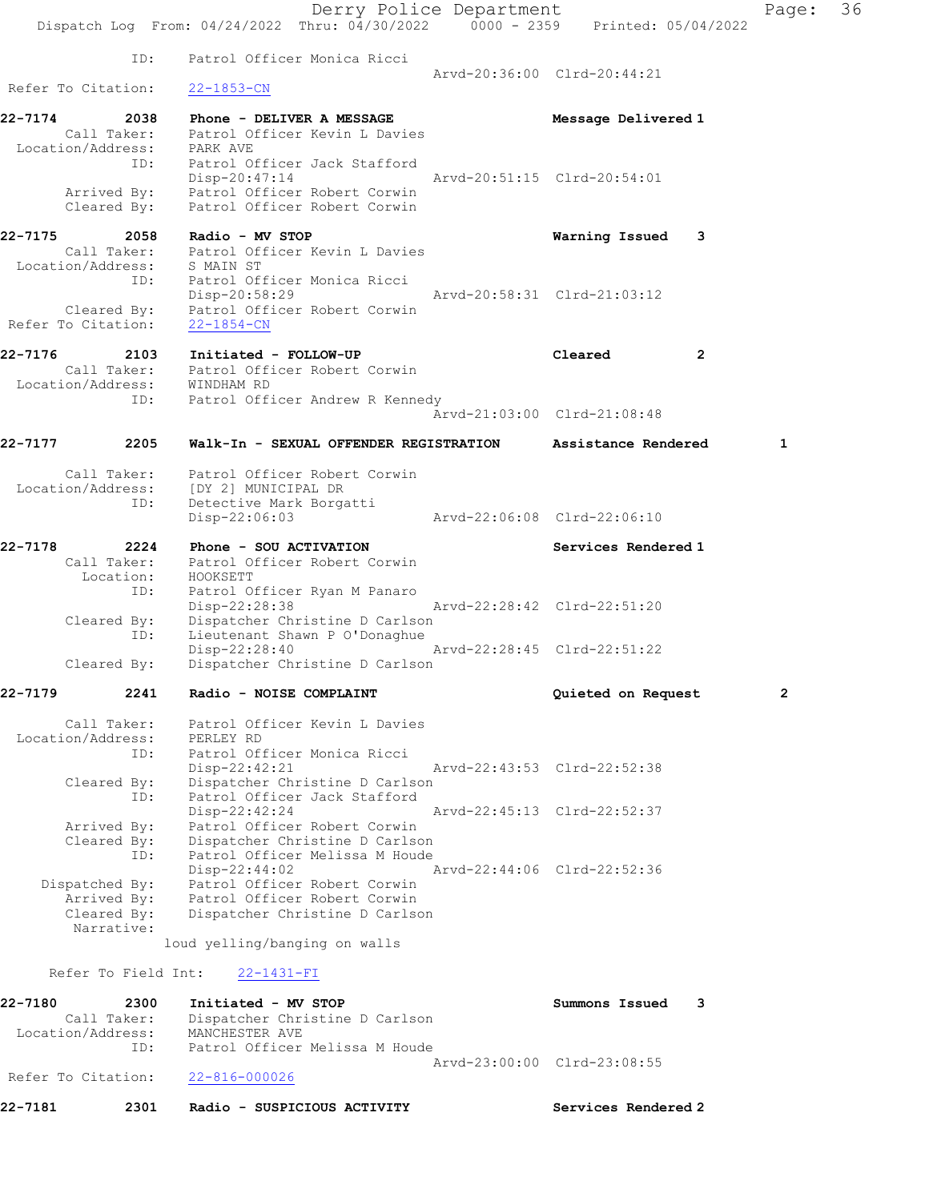```
              ID:      Patrol Officer Monica Ricci
                                                      Arvd-20:36:00  Clrd-20:44:21
 Refer To Citation:    22-1853-CN

22-7174        2038    Phone - DELIVER A MESSAGE                    Message Delivered 1
        Call Taker:    Patrol Officer Kevin L Davies
  Location/Address:    PARK AVE
                ID:    Patrol Officer Jack Stafford
                       Disp-20:47:14                  Arvd-20:51:15  Clrd-20:54:01
        Arrived By:    Patrol Officer Robert Corwin
        Cleared By:    Patrol Officer Robert Corwin

22-7175        2058    Radio - MV STOP                              Warning Issued    3
        Call Taker:    Patrol Officer Kevin L Davies
  Location/Address:    S MAIN ST
                ID:    Patrol Officer Monica Ricci
                       Disp-20:58:29                  Arvd-20:58:31  Clrd-21:03:12
        Cleared By:    Patrol Officer Robert Corwin
 Refer To Citation:    22-1854-CN

22-7176        2103    Initiated - FOLLOW-UP                        Cleared           2
        Call Taker:    Patrol Officer Robert Corwin
  Location/Address:    WINDHAM RD
                ID:    Patrol Officer Andrew R Kennedy
                                                      Arvd-21:03:00  Clrd-21:08:48

22-7177        2205    Walk-In - SEXUAL OFFENDER REGISTRATION       Assistance Rendered        1

        Call Taker:    Patrol Officer Robert Corwin
  Location/Address:    [DY 2] MUNICIPAL DR
                ID:    Detective Mark Borgatti
                       Disp-22:06:03                  Arvd-22:06:08  Clrd-22:06:10

22-7178        2224    Phone - SOU ACTIVATION                       Services Rendered 1
        Call Taker:    Patrol Officer Robert Corwin
          Location:    HOOKSETT
                ID:    Patrol Officer Ryan M Panaro
                       Disp-22:28:38                  Arvd-22:28:42  Clrd-22:51:20
        Cleared By:    Dispatcher Christine D Carlson
                ID:    Lieutenant Shawn P O'Donaghue
                       Disp-22:28:40                  Arvd-22:28:45  Clrd-22:51:22
        Cleared By:    Dispatcher Christine D Carlson

22-7179        2241    Radio - NOISE COMPLAINT                      Quieted on Request         2

        Call Taker:    Patrol Officer Kevin L Davies
  Location/Address:    PERLEY RD
                ID:    Patrol Officer Monica Ricci
                       Disp-22:42:21                  Arvd-22:43:53  Clrd-22:52:38
        Cleared By:    Dispatcher Christine D Carlson
                ID:    Patrol Officer Jack Stafford
                       Disp-22:42:24                  Arvd-22:45:13  Clrd-22:52:37
        Arrived By:    Patrol Officer Robert Corwin
        Cleared By:    Dispatcher Christine D Carlson
                ID:    Patrol Officer Melissa M Houde
                       Disp-22:44:02                  Arvd-22:44:06  Clrd-22:52:36
     Dispatched By:    Patrol Officer Robert Corwin
        Arrived By:    Patrol Officer Robert Corwin
        Cleared By:    Dispatcher Christine D Carlson
         Narrative:
                     loud yelling/banging on walls

      Refer To Field Int:    22-1431-FI

22-7180        2300    Initiated - MV STOP                          Summons Issued    3
        Call Taker:    Dispatcher Christine D Carlson
  Location/Address:    MANCHESTER AVE
                ID:    Patrol Officer Melissa M Houde
                                                      Arvd-23:00:00  Clrd-23:08:55
 Refer To Citation:    22-816-000026

22-7181        2301    Radio - SUSPICIOUS ACTIVITY                  Services Rendered 2
```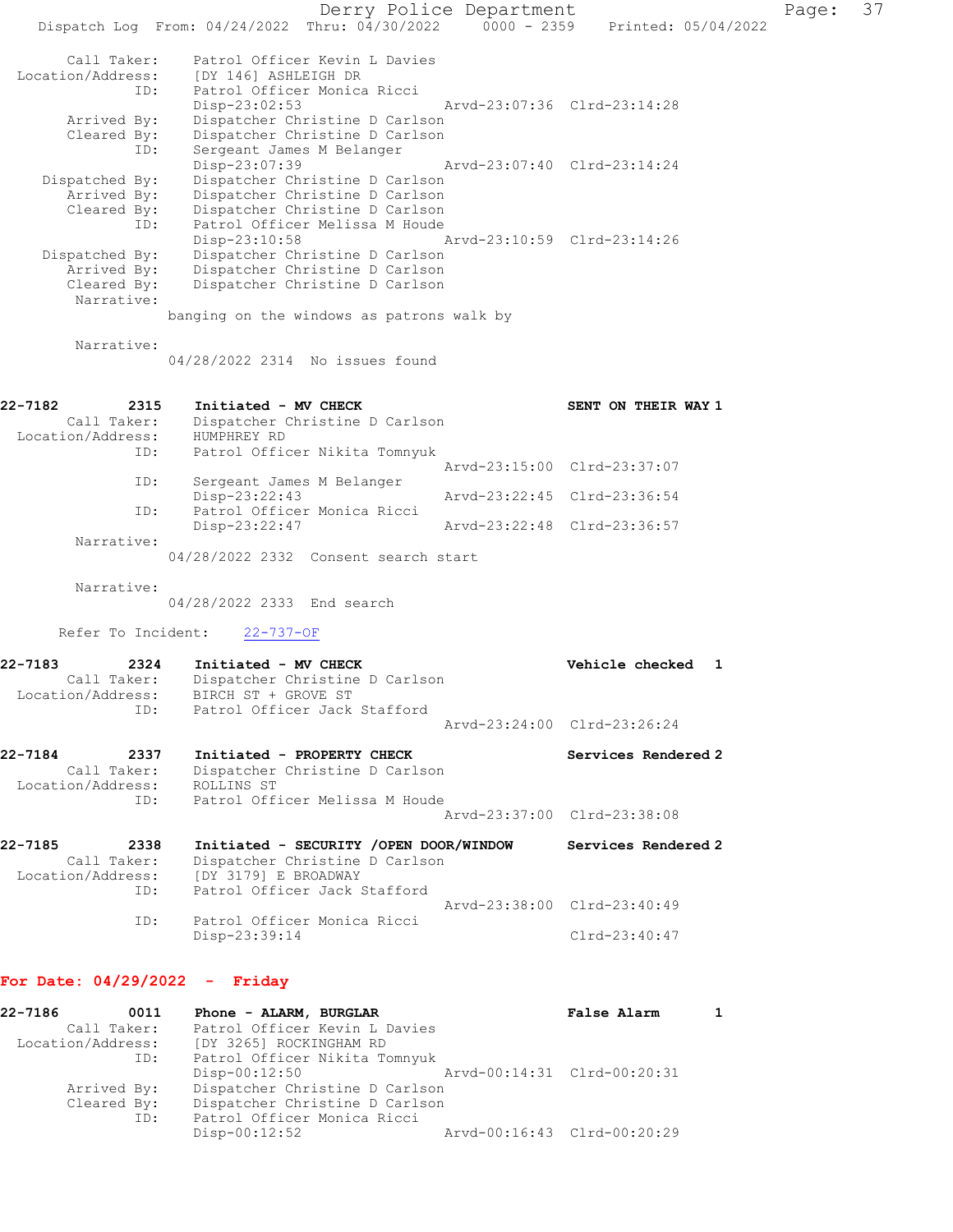```
      Call Taker:    Patrol Officer Kevin L Davies
Location/Address:    [DY 146] ASHLEIGH DR
              ID:    Patrol Officer Monica Ricci
                     Disp-23:02:53                 Arvd-23:07:36  Clrd-23:14:28
      Arrived By:    Dispatcher Christine D Carlson
      Cleared By:    Dispatcher Christine D Carlson
              ID:    Sergeant James M Belanger
                     Disp-23:07:39                 Arvd-23:07:40  Clrd-23:14:24
   Dispatched By:    Dispatcher Christine D Carlson
      Arrived By:    Dispatcher Christine D Carlson
      Cleared By:    Dispatcher Christine D Carlson
              ID:    Patrol Officer Melissa M Houde
                     Disp-23:10:58                 Arvd-23:10:59  Clrd-23:14:26
   Dispatched By:    Dispatcher Christine D Carlson
      Arrived By:    Dispatcher Christine D Carlson
      Cleared By:    Dispatcher Christine D Carlson
       Narrative:
                   banging on the windows as patrons walk by

       Narrative:
                   04/28/2022 2314  No issues found
```

```
22-7182        2315    Initiated - MV CHECK                        SENT ON THEIR WAY 1
      Call Taker:    Dispatcher Christine D Carlson
Location/Address:    HUMPHREY RD
              ID:    Patrol Officer Nikita Tomnyuk
                                                   Arvd-23:15:00  Clrd-23:37:07
              ID:    Sergeant James M Belanger
                     Disp-23:22:43                 Arvd-23:22:45  Clrd-23:36:54
              ID:    Patrol Officer Monica Ricci
                     Disp-23:22:47                 Arvd-23:22:48  Clrd-23:36:57
       Narrative:
                   04/28/2022 2332  Consent search start

       Narrative:
                   04/28/2022 2333  End search

     Refer To Incident:    22-737-OF
```

```
22-7183        2324    Initiated - MV CHECK                        Vehicle checked   1
      Call Taker:    Dispatcher Christine D Carlson
Location/Address:    BIRCH ST + GROVE ST
              ID:    Patrol Officer Jack Stafford
                                                   Arvd-23:24:00  Clrd-23:26:24
```

```
22-7184        2337    Initiated - PROPERTY CHECK                  Services Rendered 2
      Call Taker:    Dispatcher Christine D Carlson
Location/Address:    ROLLINS ST
              ID:    Patrol Officer Melissa M Houde
                                                   Arvd-23:37:00  Clrd-23:38:08
```

```
22-7185        2338    Initiated - SECURITY /OPEN DOOR/WINDOW      Services Rendered 2
      Call Taker:    Dispatcher Christine D Carlson
Location/Address:    [DY 3179] E BROADWAY
              ID:    Patrol Officer Jack Stafford
                                                   Arvd-23:38:00  Clrd-23:40:49
              ID:    Patrol Officer Monica Ricci
                     Disp-23:39:14                                Clrd-23:40:47
```

## For Date: 04/29/2022 - Friday

```
22-7186        0011    Phone - ALARM, BURGLAR                      False Alarm       1
      Call Taker:    Patrol Officer Kevin L Davies
Location/Address:    [DY 3265] ROCKINGHAM RD
              ID:    Patrol Officer Nikita Tomnyuk
                     Disp-00:12:50                 Arvd-00:14:31  Clrd-00:20:31
      Arrived By:    Dispatcher Christine D Carlson
      Cleared By:    Dispatcher Christine D Carlson
              ID:    Patrol Officer Monica Ricci
                     Disp-00:12:52                 Arvd-00:16:43  Clrd-00:20:29
```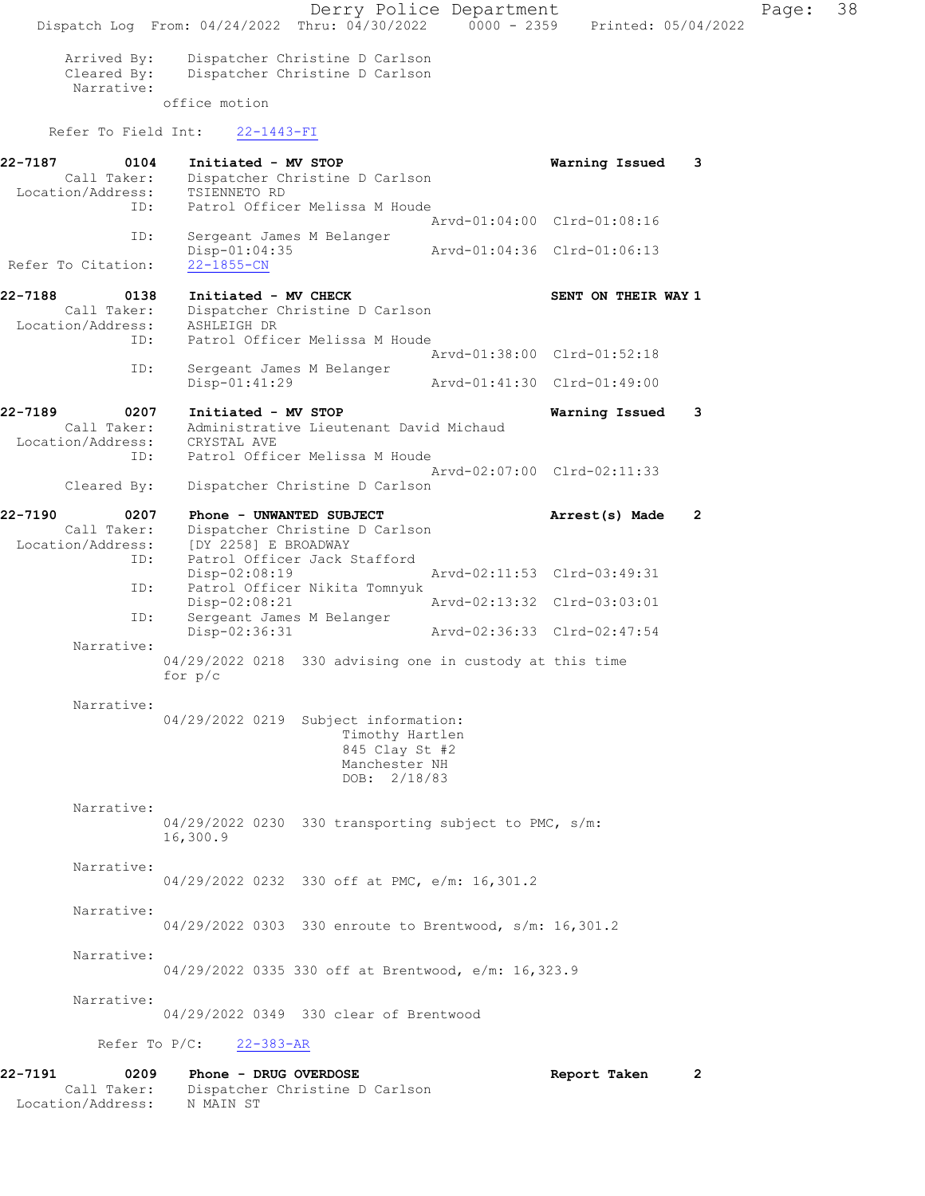```
      Arrived By:    Dispatcher Christine D Carlson
      Cleared By:    Dispatcher Christine D Carlson
      Narrative:
                office motion

    Refer To Field Int:    22-1443-FI

22-7187        0104    Initiated - MV STOP                          Warning Issued    3
        Call Taker:    Dispatcher Christine D Carlson
  Location/Address:    TSIENNETO RD
               ID:    Patrol Officer Melissa M Houde
                                                  Arvd-01:04:00  Clrd-01:08:16
               ID:    Sergeant James M Belanger
                      Disp-01:04:35                Arvd-01:04:36  Clrd-01:06:13
 Refer To Citation:    22-1855-CN

22-7188        0138    Initiated - MV CHECK                         SENT ON THEIR WAY 1
        Call Taker:    Dispatcher Christine D Carlson
  Location/Address:    ASHLEIGH DR
               ID:    Patrol Officer Melissa M Houde
                                                  Arvd-01:38:00  Clrd-01:52:18
               ID:    Sergeant James M Belanger
                      Disp-01:41:29                Arvd-01:41:30  Clrd-01:49:00

22-7189        0207    Initiated - MV STOP                          Warning Issued    3
        Call Taker:    Administrative Lieutenant David Michaud
  Location/Address:    CRYSTAL AVE
               ID:    Patrol Officer Melissa M Houde
                                                  Arvd-02:07:00  Clrd-02:11:33
       Cleared By:    Dispatcher Christine D Carlson

22-7190        0207    Phone - UNWANTED SUBJECT                     Arrest(s) Made    2
        Call Taker:    Dispatcher Christine D Carlson
  Location/Address:    [DY 2258] E BROADWAY
               ID:    Patrol Officer Jack Stafford
                      Disp-02:08:19                Arvd-02:11:53  Clrd-03:49:31
               ID:    Patrol Officer Nikita Tomnyuk
                      Disp-02:08:21                Arvd-02:13:32  Clrd-03:03:01
               ID:    Sergeant James M Belanger
                      Disp-02:36:31                Arvd-02:36:33  Clrd-02:47:54
        Narrative:
                04/29/2022 0218  330 advising one in custody at this time
                for p/c

        Narrative:
                04/29/2022 0219  Subject information:
                                 Timothy Hartlen
                                 845 Clay St #2
                                 Manchester NH
                                 DOB:  2/18/83

        Narrative:
                04/29/2022 0230  330 transporting subject to PMC, s/m:
                16,300.9

        Narrative:
                04/29/2022 0232  330 off at PMC, e/m: 16,301.2

        Narrative:
                04/29/2022 0303  330 enroute to Brentwood, s/m: 16,301.2

        Narrative:
                04/29/2022 0335 330 off at Brentwood, e/m: 16,323.9

        Narrative:
                04/29/2022 0349  330 clear of Brentwood

        Refer To P/C:    22-383-AR

22-7191        0209    Phone - DRUG OVERDOSE                        Report Taken      2
        Call Taker:    Dispatcher Christine D Carlson
  Location/Address:    N MAIN ST
```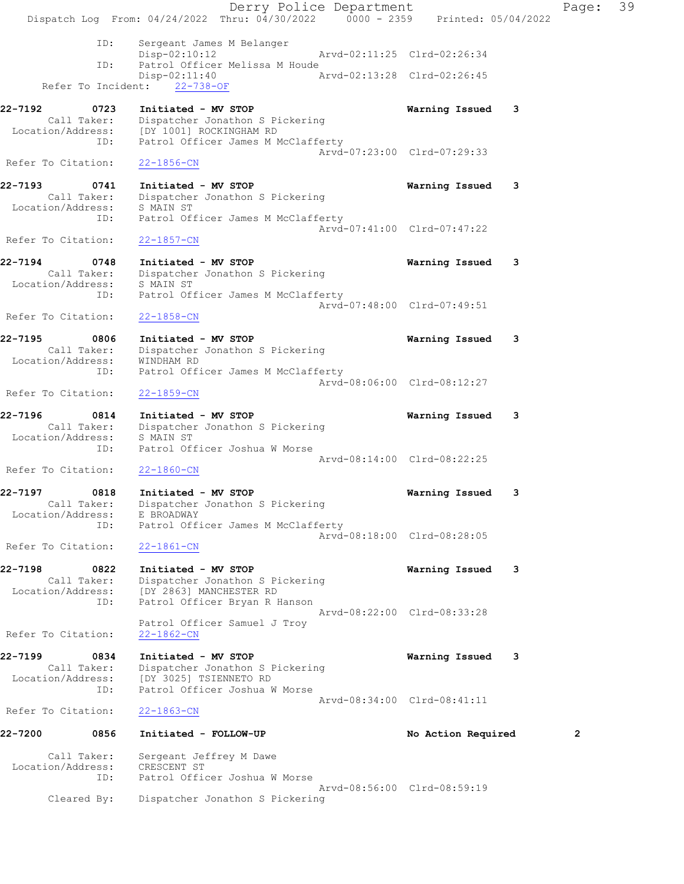```
            ID:    Sergeant James M Belanger
                   Disp-02:10:12                Arvd-02:11:25  Clrd-02:26:34
            ID:    Patrol Officer Melissa M Houde
                   Disp-02:11:40                Arvd-02:13:28  Clrd-02:26:45
      Refer To Incident:    22-738-OF

22-7192        0723    Initiated - MV STOP                      Warning Issued    3
        Call Taker:    Dispatcher Jonathon S Pickering
  Location/Address:    [DY 1001] ROCKINGHAM RD
                ID:    Patrol Officer James M McClafferty
                                                Arvd-07:23:00  Clrd-07:29:33
 Refer To Citation:    22-1856-CN

22-7193        0741    Initiated - MV STOP                      Warning Issued    3
        Call Taker:    Dispatcher Jonathon S Pickering
  Location/Address:    S MAIN ST
                ID:    Patrol Officer James M McClafferty
                                                Arvd-07:41:00  Clrd-07:47:22
 Refer To Citation:    22-1857-CN

22-7194        0748    Initiated - MV STOP                      Warning Issued    3
        Call Taker:    Dispatcher Jonathon S Pickering
  Location/Address:    S MAIN ST
                ID:    Patrol Officer James M McClafferty
                                                Arvd-07:48:00  Clrd-07:49:51
 Refer To Citation:    22-1858-CN

22-7195        0806    Initiated - MV STOP                      Warning Issued    3
        Call Taker:    Dispatcher Jonathon S Pickering
  Location/Address:    WINDHAM RD
                ID:    Patrol Officer James M McClafferty
                                                Arvd-08:06:00  Clrd-08:12:27
 Refer To Citation:    22-1859-CN

22-7196        0814    Initiated - MV STOP                      Warning Issued    3
        Call Taker:    Dispatcher Jonathon S Pickering
  Location/Address:    S MAIN ST
                ID:    Patrol Officer Joshua W Morse
                                                Arvd-08:14:00  Clrd-08:22:25
 Refer To Citation:    22-1860-CN

22-7197        0818    Initiated - MV STOP                      Warning Issued    3
        Call Taker:    Dispatcher Jonathon S Pickering
  Location/Address:    E BROADWAY
                ID:    Patrol Officer James M McClafferty
                                                Arvd-08:18:00  Clrd-08:28:05
 Refer To Citation:    22-1861-CN

22-7198        0822    Initiated - MV STOP                      Warning Issued    3
        Call Taker:    Dispatcher Jonathon S Pickering
  Location/Address:    [DY 2863] MANCHESTER RD
                ID:    Patrol Officer Bryan R Hanson
                                                Arvd-08:22:00  Clrd-08:33:28
                       Patrol Officer Samuel J Troy
 Refer To Citation:    22-1862-CN

22-7199        0834    Initiated - MV STOP                      Warning Issued    3
        Call Taker:    Dispatcher Jonathon S Pickering
  Location/Address:    [DY 3025] TSIENNETO RD
                ID:    Patrol Officer Joshua W Morse
                                                Arvd-08:34:00  Clrd-08:41:11
 Refer To Citation:    22-1863-CN

22-7200        0856    Initiated - FOLLOW-UP                    No Action Required        2

        Call Taker:    Sergeant Jeffrey M Dawe
  Location/Address:    CRESCENT ST
                ID:    Patrol Officer Joshua W Morse
                                                Arvd-08:56:00  Clrd-08:59:19
        Cleared By:    Dispatcher Jonathon S Pickering
```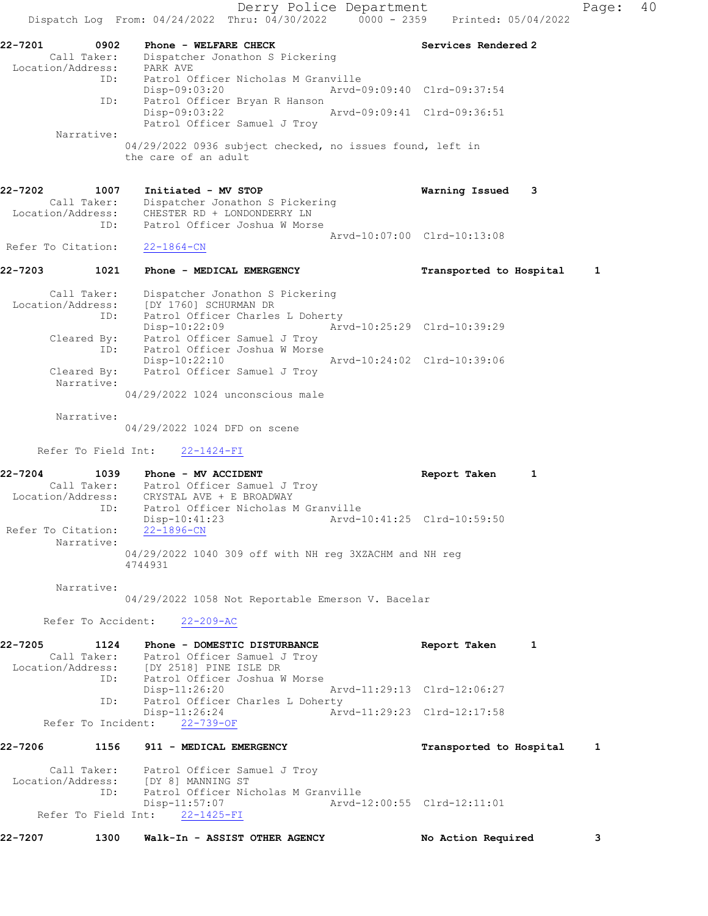22-7201 0902 Phone - WELFARE CHECK Services Rendered 2
Call Taker: Dispatcher Jonathon S Pickering
Location/Address: PARK AVE
ID: Patrol Officer Nicholas M Granville
Disp-09:03:20 Arvd-09:09:40 Clrd-09:37:54
ID: Patrol Officer Bryan R Hanson
Disp-09:03:22 Arvd-09:09:41 Clrd-09:36:51
Patrol Officer Samuel J Troy
Narrative:
04/29/2022 0936 subject checked, no issues found, left in the care of an adult

22-7202 1007 Initiated - MV STOP Warning Issued 3
Call Taker: Dispatcher Jonathon S Pickering
Location/Address: CHESTER RD + LONDONDERRY LN
ID: Patrol Officer Joshua W Morse
Arvd-10:07:00 Clrd-10:13:08
Refer To Citation: 22-1864-CN

22-7203 1021 Phone - MEDICAL EMERGENCY Transported to Hospital 1
Call Taker: Dispatcher Jonathon S Pickering
Location/Address: [DY 1760] SCHURMAN DR
ID: Patrol Officer Charles L Doherty
Disp-10:22:09 Arvd-10:25:29 Clrd-10:39:29
Cleared By: Patrol Officer Samuel J Troy
ID: Patrol Officer Joshua W Morse
Disp-10:22:10 Arvd-10:24:02 Clrd-10:39:06
Cleared By: Patrol Officer Samuel J Troy
Narrative:
04/29/2022 1024 unconscious male

Narrative:
04/29/2022 1024 DFD on scene

Refer To Field Int: 22-1424-FI

22-7204 1039 Phone - MV ACCIDENT Report Taken 1
Call Taker: Patrol Officer Samuel J Troy
Location/Address: CRYSTAL AVE + E BROADWAY
ID: Patrol Officer Nicholas M Granville
Disp-10:41:23 Arvd-10:41:25 Clrd-10:59:50
Refer To Citation: 22-1896-CN
Narrative:
04/29/2022 1040 309 off with NH reg 3XZACHM and NH reg 4744931

Narrative:
04/29/2022 1058 Not Reportable Emerson V. Bacelar

Refer To Accident: 22-209-AC

22-7205 1124 Phone - DOMESTIC DISTURBANCE Report Taken 1
Call Taker: Patrol Officer Samuel J Troy
Location/Address: [DY 2518] PINE ISLE DR
ID: Patrol Officer Joshua W Morse
Disp-11:26:20 Arvd-11:29:13 Clrd-12:06:27
ID: Patrol Officer Charles L Doherty
Disp-11:26:24 Arvd-11:29:23 Clrd-12:17:58
Refer To Incident: 22-739-OF

22-7206 1156 911 - MEDICAL EMERGENCY Transported to Hospital 1
Call Taker: Patrol Officer Samuel J Troy
Location/Address: [DY 8] MANNING ST
ID: Patrol Officer Nicholas M Granville
Disp-11:57:07 Arvd-12:00:55 Clrd-12:11:01
Refer To Field Int: 22-1425-FI

22-7207 1300 Walk-In - ASSIST OTHER AGENCY No Action Required 3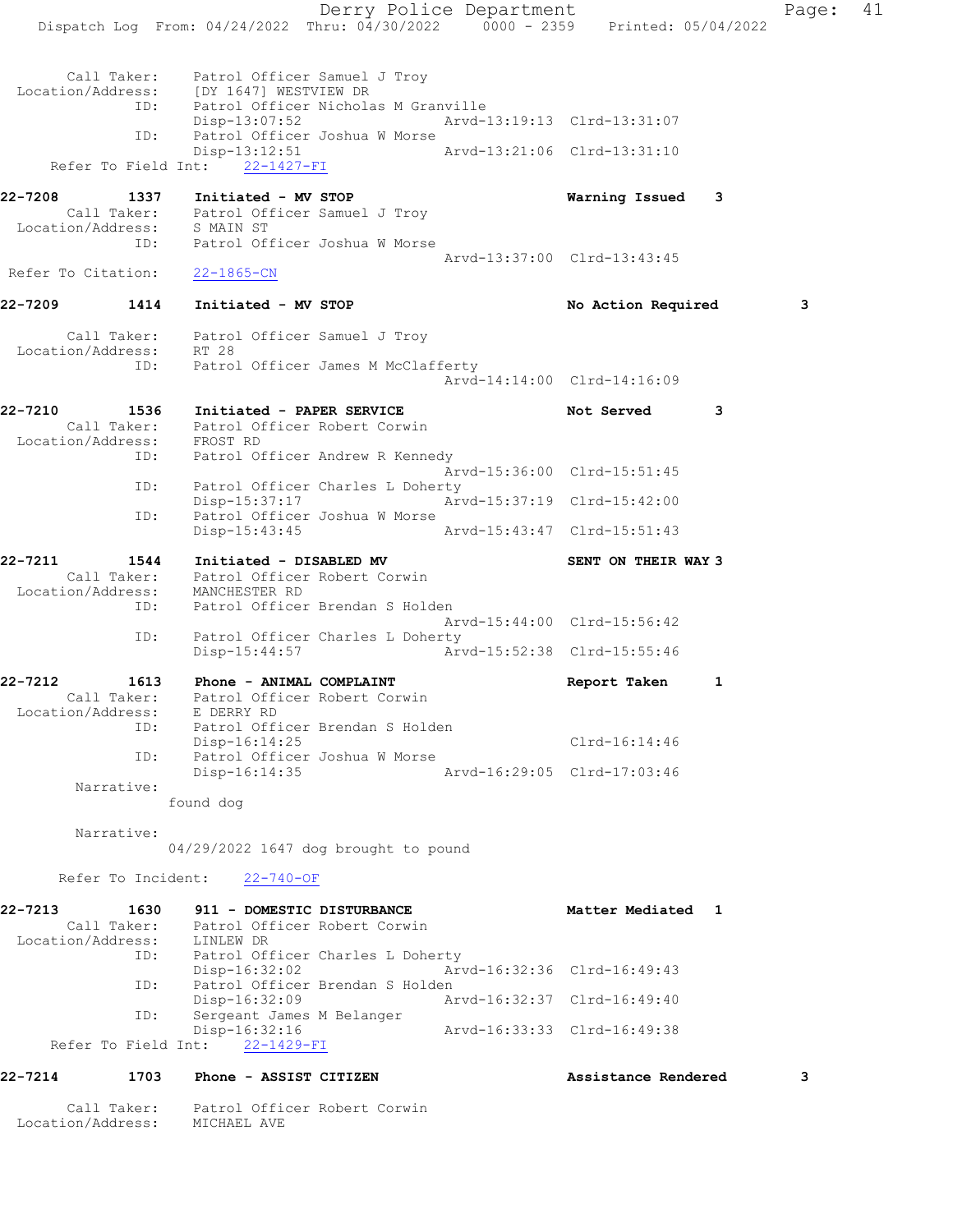```
    Call Taker:    Patrol Officer Samuel J Troy
  Location/Address:    [DY 1647] WESTVIEW DR
            ID:    Patrol Officer Nicholas M Granville
                   Disp-13:07:52                Arvd-13:19:13  Clrd-13:31:07
            ID:    Patrol Officer Joshua W Morse
                   Disp-13:12:51                Arvd-13:21:06  Clrd-13:31:10
  Refer To Field Int:    22-1427-FI

22-7208        1337    Initiated - MV STOP                    Warning Issued    3
    Call Taker:    Patrol Officer Samuel J Troy
  Location/Address:    S MAIN ST
            ID:    Patrol Officer Joshua W Morse
                                                Arvd-13:37:00  Clrd-13:43:45
 Refer To Citation:    22-1865-CN

22-7209        1414    Initiated - MV STOP                    No Action Required        3

    Call Taker:    Patrol Officer Samuel J Troy
  Location/Address:    RT 28
            ID:    Patrol Officer James M McClafferty
                                                Arvd-14:14:00  Clrd-14:16:09

22-7210        1536    Initiated - PAPER SERVICE              Not Served        3
    Call Taker:    Patrol Officer Robert Corwin
  Location/Address:    FROST RD
            ID:    Patrol Officer Andrew R Kennedy
                                                Arvd-15:36:00  Clrd-15:51:45
            ID:    Patrol Officer Charles L Doherty
                   Disp-15:37:17                Arvd-15:37:19  Clrd-15:42:00
            ID:    Patrol Officer Joshua W Morse
                   Disp-15:43:45                Arvd-15:43:47  Clrd-15:51:43

22-7211        1544    Initiated - DISABLED MV                SENT ON THEIR WAY 3
    Call Taker:    Patrol Officer Robert Corwin
  Location/Address:    MANCHESTER RD
            ID:    Patrol Officer Brendan S Holden
                                                Arvd-15:44:00  Clrd-15:56:42
            ID:    Patrol Officer Charles L Doherty
                   Disp-15:44:57                Arvd-15:52:38  Clrd-15:55:46

22-7212        1613    Phone - ANIMAL COMPLAINT               Report Taken      1
    Call Taker:    Patrol Officer Robert Corwin
  Location/Address:    E DERRY RD
            ID:    Patrol Officer Brendan S Holden
                   Disp-16:14:25                               Clrd-16:14:46
            ID:    Patrol Officer Joshua W Morse
                   Disp-16:14:35                Arvd-16:29:05  Clrd-17:03:46
      Narrative:
                found dog

      Narrative:
                04/29/2022 1647 dog brought to pound

    Refer To Incident:    22-740-OF

22-7213        1630    911 - DOMESTIC DISTURBANCE             Matter Mediated  1
    Call Taker:    Patrol Officer Robert Corwin
  Location/Address:    LINLEW DR
            ID:    Patrol Officer Charles L Doherty
                   Disp-16:32:02                Arvd-16:32:36  Clrd-16:49:43
            ID:    Patrol Officer Brendan S Holden
                   Disp-16:32:09                Arvd-16:32:37  Clrd-16:49:40
            ID:    Sergeant James M Belanger
                   Disp-16:32:16                Arvd-16:33:33  Clrd-16:49:38
  Refer To Field Int:    22-1429-FI

22-7214        1703    Phone - ASSIST CITIZEN                 Assistance Rendered       3

    Call Taker:    Patrol Officer Robert Corwin
  Location/Address:    MICHAEL AVE
```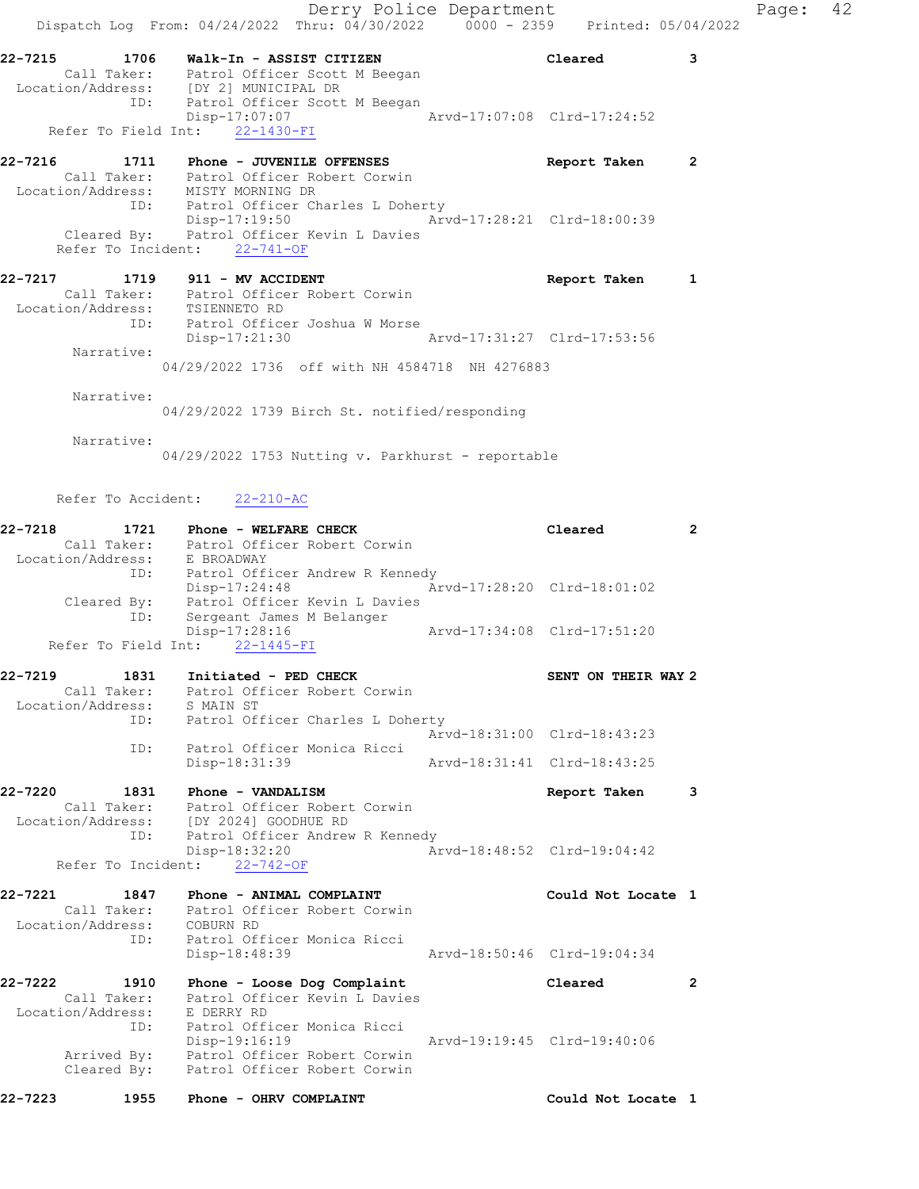22-7215 1706 Walk-In - ASSIST CITIZEN Cleared 3
Call Taker: Patrol Officer Scott M Beegan
Location/Address: [DY 2] MUNICIPAL DR
ID: Patrol Officer Scott M Beegan
Disp-17:07:07 Arvd-17:07:08 Clrd-17:24:52
Refer To Field Int: 22-1430-FI

22-7216 1711 Phone - JUVENILE OFFENSES Report Taken 2
Call Taker: Patrol Officer Robert Corwin
Location/Address: MISTY MORNING DR
ID: Patrol Officer Charles L Doherty
Disp-17:19:50 Arvd-17:28:21 Clrd-18:00:39
Cleared By: Patrol Officer Kevin L Davies
Refer To Incident: 22-741-OF

22-7217 1719 911 - MV ACCIDENT Report Taken 1
Call Taker: Patrol Officer Robert Corwin
Location/Address: TSIENNETO RD
ID: Patrol Officer Joshua W Morse
Disp-17:21:30 Arvd-17:31:27 Clrd-17:53:56
Narrative:
04/29/2022 1736 off with NH 4584718 NH 4276883

Narrative:
04/29/2022 1739 Birch St. notified/responding

Narrative:
04/29/2022 1753 Nutting v. Parkhurst - reportable

Refer To Accident: 22-210-AC

22-7218 1721 Phone - WELFARE CHECK Cleared 2
Call Taker: Patrol Officer Robert Corwin
Location/Address: E BROADWAY
ID: Patrol Officer Andrew R Kennedy
Disp-17:24:48 Arvd-17:28:20 Clrd-18:01:02
Cleared By: Patrol Officer Kevin L Davies
ID: Sergeant James M Belanger
Disp-17:28:16 Arvd-17:34:08 Clrd-17:51:20
Refer To Field Int: 22-1445-FI

22-7219 1831 Initiated - PED CHECK SENT ON THEIR WAY 2
Call Taker: Patrol Officer Robert Corwin
Location/Address: S MAIN ST
ID: Patrol Officer Charles L Doherty
Arvd-18:31:00 Clrd-18:43:23
ID: Patrol Officer Monica Ricci
Disp-18:31:39 Arvd-18:31:41 Clrd-18:43:25

22-7220 1831 Phone - VANDALISM Report Taken 3
Call Taker: Patrol Officer Robert Corwin
Location/Address: [DY 2024] GOODHUE RD
ID: Patrol Officer Andrew R Kennedy
Disp-18:32:20 Arvd-18:48:52 Clrd-19:04:42
Refer To Incident: 22-742-OF

22-7221 1847 Phone - ANIMAL COMPLAINT Could Not Locate 1
Call Taker: Patrol Officer Robert Corwin
Location/Address: COBURN RD
ID: Patrol Officer Monica Ricci
Disp-18:48:39 Arvd-18:50:46 Clrd-19:04:34

22-7222 1910 Phone - Loose Dog Complaint Cleared 2
Call Taker: Patrol Officer Kevin L Davies
Location/Address: E DERRY RD
ID: Patrol Officer Monica Ricci
Disp-19:16:19 Arvd-19:19:45 Clrd-19:40:06
Arrived By: Patrol Officer Robert Corwin
Cleared By: Patrol Officer Robert Corwin

22-7223 1955 Phone - OHRV COMPLAINT Could Not Locate 1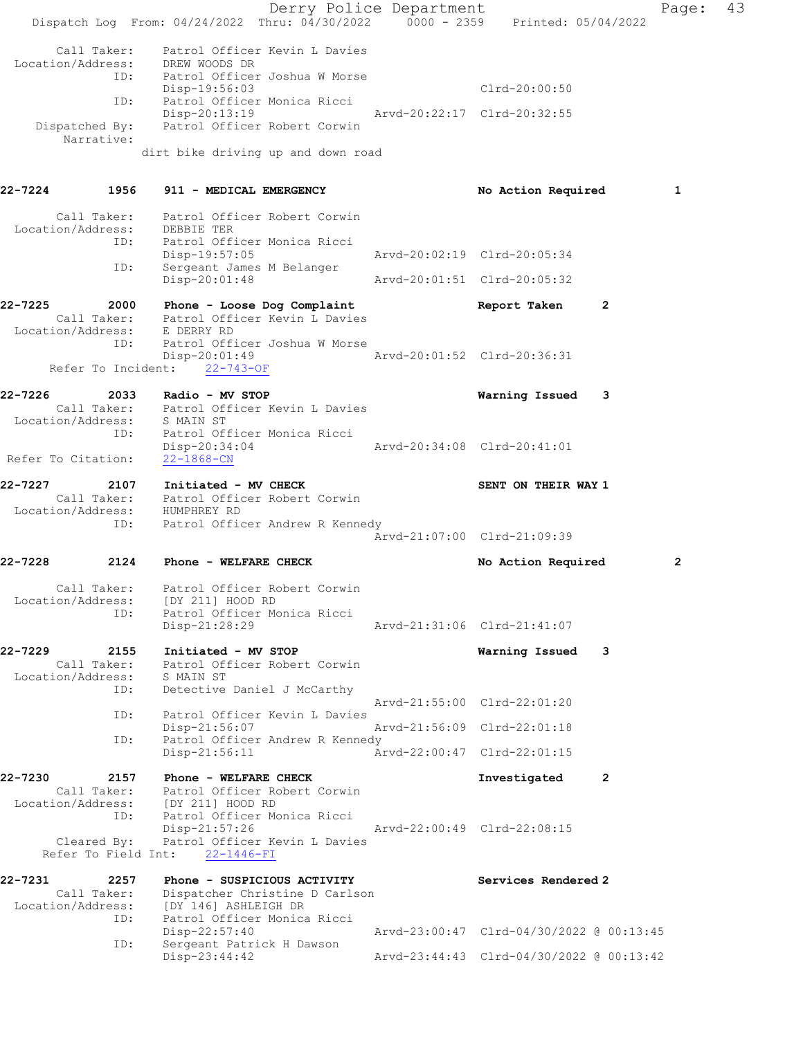Call Taker: Patrol Officer Kevin L Davies
Location/Address: DREW WOODS DR
ID: Patrol Officer Joshua W Morse
Disp-19:56:03 Clrd-20:00:50
ID: Patrol Officer Monica Ricci
Disp-20:13:19 Arvd-20:22:17 Clrd-20:32:55
Dispatched By: Patrol Officer Robert Corwin
Narrative:
dirt bike driving up and down road

**22-7224 1956 911 - MEDICAL EMERGENCY No Action Required 1**

Call Taker: Patrol Officer Robert Corwin
Location/Address: DEBBIE TER
ID: Patrol Officer Monica Ricci
Disp-19:57:05 Arvd-20:02:19 Clrd-20:05:34
ID: Sergeant James M Belanger
Disp-20:01:48 Arvd-20:01:51 Clrd-20:05:32

**22-7225 2000 Phone - Loose Dog Complaint Report Taken 2**

Call Taker: Patrol Officer Kevin L Davies
Location/Address: E DERRY RD
ID: Patrol Officer Joshua W Morse
Disp-20:01:49 Arvd-20:01:52 Clrd-20:36:31
Refer To Incident: 22-743-OF

**22-7226 2033 Radio - MV STOP Warning Issued 3**

Call Taker: Patrol Officer Kevin L Davies
Location/Address: S MAIN ST
ID: Patrol Officer Monica Ricci
Disp-20:34:04 Arvd-20:34:08 Clrd-20:41:01
Refer To Citation: 22-1868-CN

**22-7227 2107 Initiated - MV CHECK SENT ON THEIR WAY 1**

Call Taker: Patrol Officer Robert Corwin
Location/Address: HUMPHREY RD
ID: Patrol Officer Andrew R Kennedy
Arvd-21:07:00 Clrd-21:09:39

**22-7228 2124 Phone - WELFARE CHECK No Action Required 2**

Call Taker: Patrol Officer Robert Corwin
Location/Address: [DY 211] HOOD RD
ID: Patrol Officer Monica Ricci
Disp-21:28:29 Arvd-21:31:06 Clrd-21:41:07

**22-7229 2155 Initiated - MV STOP Warning Issued 3**

Call Taker: Patrol Officer Robert Corwin
Location/Address: S MAIN ST
ID: Detective Daniel J McCarthy
Arvd-21:55:00 Clrd-22:01:20
ID: Patrol Officer Kevin L Davies
Disp-21:56:07 Arvd-21:56:09 Clrd-22:01:18
ID: Patrol Officer Andrew R Kennedy
Disp-21:56:11 Arvd-22:00:47 Clrd-22:01:15

**22-7230 2157 Phone - WELFARE CHECK Investigated 2**

Call Taker: Patrol Officer Robert Corwin
Location/Address: [DY 211] HOOD RD
ID: Patrol Officer Monica Ricci
Disp-21:57:26 Arvd-22:00:49 Clrd-22:08:15
Cleared By: Patrol Officer Kevin L Davies
Refer To Field Int: 22-1446-FI

**22-7231 2257 Phone - SUSPICIOUS ACTIVITY Services Rendered 2**

Call Taker: Dispatcher Christine D Carlson
Location/Address: [DY 146] ASHLEIGH DR
ID: Patrol Officer Monica Ricci
Disp-22:57:40 Arvd-23:00:47 Clrd-04/30/2022 @ 00:13:45
ID: Sergeant Patrick H Dawson
Disp-23:44:42 Arvd-23:44:43 Clrd-04/30/2022 @ 00:13:42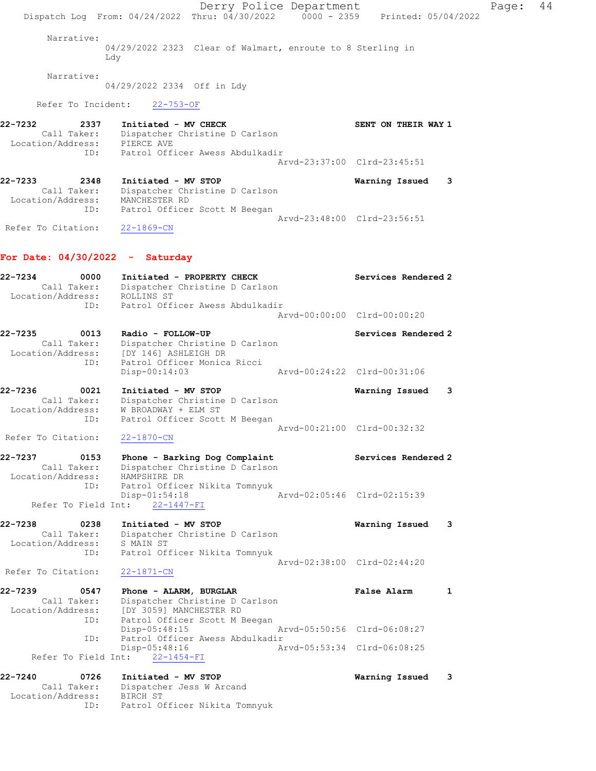Narrative:
04/29/2022 2323 Clear of Walmart, enroute to 8 Sterling in Ldy

Narrative:
04/29/2022 2334 Off in Ldy

Refer To Incident: 22-753-OF

**22-7232** 2337 **Initiated - MV CHECK** **SENT ON THEIR WAY 1**
Call Taker: Dispatcher Christine D Carlson
Location/Address: PIERCE AVE
ID: Patrol Officer Awess Abdulkadir
Arvd-23:37:00 Clrd-23:45:51

**22-7233** 2348 **Initiated - MV STOP** **Warning Issued 3**
Call Taker: Dispatcher Christine D Carlson
Location/Address: MANCHESTER RD
ID: Patrol Officer Scott M Beegan
Arvd-23:48:00 Clrd-23:56:51
Refer To Citation: 22-1869-CN

## For Date: 04/30/2022 - Saturday

**22-7234** 0000 **Initiated - PROPERTY CHECK** **Services Rendered 2**
Call Taker: Dispatcher Christine D Carlson
Location/Address: ROLLINS ST
ID: Patrol Officer Awess Abdulkadir
Arvd-00:00:00 Clrd-00:00:20

**22-7235** 0013 **Radio - FOLLOW-UP** **Services Rendered 2**
Call Taker: Dispatcher Christine D Carlson
Location/Address: [DY 146] ASHLEIGH DR
ID: Patrol Officer Monica Ricci
Disp-00:14:03 Arvd-00:24:22 Clrd-00:31:06

**22-7236** 0021 **Initiated - MV STOP** **Warning Issued 3**
Call Taker: Dispatcher Christine D Carlson
Location/Address: W BROADWAY + ELM ST
ID: Patrol Officer Scott M Beegan
Arvd-00:21:00 Clrd-00:32:32
Refer To Citation: 22-1870-CN

**22-7237** 0153 **Phone - Barking Dog Complaint** **Services Rendered 2**
Call Taker: Dispatcher Christine D Carlson
Location/Address: HAMPSHIRE DR
ID: Patrol Officer Nikita Tomnyuk
Disp-01:54:18 Arvd-02:05:46 Clrd-02:15:39
Refer To Field Int: 22-1447-FI

**22-7238** 0238 **Initiated - MV STOP** **Warning Issued 3**
Call Taker: Dispatcher Christine D Carlson
Location/Address: S MAIN ST
ID: Patrol Officer Nikita Tomnyuk
Arvd-02:38:00 Clrd-02:44:20
Refer To Citation: 22-1871-CN

**22-7239** 0547 **Phone - ALARM, BURGLAR** **False Alarm 1**
Call Taker: Dispatcher Christine D Carlson
Location/Address: [DY 3059] MANCHESTER RD
ID: Patrol Officer Scott M Beegan
Disp-05:48:15 Arvd-05:50:56 Clrd-06:08:27
ID: Patrol Officer Awess Abdulkadir
Disp-05:48:16 Arvd-05:53:34 Clrd-06:08:25
Refer To Field Int: 22-1454-FI

**22-7240** 0726 **Initiated - MV STOP** **Warning Issued 3**
Call Taker: Dispatcher Jess W Arcand
Location/Address: BIRCH ST
ID: Patrol Officer Nikita Tomnyuk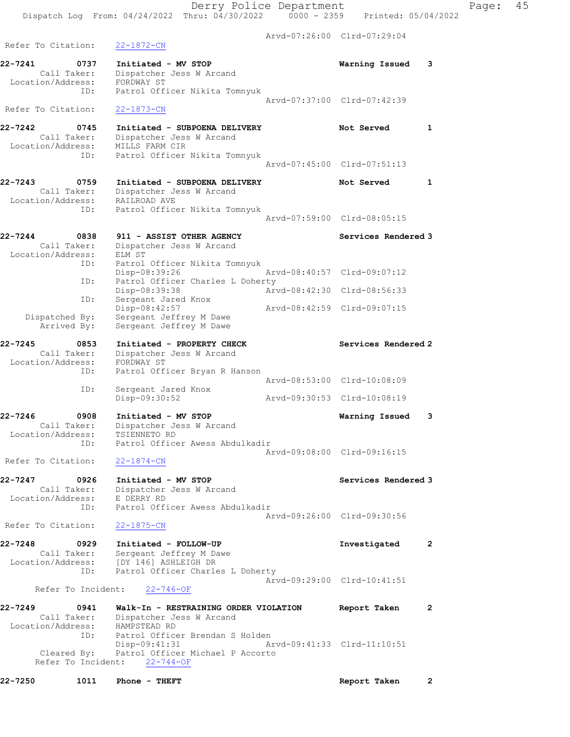Arvd-07:26:00 Clrd-07:29:04

Refer To Citation: 22-1872-CN

22-7241 0737 Initiated - MV STOP Warning Issued 3
Call Taker: Dispatcher Jess W Arcand
Location/Address: FORDWAY ST
ID: Patrol Officer Nikita Tomnyuk
Arvd-07:37:00 Clrd-07:42:39
Refer To Citation: 22-1873-CN

22-7242 0745 Initiated - SUBPOENA DELIVERY Not Served 1
Call Taker: Dispatcher Jess W Arcand
Location/Address: MILLS FARM CIR
ID: Patrol Officer Nikita Tomnyuk
Arvd-07:45:00 Clrd-07:51:13

22-7243 0759 Initiated - SUBPOENA DELIVERY Not Served 1
Call Taker: Dispatcher Jess W Arcand
Location/Address: RAILROAD AVE
ID: Patrol Officer Nikita Tomnyuk
Arvd-07:59:00 Clrd-08:05:15

22-7244 0838 911 - ASSIST OTHER AGENCY Services Rendered 3
Call Taker: Dispatcher Jess W Arcand
Location/Address: ELM ST
ID: Patrol Officer Nikita Tomnyuk
Disp-08:39:26 Arvd-08:40:57 Clrd-09:07:12
ID: Patrol Officer Charles L Doherty
Disp-08:39:38 Arvd-08:42:30 Clrd-08:56:33
ID: Sergeant Jared Knox
Disp-08:42:57 Arvd-08:42:59 Clrd-09:07:15
Dispatched By: Sergeant Jeffrey M Dawe
Arrived By: Sergeant Jeffrey M Dawe

22-7245 0853 Initiated - PROPERTY CHECK Services Rendered 2
Call Taker: Dispatcher Jess W Arcand
Location/Address: FORDWAY ST
ID: Patrol Officer Bryan R Hanson
Arvd-08:53:00 Clrd-10:08:09
ID: Sergeant Jared Knox
Disp-09:30:52 Arvd-09:30:53 Clrd-10:08:19

22-7246 0908 Initiated - MV STOP Warning Issued 3
Call Taker: Dispatcher Jess W Arcand
Location/Address: TSIENNETO RD
ID: Patrol Officer Awess Abdulkadir
Arvd-09:08:00 Clrd-09:16:15
Refer To Citation: 22-1874-CN

22-7247 0926 Initiated - MV STOP Services Rendered 3
Call Taker: Dispatcher Jess W Arcand
Location/Address: E DERRY RD
ID: Patrol Officer Awess Abdulkadir
Arvd-09:26:00 Clrd-09:30:56
Refer To Citation: 22-1875-CN

22-7248 0929 Initiated - FOLLOW-UP Investigated 2
Call Taker: Sergeant Jeffrey M Dawe
Location/Address: [DY 146] ASHLEIGH DR
ID: Patrol Officer Charles L Doherty
Arvd-09:29:00 Clrd-10:41:51
Refer To Incident: 22-746-OF

22-7249 0941 Walk-In - RESTRAINING ORDER VIOLATION Report Taken 2
Call Taker: Dispatcher Jess W Arcand
Location/Address: HAMPSTEAD RD
ID: Patrol Officer Brendan S Holden
Disp-09:41:31 Arvd-09:41:33 Clrd-11:10:51
Cleared By: Patrol Officer Michael P Accorto
Refer To Incident: 22-744-OF

22-7250 1011 Phone - THEFT Report Taken 2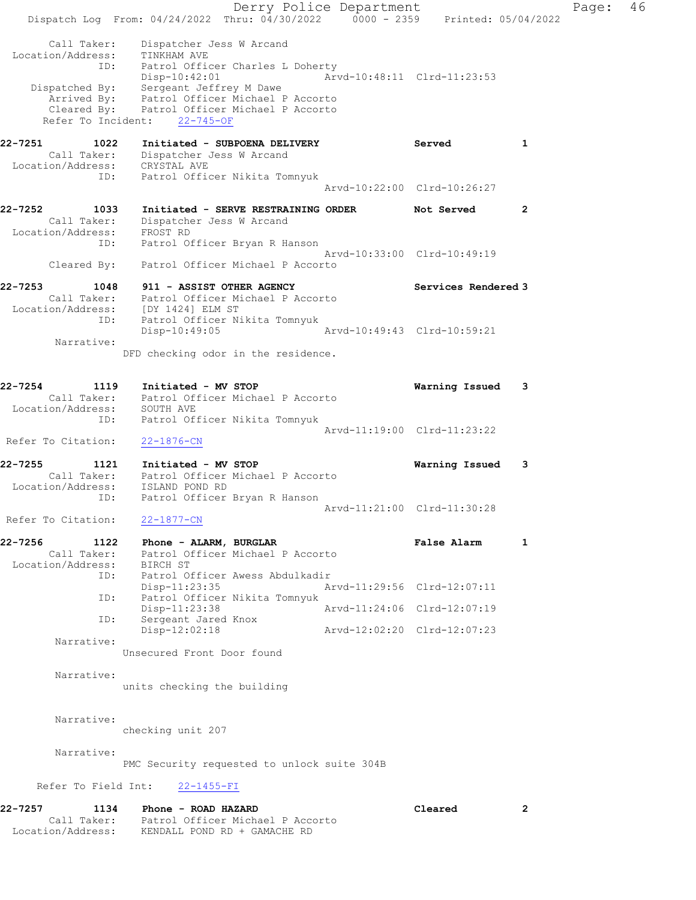Call Taker: Dispatcher Jess W Arcand
Location/Address: TINKHAM AVE
ID: Patrol Officer Charles L Doherty
Disp-10:42:01 Arvd-10:48:11 Clrd-11:23:53
Dispatched By: Sergeant Jeffrey M Dawe
Arrived By: Patrol Officer Michael P Accorto
Cleared By: Patrol Officer Michael P Accorto
Refer To Incident: 22-745-OF

**22-7251 1022 Initiated - SUBPOENA DELIVERY Served 1**
Call Taker: Dispatcher Jess W Arcand
Location/Address: CRYSTAL AVE
ID: Patrol Officer Nikita Tomnyuk
Arvd-10:22:00 Clrd-10:26:27

**22-7252 1033 Initiated - SERVE RESTRAINING ORDER Not Served 2**
Call Taker: Dispatcher Jess W Arcand
Location/Address: FROST RD
ID: Patrol Officer Bryan R Hanson
Arvd-10:33:00 Clrd-10:49:19
Cleared By: Patrol Officer Michael P Accorto

**22-7253 1048 911 - ASSIST OTHER AGENCY Services Rendered 3**
Call Taker: Patrol Officer Michael P Accorto
Location/Address: [DY 1424] ELM ST
ID: Patrol Officer Nikita Tomnyuk
Disp-10:49:05 Arvd-10:49:43 Clrd-10:59:21
Narrative:
DFD checking odor in the residence.

**22-7254 1119 Initiated - MV STOP Warning Issued 3**
Call Taker: Patrol Officer Michael P Accorto
Location/Address: SOUTH AVE
ID: Patrol Officer Nikita Tomnyuk
Arvd-11:19:00 Clrd-11:23:22
Refer To Citation: 22-1876-CN

**22-7255 1121 Initiated - MV STOP Warning Issued 3**
Call Taker: Patrol Officer Michael P Accorto
Location/Address: ISLAND POND RD
ID: Patrol Officer Bryan R Hanson
Arvd-11:21:00 Clrd-11:30:28
Refer To Citation: 22-1877-CN

**22-7256 1122 Phone - ALARM, BURGLAR False Alarm 1**
Call Taker: Patrol Officer Michael P Accorto
Location/Address: BIRCH ST
ID: Patrol Officer Awess Abdulkadir
Disp-11:23:35 Arvd-11:29:56 Clrd-12:07:11
ID: Patrol Officer Nikita Tomnyuk
Disp-11:23:38 Arvd-11:24:06 Clrd-12:07:19
ID: Sergeant Jared Knox
Disp-12:02:18 Arvd-12:02:20 Clrd-12:07:23
Narrative:
Unsecured Front Door found

Narrative:
units checking the building

Narrative:
checking unit 207

Narrative:
PMC Security requested to unlock suite 304B

Refer To Field Int: 22-1455-FI

**22-7257 1134 Phone - ROAD HAZARD Cleared 2**
Call Taker: Patrol Officer Michael P Accorto
Location/Address: KENDALL POND RD + GAMACHE RD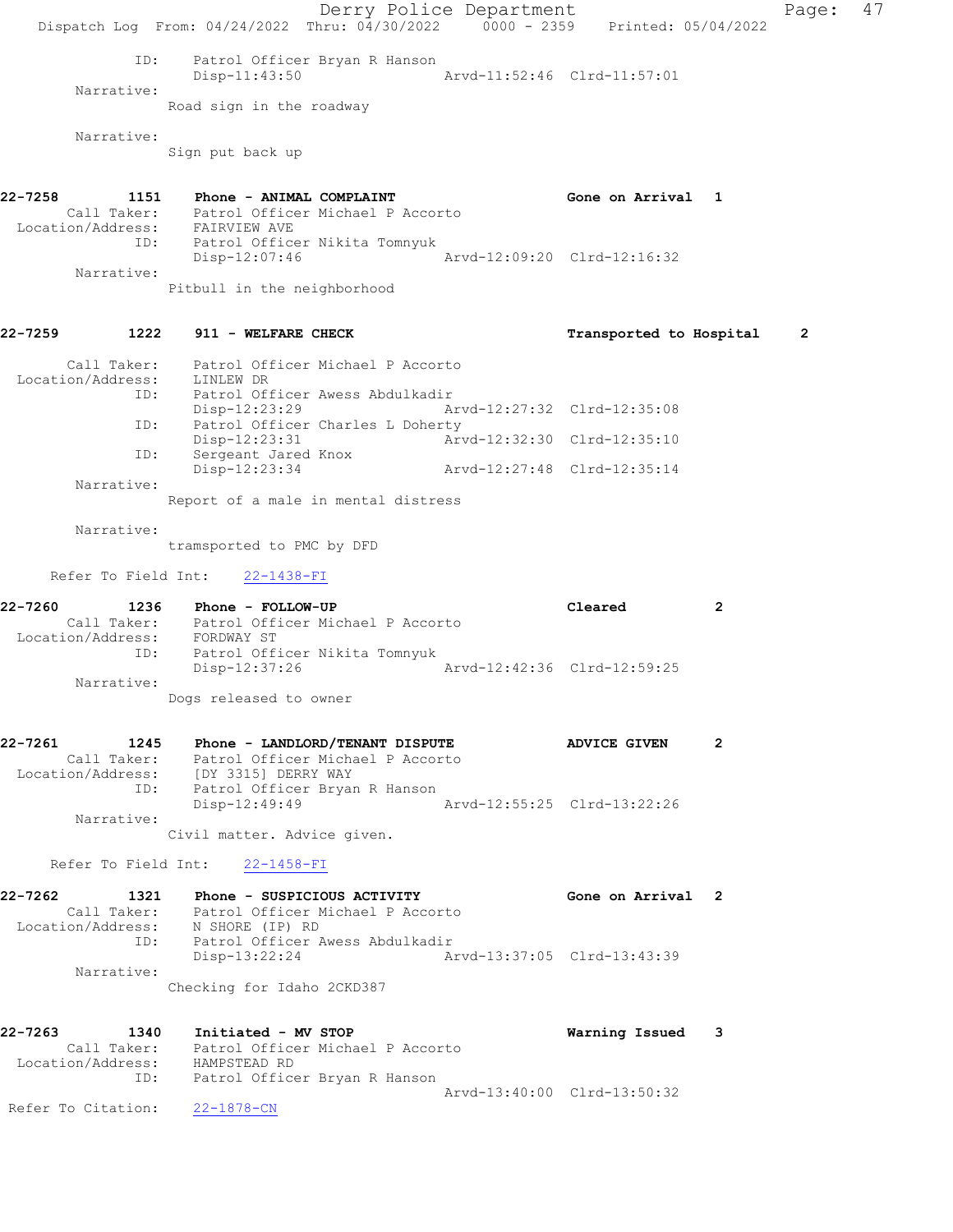```
            ID:     Patrol Officer Bryan R Hanson
                    Disp-11:43:50                 Arvd-11:52:46  Clrd-11:57:01
     Narrative:
                  Road sign in the roadway

     Narrative:
                  Sign put back up


22-7258       1151    Phone - ANIMAL COMPLAINT                    Gone on Arrival  1
       Call Taker:    Patrol Officer Michael P Accorto
  Location/Address:   FAIRVIEW AVE
               ID:    Patrol Officer Nikita Tomnyuk
                      Disp-12:07:46               Arvd-12:09:20  Clrd-12:16:32
     Narrative:
                  Pitbull in the neighborhood


22-7259       1222    911 - WELFARE CHECK                         Transported to Hospital   2

       Call Taker:    Patrol Officer Michael P Accorto
  Location/Address:   LINLEW DR
               ID:    Patrol Officer Awess Abdulkadir
                      Disp-12:23:29               Arvd-12:27:32  Clrd-12:35:08
               ID:    Patrol Officer Charles L Doherty
                      Disp-12:23:31               Arvd-12:32:30  Clrd-12:35:10
               ID:    Sergeant Jared Knox
                      Disp-12:23:34               Arvd-12:27:48  Clrd-12:35:14
     Narrative:
                  Report of a male in mental distress

     Narrative:
                  tramsported to PMC by DFD

     Refer To Field Int:    22-1438-FI

22-7260       1236    Phone - FOLLOW-UP                           Cleared          2
       Call Taker:    Patrol Officer Michael P Accorto
  Location/Address:   FORDWAY ST
               ID:    Patrol Officer Nikita Tomnyuk
                      Disp-12:37:26               Arvd-12:42:36  Clrd-12:59:25
     Narrative:
                  Dogs released to owner


22-7261       1245    Phone - LANDLORD/TENANT DISPUTE             ADVICE GIVEN     2
       Call Taker:    Patrol Officer Michael P Accorto
  Location/Address:   [DY 3315] DERRY WAY
               ID:    Patrol Officer Bryan R Hanson
                      Disp-12:49:49               Arvd-12:55:25  Clrd-13:22:26
     Narrative:
                  Civil matter. Advice given.

     Refer To Field Int:    22-1458-FI

22-7262       1321    Phone - SUSPICIOUS ACTIVITY                 Gone on Arrival  2
       Call Taker:    Patrol Officer Michael P Accorto
  Location/Address:   N SHORE (IP) RD
               ID:    Patrol Officer Awess Abdulkadir
                      Disp-13:22:24               Arvd-13:37:05  Clrd-13:43:39
     Narrative:
                  Checking for Idaho 2CKD387


22-7263       1340    Initiated - MV STOP                         Warning Issued   3
       Call Taker:    Patrol Officer Michael P Accorto
  Location/Address:   HAMPSTEAD RD
               ID:    Patrol Officer Bryan R Hanson
                                                  Arvd-13:40:00  Clrd-13:50:32
Refer To Citation:    22-1878-CN
```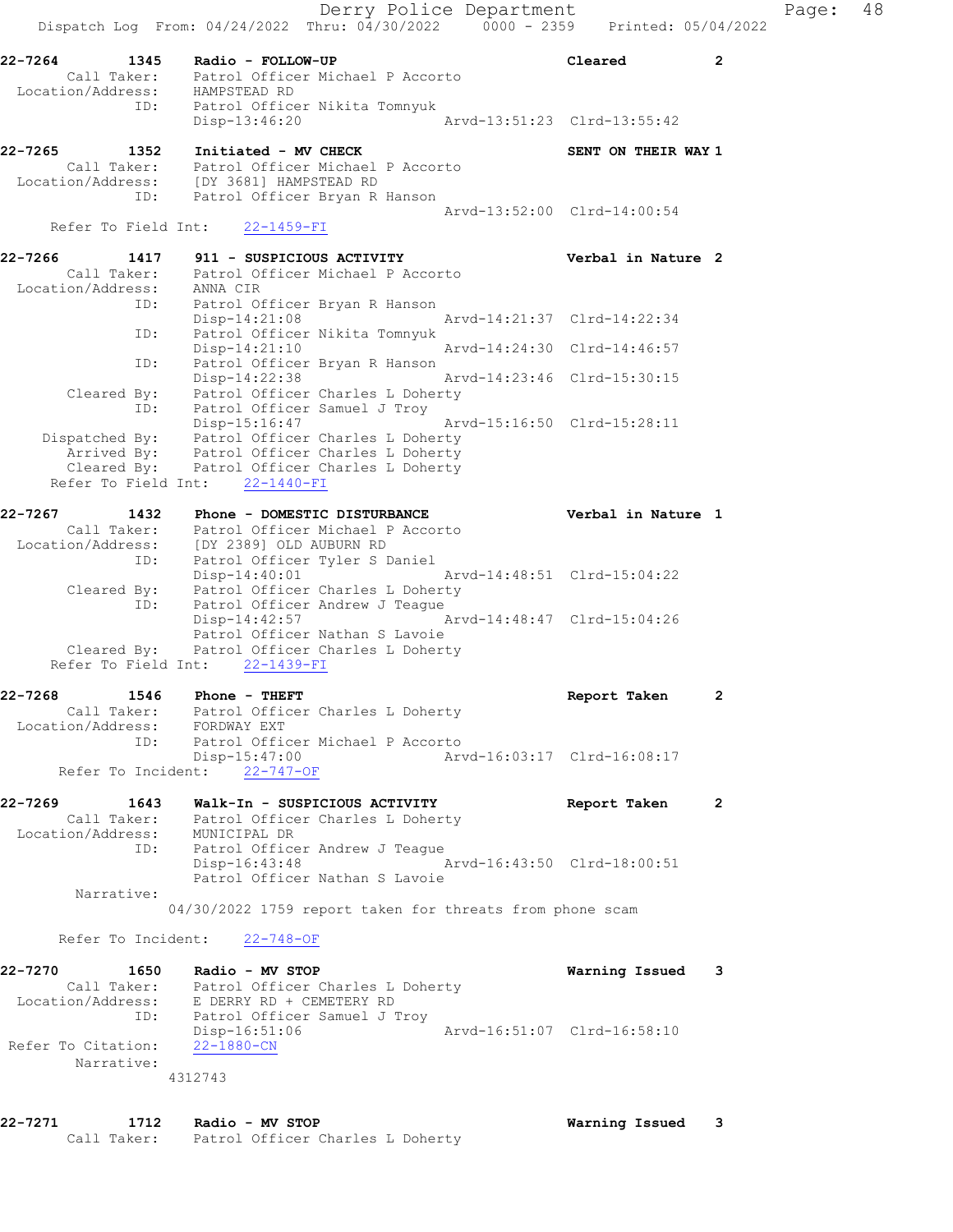22-7264 1345 Radio - FOLLOW-UP Cleared 2
Call Taker: Patrol Officer Michael P Accorto
Location/Address: HAMPSTEAD RD
ID: Patrol Officer Nikita Tomnyuk
Disp-13:46:20 Arvd-13:51:23 Clrd-13:55:42

22-7265 1352 Initiated - MV CHECK SENT ON THEIR WAY 1
Call Taker: Patrol Officer Michael P Accorto
Location/Address: [DY 3681] HAMPSTEAD RD
ID: Patrol Officer Bryan R Hanson
Arvd-13:52:00 Clrd-14:00:54
Refer To Field Int: 22-1459-FI

22-7266 1417 911 - SUSPICIOUS ACTIVITY Verbal in Nature 2
Call Taker: Patrol Officer Michael P Accorto
Location/Address: ANNA CIR
ID: Patrol Officer Bryan R Hanson
Disp-14:21:08 Arvd-14:21:37 Clrd-14:22:34
ID: Patrol Officer Nikita Tomnyuk
Disp-14:21:10 Arvd-14:24:30 Clrd-14:46:57
ID: Patrol Officer Bryan R Hanson
Disp-14:22:38 Arvd-14:23:46 Clrd-15:30:15
Cleared By: Patrol Officer Charles L Doherty
ID: Patrol Officer Samuel J Troy
Disp-15:16:47 Arvd-15:16:50 Clrd-15:28:11
Dispatched By: Patrol Officer Charles L Doherty
Arrived By: Patrol Officer Charles L Doherty
Cleared By: Patrol Officer Charles L Doherty
Refer To Field Int: 22-1440-FI

22-7267 1432 Phone - DOMESTIC DISTURBANCE Verbal in Nature 1
Call Taker: Patrol Officer Michael P Accorto
Location/Address: [DY 2389] OLD AUBURN RD
ID: Patrol Officer Tyler S Daniel
Disp-14:40:01 Arvd-14:48:51 Clrd-15:04:22
Cleared By: Patrol Officer Charles L Doherty
ID: Patrol Officer Andrew J Teague
Disp-14:42:57 Arvd-14:48:47 Clrd-15:04:26
Patrol Officer Nathan S Lavoie
Cleared By: Patrol Officer Charles L Doherty
Refer To Field Int: 22-1439-FI

22-7268 1546 Phone - THEFT Report Taken 2
Call Taker: Patrol Officer Charles L Doherty
Location/Address: FORDWAY EXT
ID: Patrol Officer Michael P Accorto
Disp-15:47:00 Arvd-16:03:17 Clrd-16:08:17
Refer To Incident: 22-747-OF

22-7269 1643 Walk-In - SUSPICIOUS ACTIVITY Report Taken 2
Call Taker: Patrol Officer Charles L Doherty
Location/Address: MUNICIPAL DR
ID: Patrol Officer Andrew J Teague
Disp-16:43:48 Arvd-16:43:50 Clrd-18:00:51
Patrol Officer Nathan S Lavoie
Narrative:
04/30/2022 1759 report taken for threats from phone scam

Refer To Incident: 22-748-OF

22-7270 1650 Radio - MV STOP Warning Issued 3
Call Taker: Patrol Officer Charles L Doherty
Location/Address: E DERRY RD + CEMETERY RD
ID: Patrol Officer Samuel J Troy
Disp-16:51:06 Arvd-16:51:07 Clrd-16:58:10
Refer To Citation: 22-1880-CN
Narrative:
4312743

22-7271 1712 Radio - MV STOP Warning Issued 3
Call Taker: Patrol Officer Charles L Doherty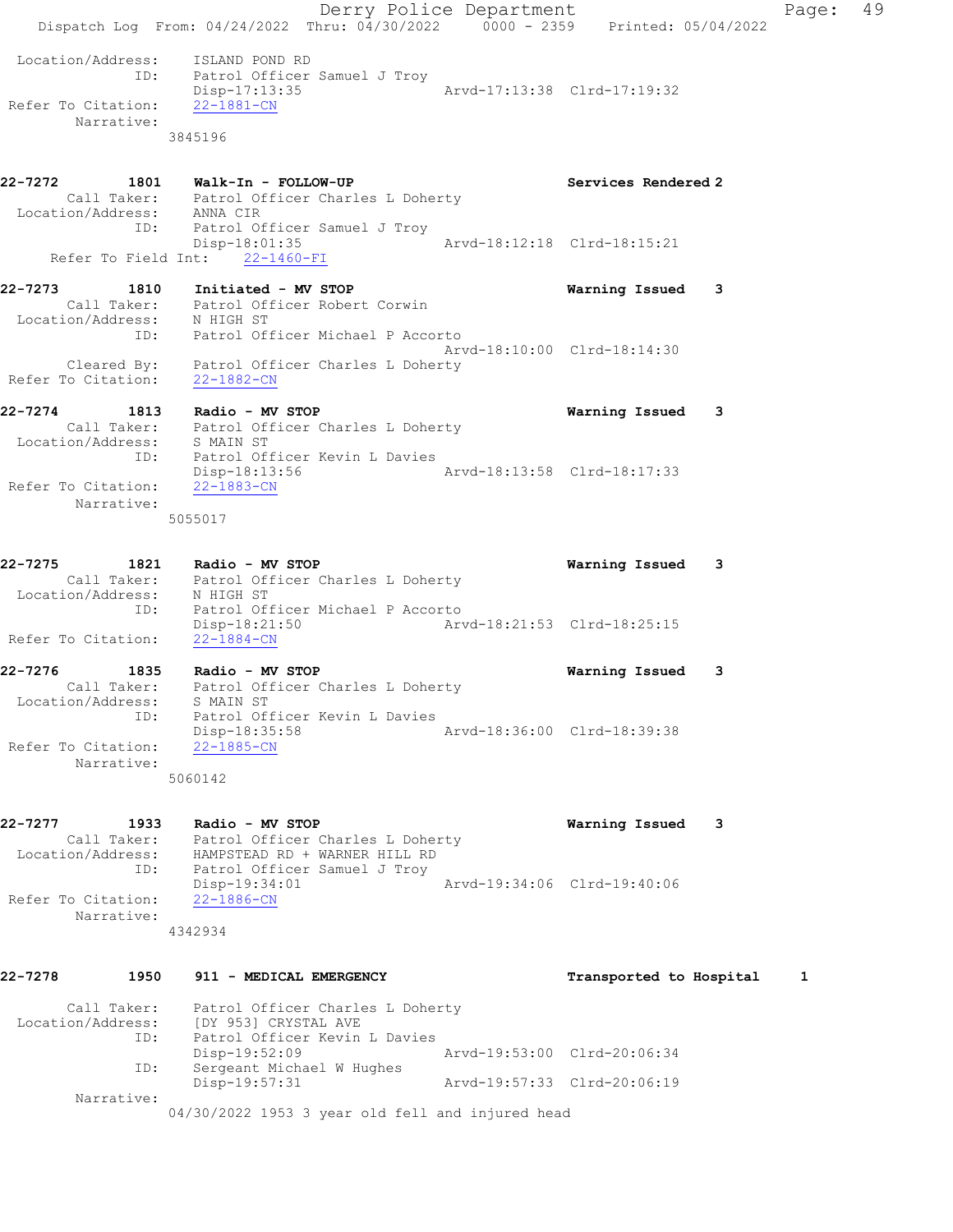Location/Address: ISLAND POND RD
ID: Patrol Officer Samuel J Troy
Disp-17:13:35 Arvd-17:13:38 Clrd-17:19:32
Refer To Citation: 22-1881-CN
Narrative:
3845196

**22-7272 1801 Walk-In - FOLLOW-UP** **Services Rendered 2**
Call Taker: Patrol Officer Charles L Doherty
Location/Address: ANNA CIR
ID: Patrol Officer Samuel J Troy
Disp-18:01:35 Arvd-18:12:18 Clrd-18:15:21
Refer To Field Int: 22-1460-FI

**22-7273 1810 Initiated - MV STOP** **Warning Issued 3**
Call Taker: Patrol Officer Robert Corwin
Location/Address: N HIGH ST
ID: Patrol Officer Michael P Accorto
Arvd-18:10:00 Clrd-18:14:30
Cleared By: Patrol Officer Charles L Doherty
Refer To Citation: 22-1882-CN

**22-7274 1813 Radio - MV STOP** **Warning Issued 3**
Call Taker: Patrol Officer Charles L Doherty
Location/Address: S MAIN ST
ID: Patrol Officer Kevin L Davies
Disp-18:13:56 Arvd-18:13:58 Clrd-18:17:33
Refer To Citation: 22-1883-CN
Narrative:
5055017

**22-7275 1821 Radio - MV STOP** **Warning Issued 3**
Call Taker: Patrol Officer Charles L Doherty
Location/Address: N HIGH ST
ID: Patrol Officer Michael P Accorto
Disp-18:21:50 Arvd-18:21:53 Clrd-18:25:15
Refer To Citation: 22-1884-CN

**22-7276 1835 Radio - MV STOP** **Warning Issued 3**
Call Taker: Patrol Officer Charles L Doherty
Location/Address: S MAIN ST
ID: Patrol Officer Kevin L Davies
Disp-18:35:58 Arvd-18:36:00 Clrd-18:39:38
Refer To Citation: 22-1885-CN
Narrative:
5060142

**22-7277 1933 Radio - MV STOP** **Warning Issued 3**
Call Taker: Patrol Officer Charles L Doherty
Location/Address: HAMPSTEAD RD + WARNER HILL RD
ID: Patrol Officer Samuel J Troy
Disp-19:34:01 Arvd-19:34:06 Clrd-19:40:06
Refer To Citation: 22-1886-CN
Narrative:
4342934

**22-7278 1950 911 - MEDICAL EMERGENCY** **Transported to Hospital 1**
Call Taker: Patrol Officer Charles L Doherty
Location/Address: [DY 953] CRYSTAL AVE
ID: Patrol Officer Kevin L Davies
Disp-19:52:09 Arvd-19:53:00 Clrd-20:06:34
ID: Sergeant Michael W Hughes
Disp-19:57:31 Arvd-19:57:33 Clrd-20:06:19
Narrative:
04/30/2022 1953 3 year old fell and injured head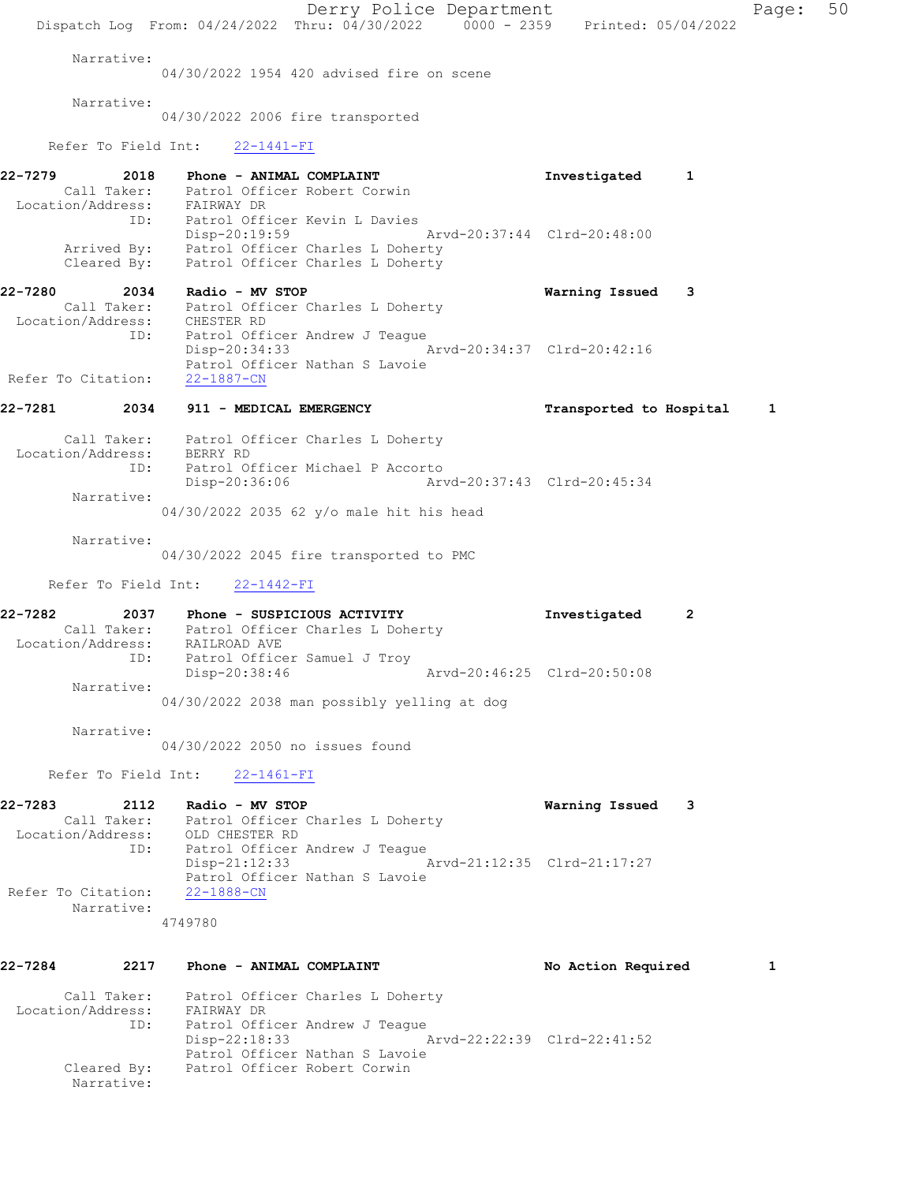Narrative:
04/30/2022 1954 420 advised fire on scene

Narrative:
04/30/2022 2006 fire transported

Refer To Field Int: 22-1441-FI

**22-7279 2018 Phone - ANIMAL COMPLAINT** Investigated 1
Call Taker: Patrol Officer Robert Corwin
Location/Address: FAIRWAY DR
ID: Patrol Officer Kevin L Davies
Disp-20:19:59 Arvd-20:37:44 Clrd-20:48:00
Arrived By: Patrol Officer Charles L Doherty
Cleared By: Patrol Officer Charles L Doherty

**22-7280 2034 Radio - MV STOP** Warning Issued 3
Call Taker: Patrol Officer Charles L Doherty
Location/Address: CHESTER RD
ID: Patrol Officer Andrew J Teague
Disp-20:34:33 Arvd-20:34:37 Clrd-20:42:16
Patrol Officer Nathan S Lavoie
Refer To Citation: 22-1887-CN

**22-7281 2034 911 - MEDICAL EMERGENCY** Transported to Hospital 1
Call Taker: Patrol Officer Charles L Doherty
Location/Address: BERRY RD
ID: Patrol Officer Michael P Accorto
Disp-20:36:06 Arvd-20:37:43 Clrd-20:45:34
Narrative:
04/30/2022 2035 62 y/o male hit his head

Narrative:
04/30/2022 2045 fire transported to PMC

Refer To Field Int: 22-1442-FI

**22-7282 2037 Phone - SUSPICIOUS ACTIVITY** Investigated 2
Call Taker: Patrol Officer Charles L Doherty
Location/Address: RAILROAD AVE
ID: Patrol Officer Samuel J Troy
Disp-20:38:46 Arvd-20:46:25 Clrd-20:50:08
Narrative:
04/30/2022 2038 man possibly yelling at dog

Narrative:
04/30/2022 2050 no issues found

Refer To Field Int: 22-1461-FI

**22-7283 2112 Radio - MV STOP** Warning Issued 3
Call Taker: Patrol Officer Charles L Doherty
Location/Address: OLD CHESTER RD
ID: Patrol Officer Andrew J Teague
Disp-21:12:33 Arvd-21:12:35 Clrd-21:17:27
Patrol Officer Nathan S Lavoie
Refer To Citation: 22-1888-CN
Narrative:
4749780

**22-7284 2217 Phone - ANIMAL COMPLAINT** No Action Required 1
Call Taker: Patrol Officer Charles L Doherty
Location/Address: FAIRWAY DR
ID: Patrol Officer Andrew J Teague
Disp-22:18:33 Arvd-22:22:39 Clrd-22:41:52
Patrol Officer Nathan S Lavoie
Cleared By: Patrol Officer Robert Corwin
Narrative: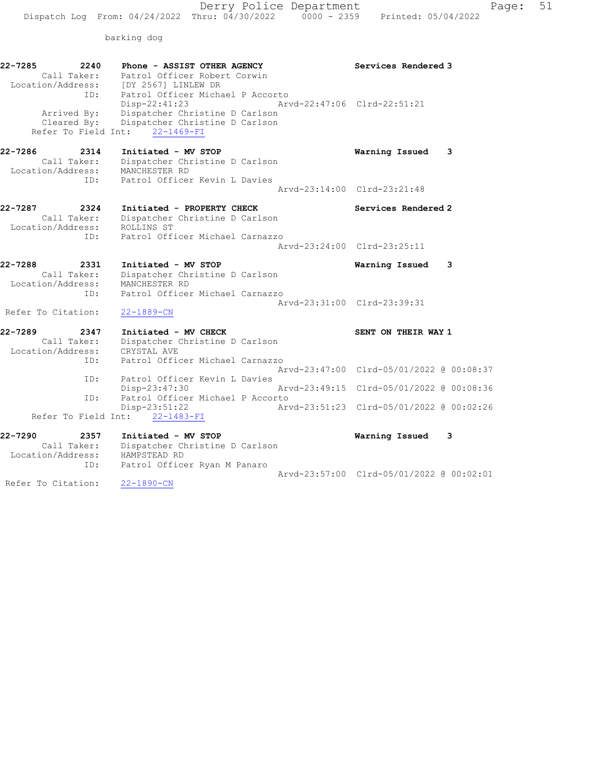barking dog

**22-7285** 2240 **Phone - ASSIST OTHER AGENCY** **Services Rendered 3**
Call Taker: Patrol Officer Robert Corwin
Location/Address: [DY 2567] LINLEW DR
ID: Patrol Officer Michael P Accorto
Disp-22:41:23 Arvd-22:47:06 Clrd-22:51:21
Arrived By: Dispatcher Christine D Carlson
Cleared By: Dispatcher Christine D Carlson
Refer To Field Int: 22-1469-FI

**22-7286** 2314 **Initiated - MV STOP** **Warning Issued 3**
Call Taker: Dispatcher Christine D Carlson
Location/Address: MANCHESTER RD
ID: Patrol Officer Kevin L Davies
Arvd-23:14:00 Clrd-23:21:48

**22-7287** 2324 **Initiated - PROPERTY CHECK** **Services Rendered 2**
Call Taker: Dispatcher Christine D Carlson
Location/Address: ROLLINS ST
ID: Patrol Officer Michael Carnazzo
Arvd-23:24:00 Clrd-23:25:11

**22-7288** 2331 **Initiated - MV STOP** **Warning Issued 3**
Call Taker: Dispatcher Christine D Carlson
Location/Address: MANCHESTER RD
ID: Patrol Officer Michael Carnazzo
Arvd-23:31:00 Clrd-23:39:31
Refer To Citation: 22-1889-CN

**22-7289** 2347 **Initiated - MV CHECK** **SENT ON THEIR WAY 1**
Call Taker: Dispatcher Christine D Carlson
Location/Address: CRYSTAL AVE
ID: Patrol Officer Michael Carnazzo
Arvd-23:47:00 Clrd-05/01/2022 @ 00:08:37
ID: Patrol Officer Kevin L Davies
Disp-23:47:30 Arvd-23:49:15 Clrd-05/01/2022 @ 00:08:36
ID: Patrol Officer Michael P Accorto
Disp-23:51:22 Arvd-23:51:23 Clrd-05/01/2022 @ 00:02:26
Refer To Field Int: 22-1483-FI

**22-7290** 2357 **Initiated - MV STOP** **Warning Issued 3**
Call Taker: Dispatcher Christine D Carlson
Location/Address: HAMPSTEAD RD
ID: Patrol Officer Ryan M Panaro
Arvd-23:57:00 Clrd-05/01/2022 @ 00:02:01
Refer To Citation: 22-1890-CN